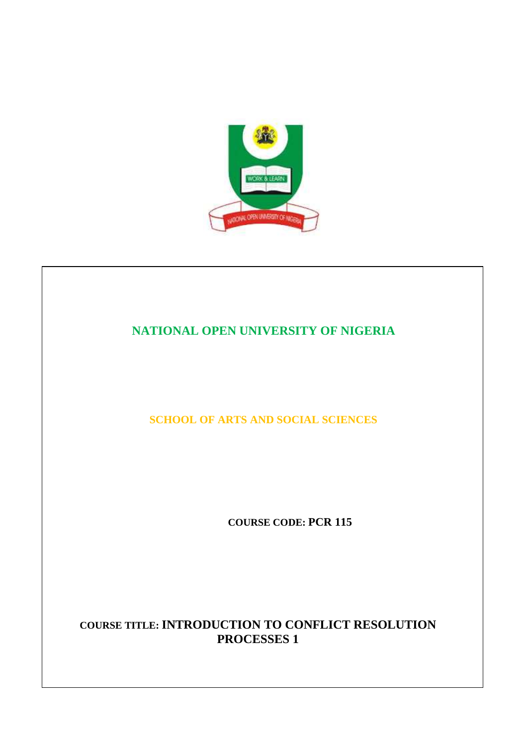# NATIONAL OPEN UNIVERSITY OF NIGERIA

## SCHOOL OF ARTS AND SOCIAL SCIENCES

**COURSE CODE: PCR 115**

**COURSE TITLE: INTRODUCTION TO CONFLICT RESOLUTION PROCESSES 1**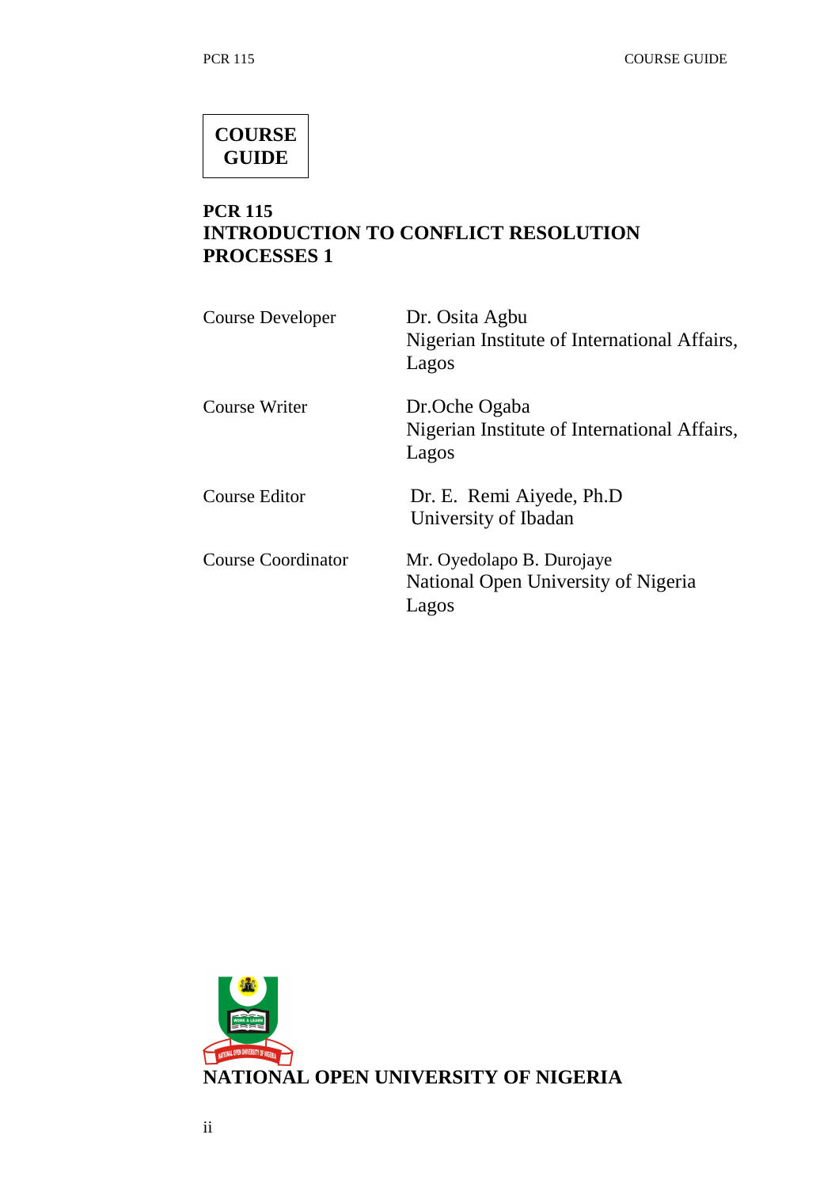**COURSE GUIDE**

**PCR 115**
**INTRODUCTION TO CONFLICT RESOLUTION PROCESSES 1**

| | |
|---|---|
| Course Developer | Dr. Osita Agbu<br>Nigerian Institute of International Affairs, Lagos |
| Course Writer | Dr.Oche Ogaba<br>Nigerian Institute of International Affairs, Lagos |
| Course Editor | Dr. E. Remi Aiyede, Ph.D<br>University of Ibadan |
| Course Coordinator | Mr. Oyedolapo B. Durojaye<br>National Open University of Nigeria<br>Lagos |

**NATIONAL OPEN UNIVERSITY OF NIGERIA**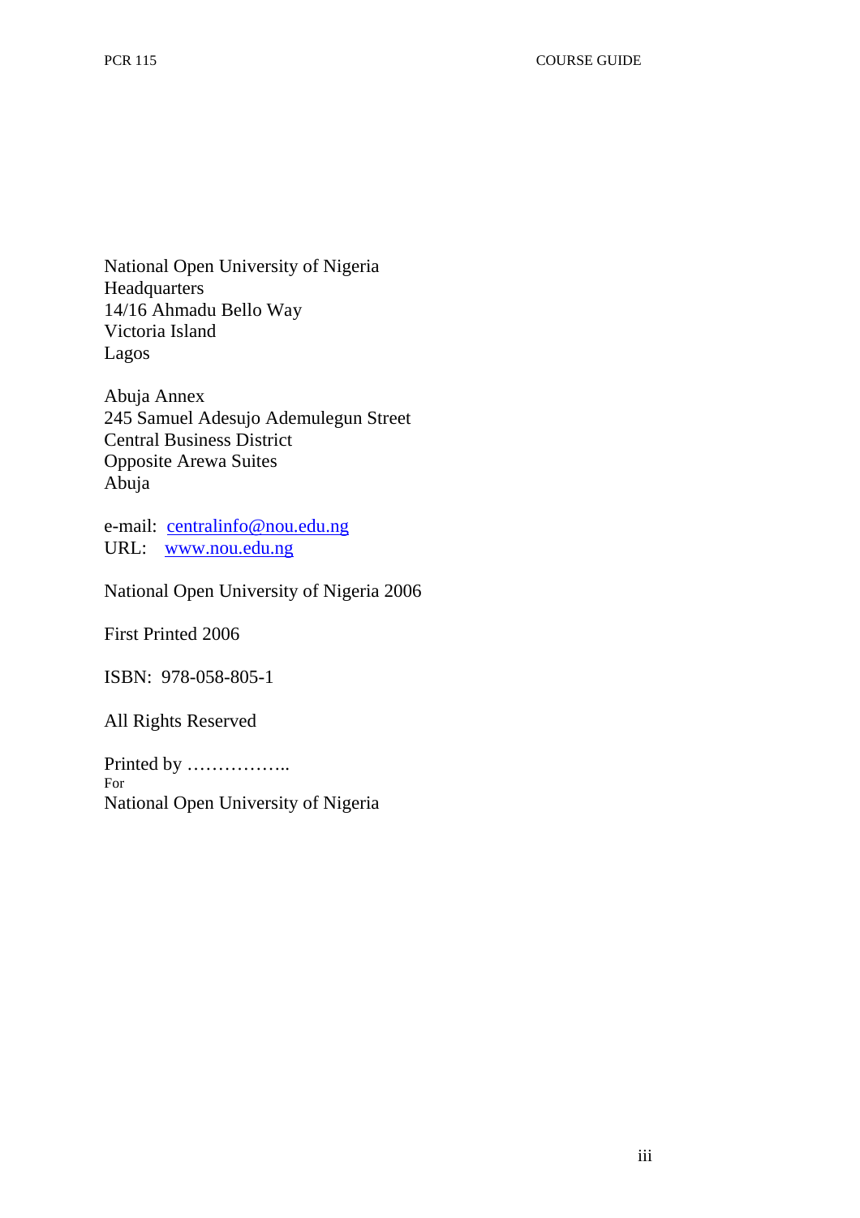National Open University of Nigeria
Headquarters
14/16 Ahmadu Bello Way
Victoria Island
Lagos

Abuja Annex
245 Samuel Adesujo Ademulegun Street
Central Business District
Opposite Arewa Suites
Abuja

e-mail: centralinfo@nou.edu.ng
URL: www.nou.edu.ng

National Open University of Nigeria 2006

First Printed 2006

ISBN: 978-058-805-1

All Rights Reserved

Printed by ……………..
For
National Open University of Nigeria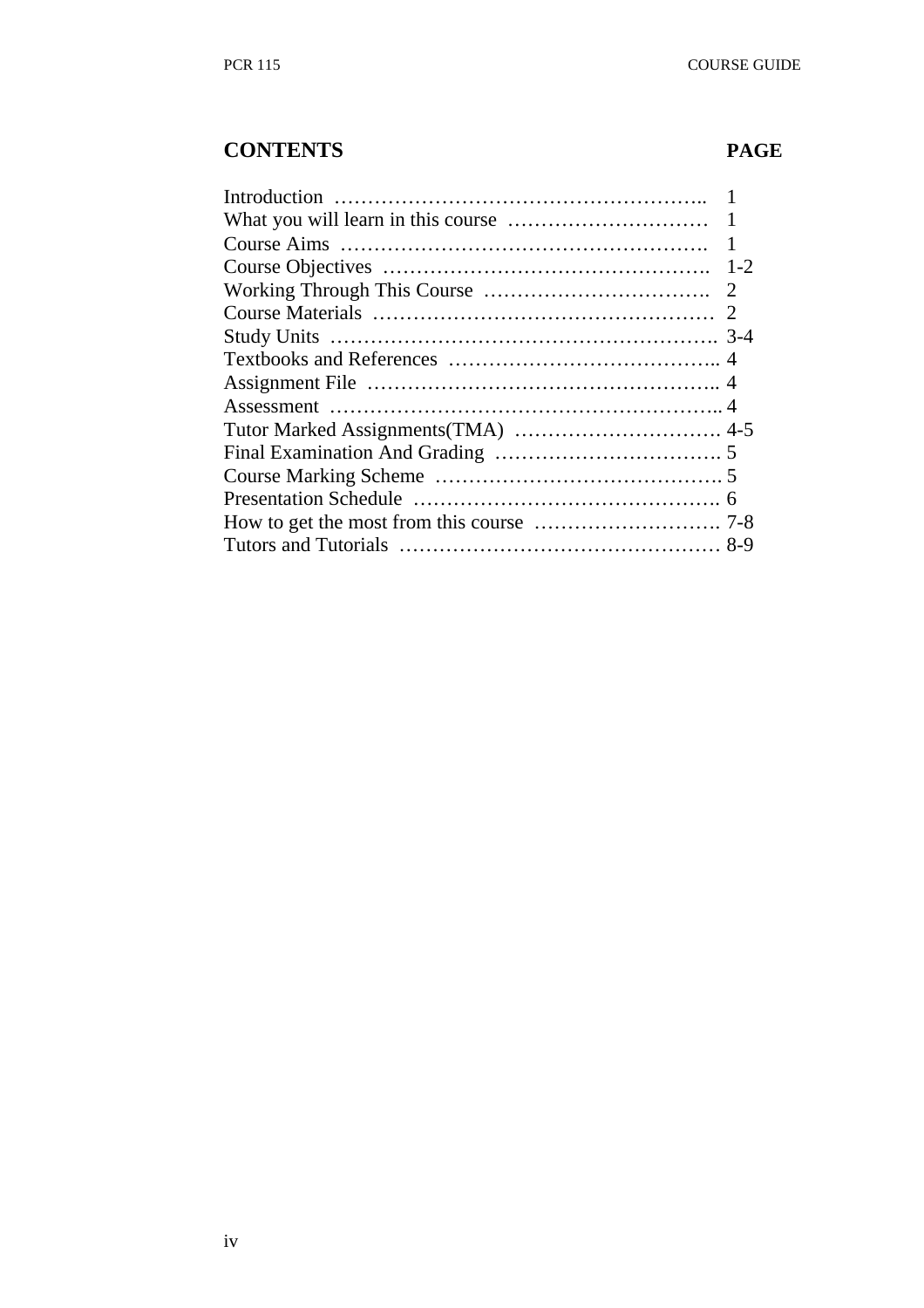## CONTENTS PAGE

| | |
|---|---|
| Introduction | 1 |
| What you will learn in this course | 1 |
| Course Aims | 1 |
| Course Objectives | 1-2 |
| Working Through This Course | 2 |
| Course Materials | 2 |
| Study Units | 3-4 |
| Textbooks and References | 4 |
| Assignment File | 4 |
| Assessment | 4 |
| Tutor Marked Assignments(TMA) | 4-5 |
| Final Examination And Grading | 5 |
| Course Marking Scheme | 5 |
| Presentation Schedule | 6 |
| How to get the most from this course | 7-8 |
| Tutors and Tutorials | 8-9 |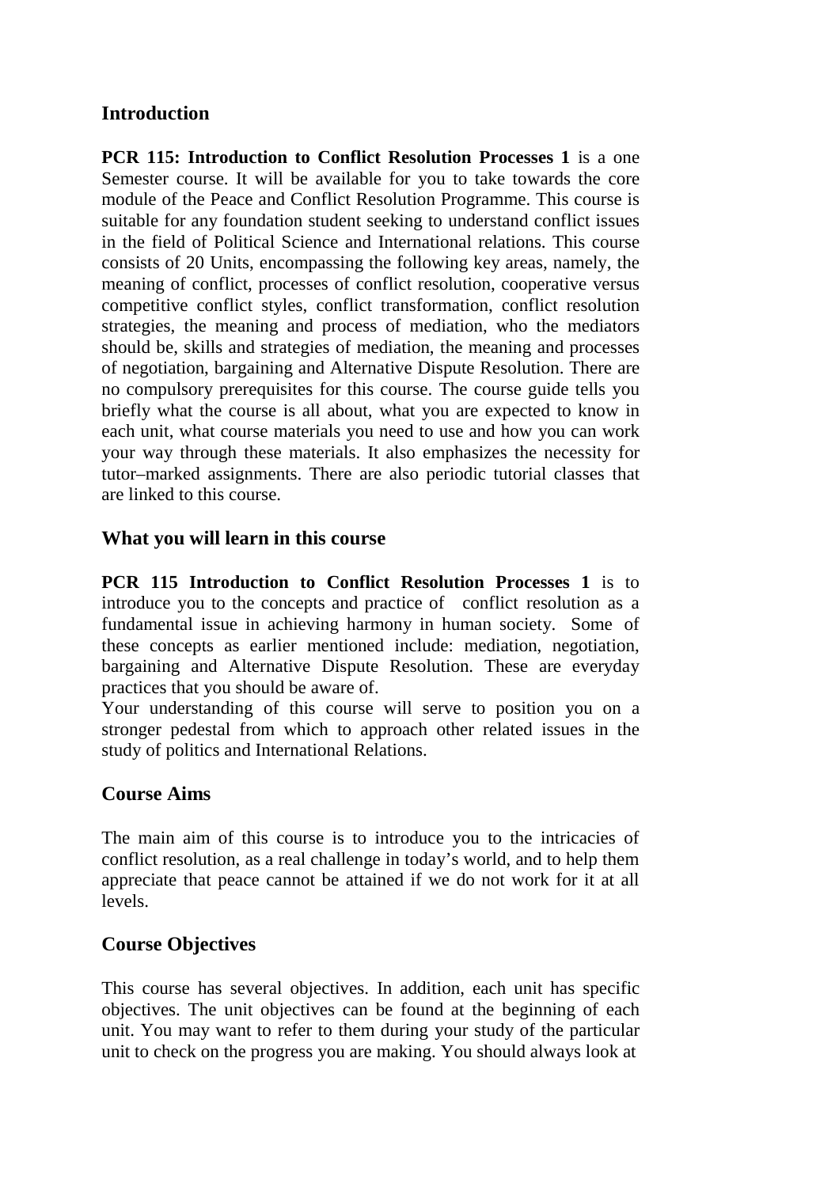## Introduction

**PCR 115: Introduction to Conflict Resolution Processes 1** is a one Semester course. It will be available for you to take towards the core module of the Peace and Conflict Resolution Programme. This course is suitable for any foundation student seeking to understand conflict issues in the field of Political Science and International relations. This course consists of 20 Units, encompassing the following key areas, namely, the meaning of conflict, processes of conflict resolution, cooperative versus competitive conflict styles, conflict transformation, conflict resolution strategies, the meaning and process of mediation, who the mediators should be, skills and strategies of mediation, the meaning and processes of negotiation, bargaining and Alternative Dispute Resolution. There are no compulsory prerequisites for this course. The course guide tells you briefly what the course is all about, what you are expected to know in each unit, what course materials you need to use and how you can work your way through these materials. It also emphasizes the necessity for tutor–marked assignments. There are also periodic tutorial classes that are linked to this course.

## What you will learn in this course

**PCR 115 Introduction to Conflict Resolution Processes 1** is to introduce you to the concepts and practice of conflict resolution as a fundamental issue in achieving harmony in human society. Some of these concepts as earlier mentioned include: mediation, negotiation, bargaining and Alternative Dispute Resolution. These are everyday practices that you should be aware of.

Your understanding of this course will serve to position you on a stronger pedestal from which to approach other related issues in the study of politics and International Relations.

## Course Aims

The main aim of this course is to introduce you to the intricacies of conflict resolution, as a real challenge in today's world, and to help them appreciate that peace cannot be attained if we do not work for it at all levels.

## Course Objectives

This course has several objectives. In addition, each unit has specific objectives. The unit objectives can be found at the beginning of each unit. You may want to refer to them during your study of the particular unit to check on the progress you are making. You should always look at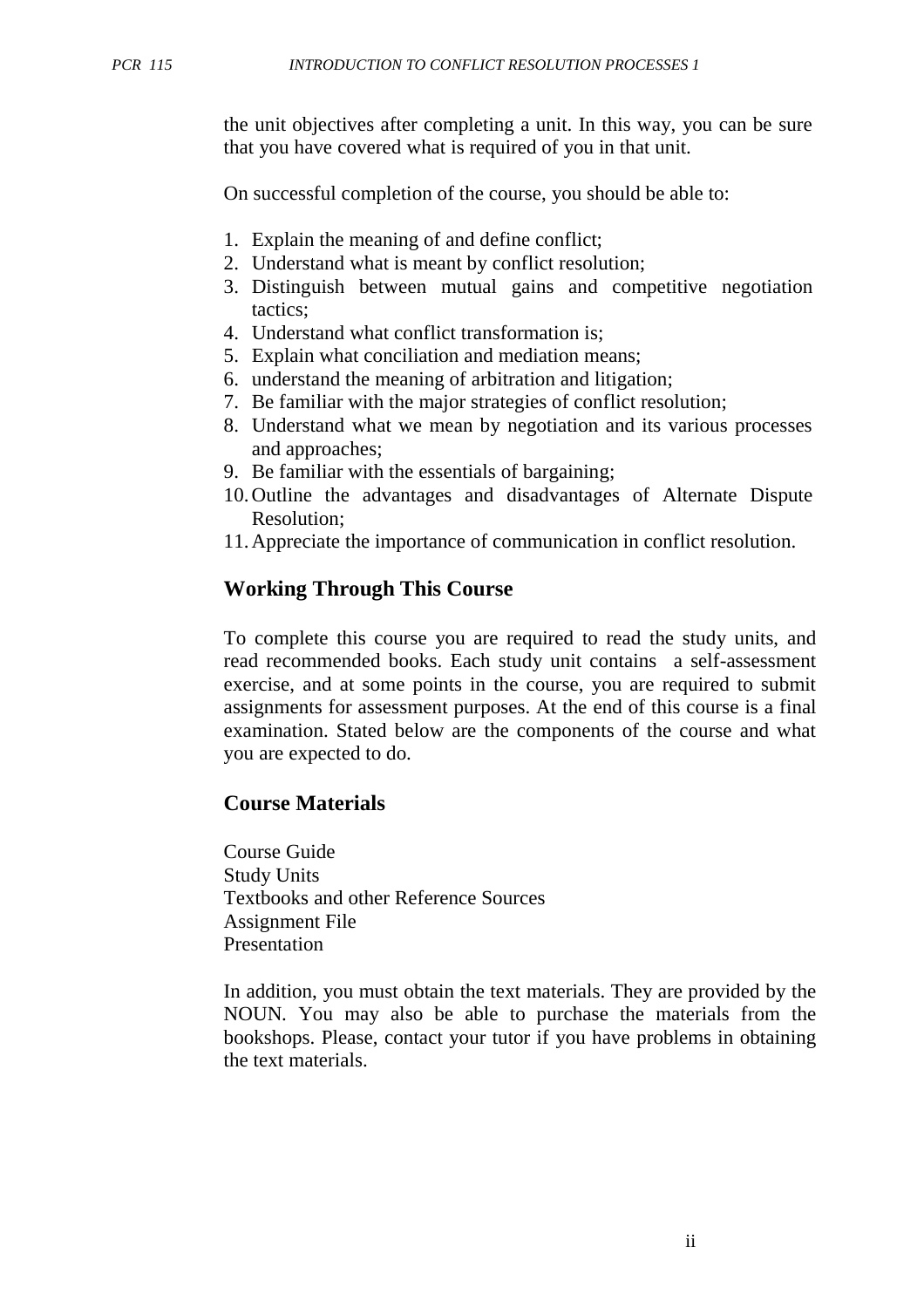the unit objectives after completing a unit. In this way, you can be sure that you have covered what is required of you in that unit.

On successful completion of the course, you should be able to:

1. Explain the meaning of and define conflict;
2. Understand what is meant by conflict resolution;
3. Distinguish between mutual gains and competitive negotiation tactics;
4. Understand what conflict transformation is;
5. Explain what conciliation and mediation means;
6. understand the meaning of arbitration and litigation;
7. Be familiar with the major strategies of conflict resolution;
8. Understand what we mean by negotiation and its various processes and approaches;
9. Be familiar with the essentials of bargaining;
10. Outline the advantages and disadvantages of Alternate Dispute Resolution;
11. Appreciate the importance of communication in conflict resolution.

## Working Through This Course

To complete this course you are required to read the study units, and read recommended books. Each study unit contains a self-assessment exercise, and at some points in the course, you are required to submit assignments for assessment purposes. At the end of this course is a final examination. Stated below are the components of the course and what you are expected to do.

## Course Materials

Course Guide
Study Units
Textbooks and other Reference Sources
Assignment File
Presentation

In addition, you must obtain the text materials. They are provided by the NOUN. You may also be able to purchase the materials from the bookshops. Please, contact your tutor if you have problems in obtaining the text materials.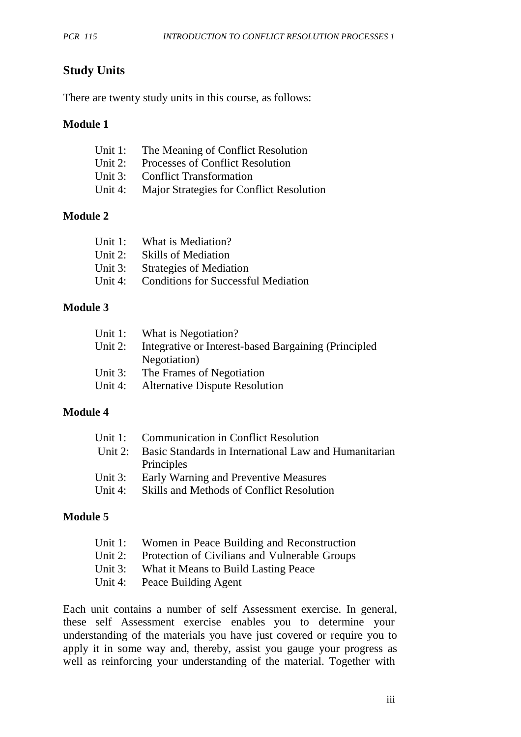## Study Units

There are twenty study units in this course, as follows:

### Module 1

Unit 1: The Meaning of Conflict Resolution
Unit 2: Processes of Conflict Resolution
Unit 3: Conflict Transformation
Unit 4: Major Strategies for Conflict Resolution

### Module 2

Unit 1: What is Mediation?
Unit 2: Skills of Mediation
Unit 3: Strategies of Mediation
Unit 4: Conditions for Successful Mediation

### Module 3

Unit 1: What is Negotiation?
Unit 2: Integrative or Interest-based Bargaining (Principled Negotiation)
Unit 3: The Frames of Negotiation
Unit 4: Alternative Dispute Resolution

### Module 4

Unit 1: Communication in Conflict Resolution
Unit 2: Basic Standards in International Law and Humanitarian Principles
Unit 3: Early Warning and Preventive Measures
Unit 4: Skills and Methods of Conflict Resolution

### Module 5

Unit 1: Women in Peace Building and Reconstruction
Unit 2: Protection of Civilians and Vulnerable Groups
Unit 3: What it Means to Build Lasting Peace
Unit 4: Peace Building Agent

Each unit contains a number of self Assessment exercise. In general, these self Assessment exercise enables you to determine your understanding of the materials you have just covered or require you to apply it in some way and, thereby, assist you gauge your progress as well as reinforcing your understanding of the material. Together with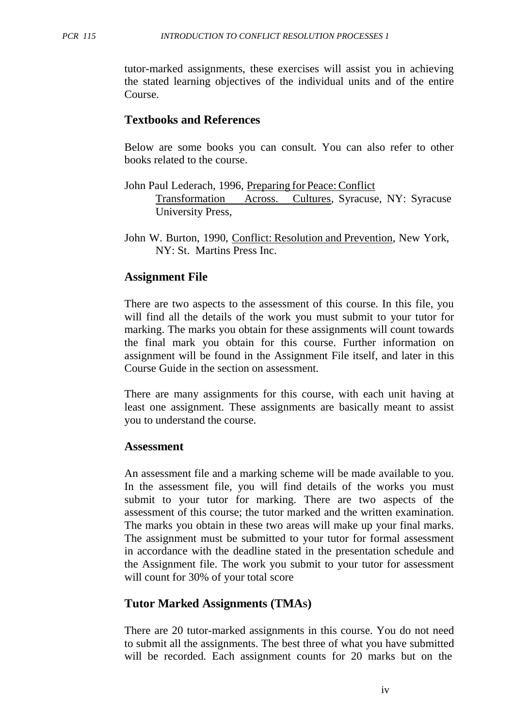tutor-marked assignments, these exercises will assist you in achieving the stated learning objectives of the individual units and of the entire Course.

## Textbooks and References

Below are some books you can consult. You can also refer to other books related to the course.

John Paul Lederach, 1996, Preparing for Peace: Conflict Transformation Across. Cultures, Syracuse, NY: Syracuse University Press,

John W. Burton, 1990, Conflict: Resolution and Prevention, New York, NY: St. Martins Press Inc.

## Assignment File

There are two aspects to the assessment of this course. In this file, you will find all the details of the work you must submit to your tutor for marking. The marks you obtain for these assignments will count towards the final mark you obtain for this course. Further information on assignment will be found in the Assignment File itself, and later in this Course Guide in the section on assessment.

There are many assignments for this course, with each unit having at least one assignment. These assignments are basically meant to assist you to understand the course.

### Assessment

An assessment file and a marking scheme will be made available to you. In the assessment file, you will find details of the works you must submit to your tutor for marking. There are two aspects of the assessment of this course; the tutor marked and the written examination. The marks you obtain in these two areas will make up your final marks. The assignment must be submitted to your tutor for formal assessment in accordance with the deadline stated in the presentation schedule and the Assignment file. The work you submit to your tutor for assessment will count for 30% of your total score

## Tutor Marked Assignments (TMAs)

There are 20 tutor-marked assignments in this course. You do not need to submit all the assignments. The best three of what you have submitted will be recorded. Each assignment counts for 20 marks but on the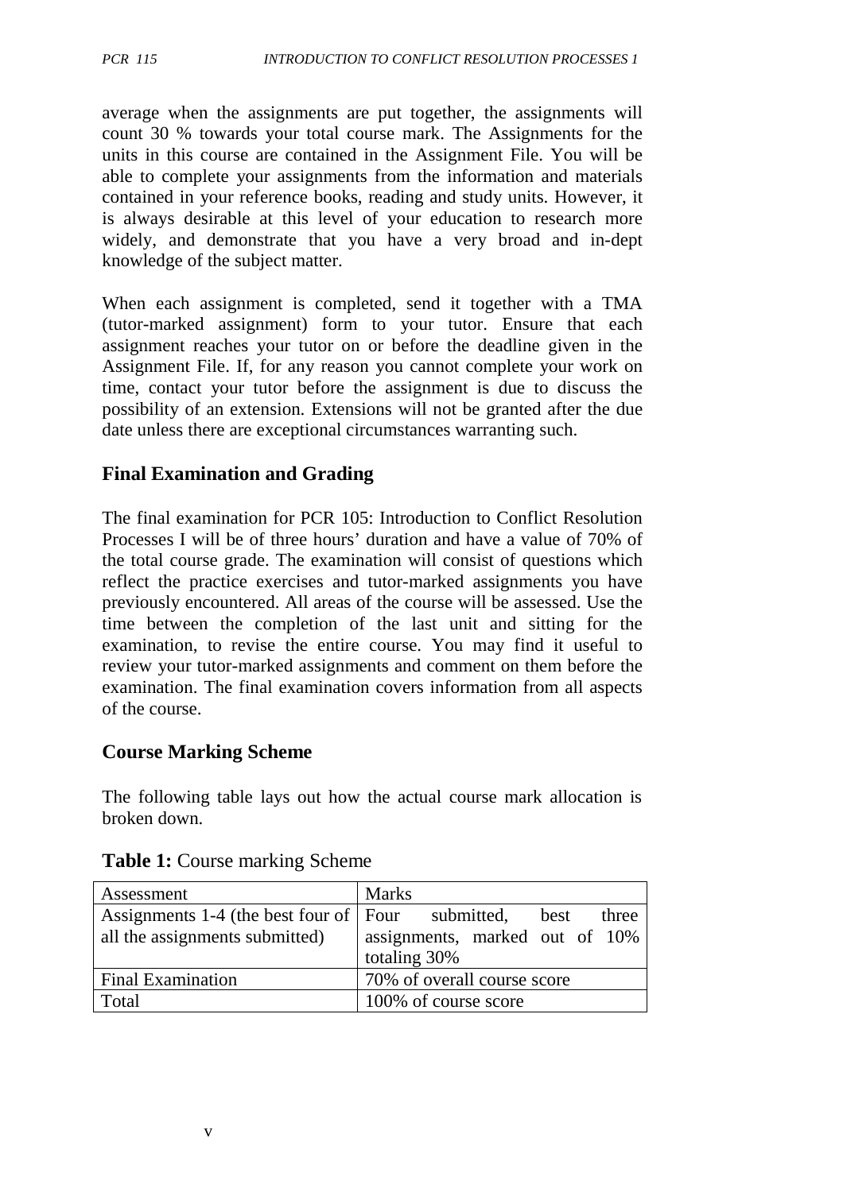average when the assignments are put together, the assignments will count 30 % towards your total course mark. The Assignments for the units in this course are contained in the Assignment File. You will be able to complete your assignments from the information and materials contained in your reference books, reading and study units. However, it is always desirable at this level of your education to research more widely, and demonstrate that you have a very broad and in-dept knowledge of the subject matter.

When each assignment is completed, send it together with a TMA (tutor-marked assignment) form to your tutor. Ensure that each assignment reaches your tutor on or before the deadline given in the Assignment File. If, for any reason you cannot complete your work on time, contact your tutor before the assignment is due to discuss the possibility of an extension. Extensions will not be granted after the due date unless there are exceptional circumstances warranting such.

## Final Examination and Grading

The final examination for PCR 105: Introduction to Conflict Resolution Processes I will be of three hours' duration and have a value of 70% of the total course grade. The examination will consist of questions which reflect the practice exercises and tutor-marked assignments you have previously encountered. All areas of the course will be assessed. Use the time between the completion of the last unit and sitting for the examination, to revise the entire course. You may find it useful to review your tutor-marked assignments and comment on them before the examination. The final examination covers information from all aspects of the course.

## Course Marking Scheme

The following table lays out how the actual course mark allocation is broken down.

**Table 1:** Course marking Scheme

| Assessment | Marks |
|---|---|
| Assignments 1-4 (the best four of all the assignments submitted) | Four submitted, best three assignments, marked out of 10% totaling 30% |
| Final Examination | 70% of overall course score |
| Total | 100% of course score |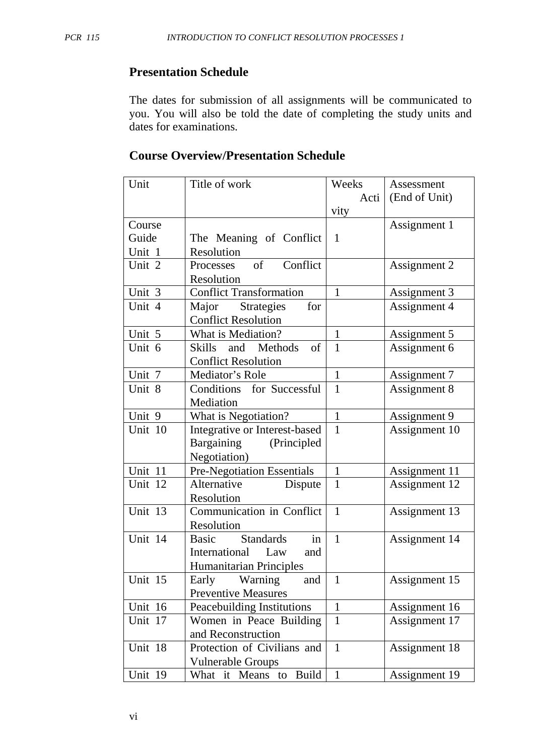## Presentation Schedule

The dates for submission of all assignments will be communicated to you. You will also be told the date of completing the study units and dates for examinations.

## Course Overview/Presentation Schedule

| Unit | Title of work | Weeks Activity | Assessment (End of Unit) |
|---|---|---|---|
| Course Guide Unit 1 | The Meaning of Conflict Resolution | 1 | Assignment 1 |
| Unit 2 | Processes of Conflict Resolution | | Assignment 2 |
| Unit 3 | Conflict Transformation | 1 | Assignment 3 |
| Unit 4 | Major Strategies for Conflict Resolution | | Assignment 4 |
| Unit 5 | What is Mediation? | 1 | Assignment 5 |
| Unit 6 | Skills and Methods of Conflict Resolution | 1 | Assignment 6 |
| Unit 7 | Mediator's Role | 1 | Assignment 7 |
| Unit 8 | Conditions for Successful Mediation | 1 | Assignment 8 |
| Unit 9 | What is Negotiation? | 1 | Assignment 9 |
| Unit 10 | Integrative or Interest-based Bargaining (Principled Negotiation) | 1 | Assignment 10 |
| Unit 11 | Pre-Negotiation Essentials | 1 | Assignment 11 |
| Unit 12 | Alternative Dispute Resolution | 1 | Assignment 12 |
| Unit 13 | Communication in Conflict Resolution | 1 | Assignment 13 |
| Unit 14 | Basic Standards in International Law and Humanitarian Principles | 1 | Assignment 14 |
| Unit 15 | Early Warning and Preventive Measures | 1 | Assignment 15 |
| Unit 16 | Peacebuilding Institutions | 1 | Assignment 16 |
| Unit 17 | Women in Peace Building and Reconstruction | 1 | Assignment 17 |
| Unit 18 | Protection of Civilians and Vulnerable Groups | 1 | Assignment 18 |
| Unit 19 | What it Means to Build | 1 | Assignment 19 |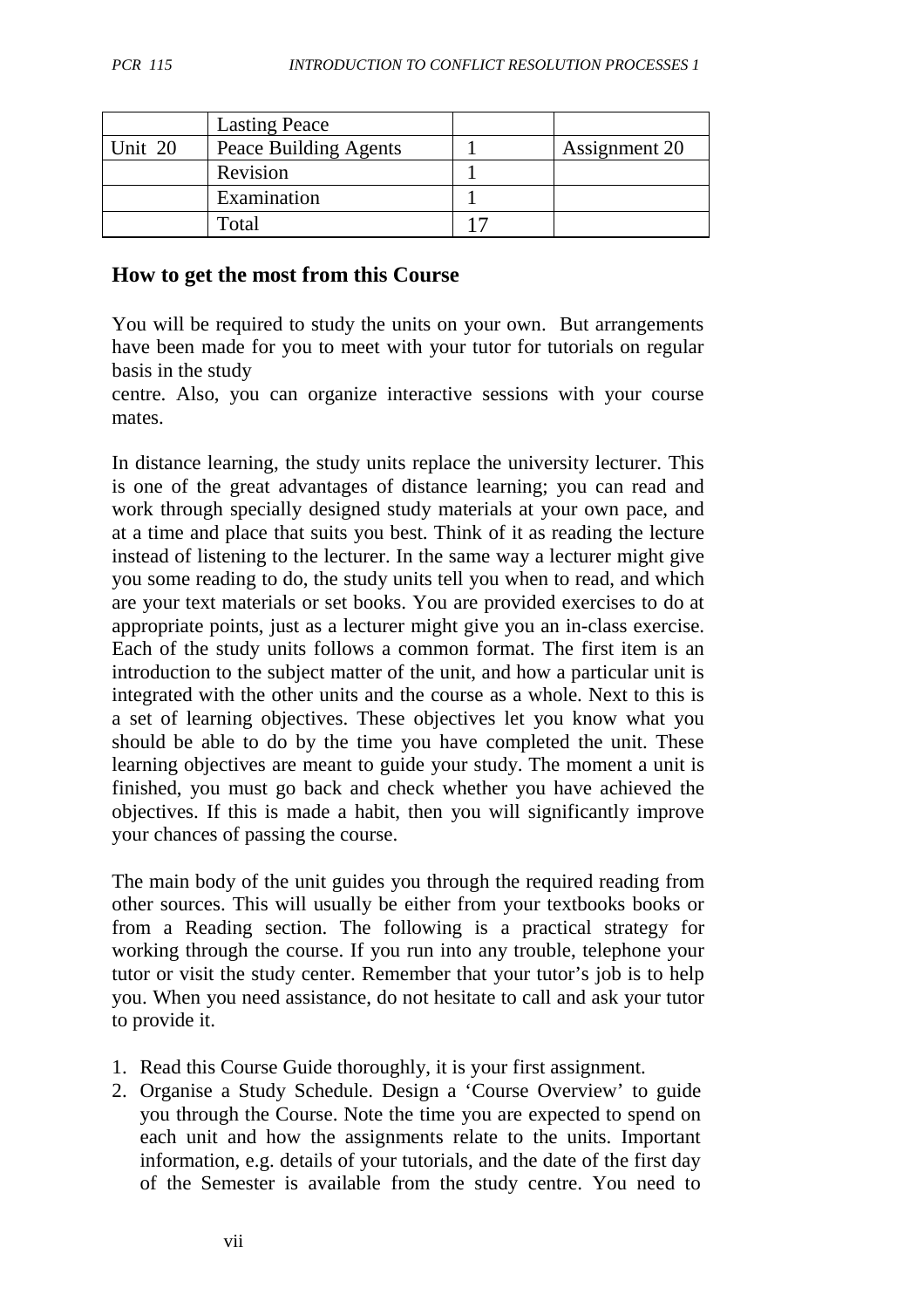| | Lasting Peace | | |
|---|---|---|---|
| Unit 20 | Peace Building Agents | 1 | Assignment 20 |
| | Revision | 1 | |
| | Examination | 1 | |
| | Total | 17 | |

## How to get the most from this Course

You will be required to study the units on your own. But arrangements have been made for you to meet with your tutor for tutorials on regular basis in the study centre. Also, you can organize interactive sessions with your course mates.

In distance learning, the study units replace the university lecturer. This is one of the great advantages of distance learning; you can read and work through specially designed study materials at your own pace, and at a time and place that suits you best. Think of it as reading the lecture instead of listening to the lecturer. In the same way a lecturer might give you some reading to do, the study units tell you when to read, and which are your text materials or set books. You are provided exercises to do at appropriate points, just as a lecturer might give you an in-class exercise. Each of the study units follows a common format. The first item is an introduction to the subject matter of the unit, and how a particular unit is integrated with the other units and the course as a whole. Next to this is a set of learning objectives. These objectives let you know what you should be able to do by the time you have completed the unit. These learning objectives are meant to guide your study. The moment a unit is finished, you must go back and check whether you have achieved the objectives. If this is made a habit, then you will significantly improve your chances of passing the course.

The main body of the unit guides you through the required reading from other sources. This will usually be either from your textbooks books or from a Reading section. The following is a practical strategy for working through the course. If you run into any trouble, telephone your tutor or visit the study center. Remember that your tutor's job is to help you. When you need assistance, do not hesitate to call and ask your tutor to provide it.

1. Read this Course Guide thoroughly, it is your first assignment.
2. Organise a Study Schedule. Design a 'Course Overview' to guide you through the Course. Note the time you are expected to spend on each unit and how the assignments relate to the units. Important information, e.g. details of your tutorials, and the date of the first day of the Semester is available from the study centre. You need to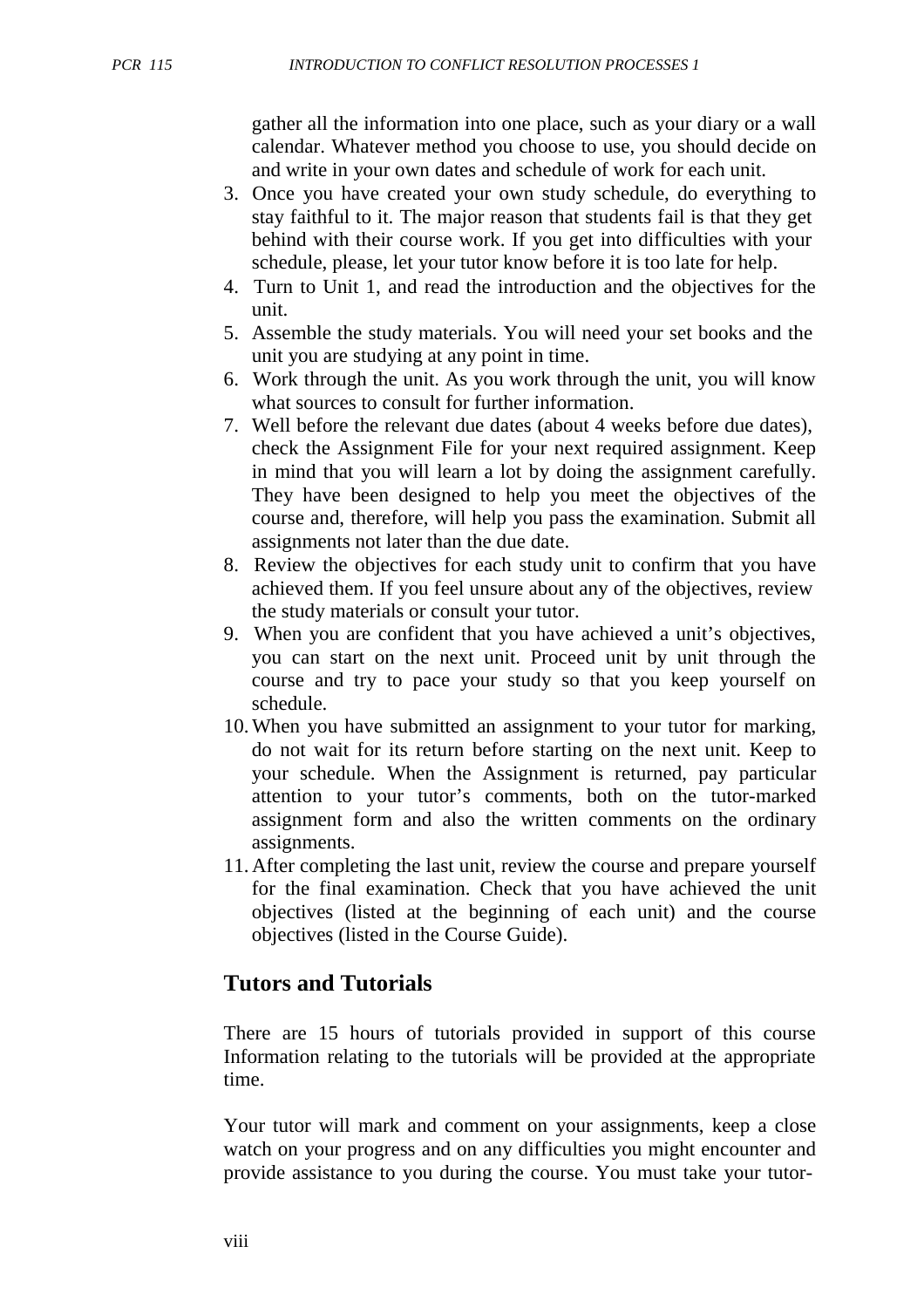gather all the information into one place, such as your diary or a wall calendar. Whatever method you choose to use, you should decide on and write in your own dates and schedule of work for each unit.

3. Once you have created your own study schedule, do everything to stay faithful to it. The major reason that students fail is that they get behind with their course work. If you get into difficulties with your schedule, please, let your tutor know before it is too late for help.
4. Turn to Unit 1, and read the introduction and the objectives for the unit.
5. Assemble the study materials. You will need your set books and the unit you are studying at any point in time.
6. Work through the unit. As you work through the unit, you will know what sources to consult for further information.
7. Well before the relevant due dates (about 4 weeks before due dates), check the Assignment File for your next required assignment. Keep in mind that you will learn a lot by doing the assignment carefully. They have been designed to help you meet the objectives of the course and, therefore, will help you pass the examination. Submit all assignments not later than the due date.
8. Review the objectives for each study unit to confirm that you have achieved them. If you feel unsure about any of the objectives, review the study materials or consult your tutor.
9. When you are confident that you have achieved a unit's objectives, you can start on the next unit. Proceed unit by unit through the course and try to pace your study so that you keep yourself on schedule.
10. When you have submitted an assignment to your tutor for marking, do not wait for its return before starting on the next unit. Keep to your schedule. When the Assignment is returned, pay particular attention to your tutor's comments, both on the tutor-marked assignment form and also the written comments on the ordinary assignments.
11. After completing the last unit, review the course and prepare yourself for the final examination. Check that you have achieved the unit objectives (listed at the beginning of each unit) and the course objectives (listed in the Course Guide).

## Tutors and Tutorials

There are 15 hours of tutorials provided in support of this course Information relating to the tutorials will be provided at the appropriate time.

Your tutor will mark and comment on your assignments, keep a close watch on your progress and on any difficulties you might encounter and provide assistance to you during the course. You must take your tutor-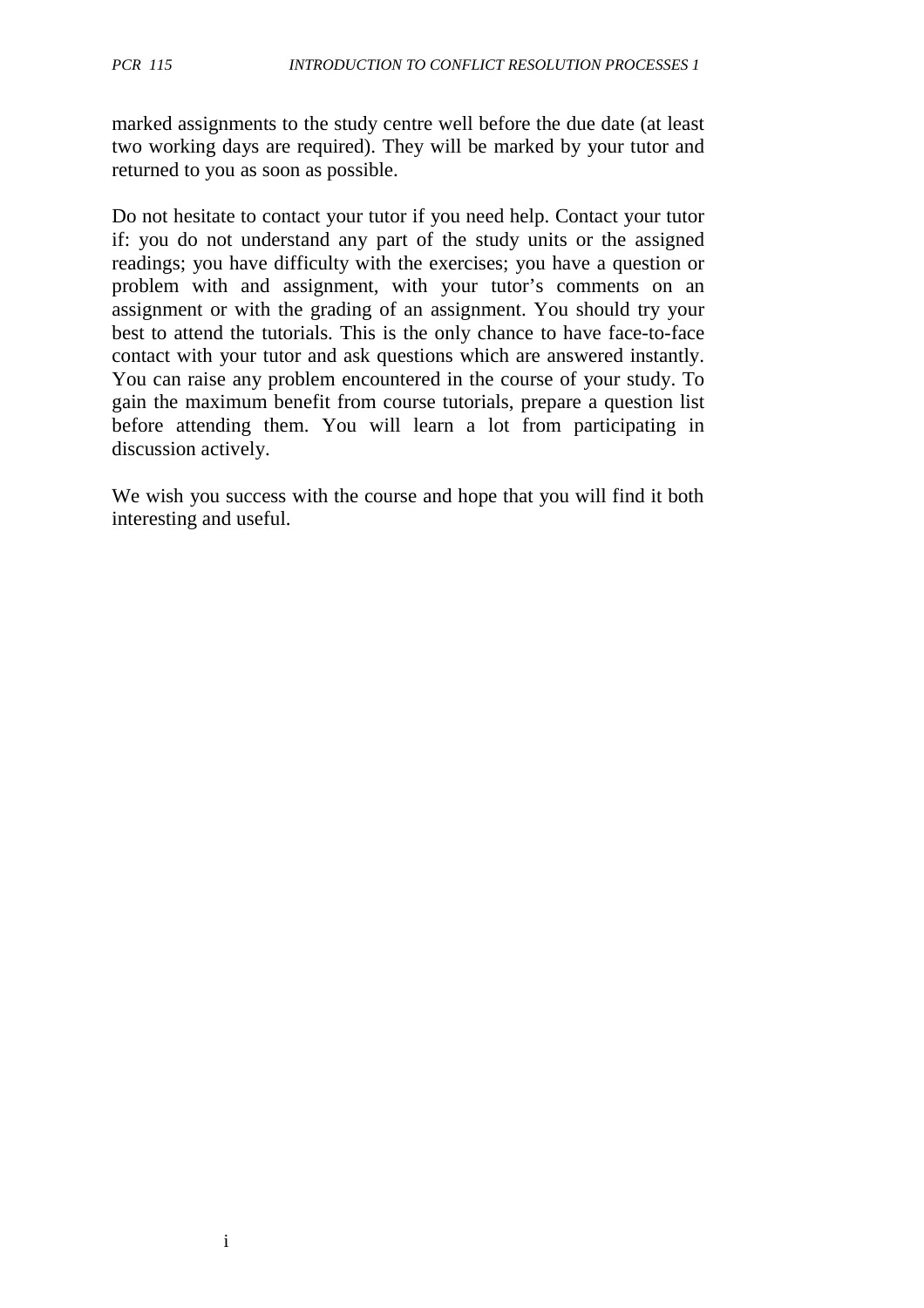marked assignments to the study centre well before the due date (at least two working days are required). They will be marked by your tutor and returned to you as soon as possible.

Do not hesitate to contact your tutor if you need help. Contact your tutor if: you do not understand any part of the study units or the assigned readings; you have difficulty with the exercises; you have a question or problem with and assignment, with your tutor's comments on an assignment or with the grading of an assignment. You should try your best to attend the tutorials. This is the only chance to have face-to-face contact with your tutor and ask questions which are answered instantly. You can raise any problem encountered in the course of your study. To gain the maximum benefit from course tutorials, prepare a question list before attending them. You will learn a lot from participating in discussion actively.

We wish you success with the course and hope that you will find it both interesting and useful.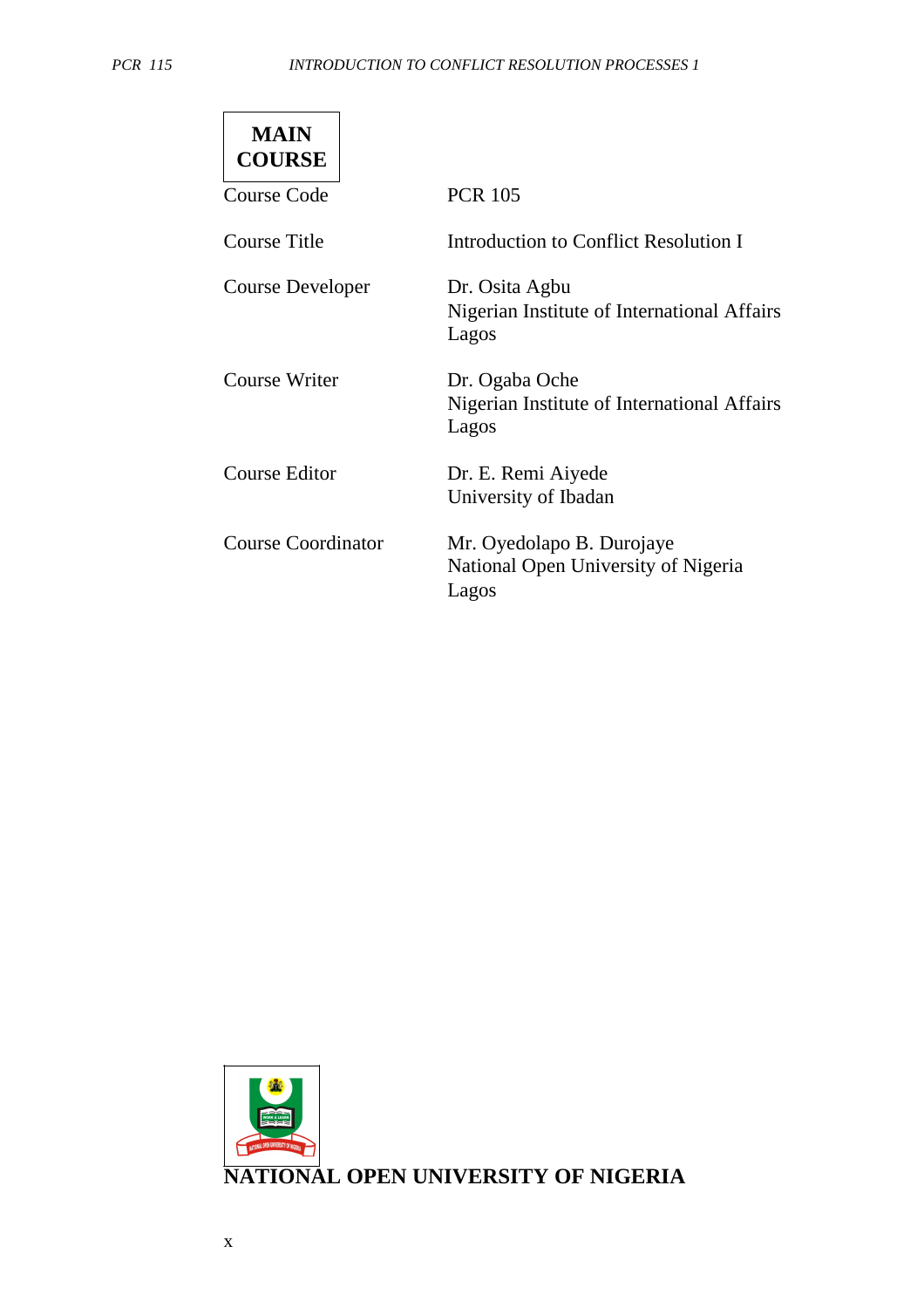**MAIN COURSE**

| | |
|---|---|
| Course Code | PCR 105 |
| Course Title | Introduction to Conflict Resolution I |
| Course Developer | Dr. Osita Agbu<br>Nigerian Institute of International Affairs<br>Lagos |
| Course Writer | Dr. Ogaba Oche<br>Nigerian Institute of International Affairs<br>Lagos |
| Course Editor | Dr. E. Remi Aiyede<br>University of Ibadan |
| Course Coordinator | Mr. Oyedolapo B. Durojaye<br>National Open University of Nigeria<br>Lagos |

**NATIONAL OPEN UNIVERSITY OF NIGERIA**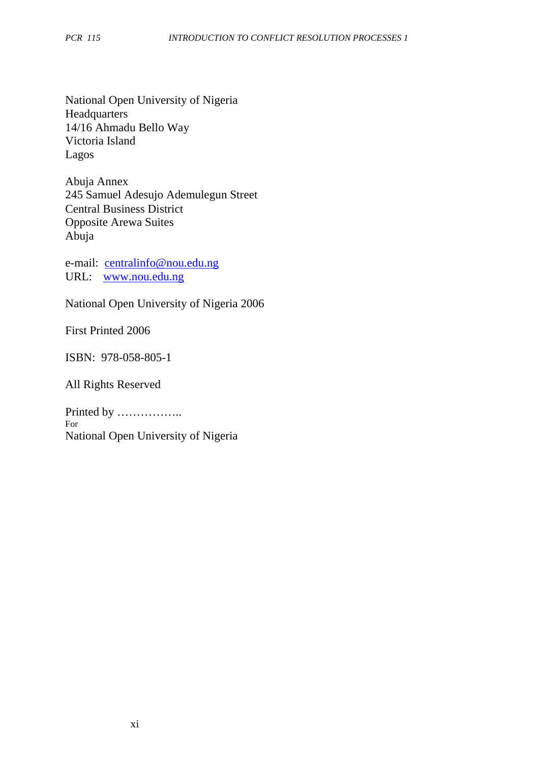National Open University of Nigeria  
Headquarters  
14/16 Ahmadu Bello Way  
Victoria Island  
Lagos

Abuja Annex  
245 Samuel Adesujo Ademulegun Street  
Central Business District  
Opposite Arewa Suites  
Abuja

e-mail: centralinfo@nou.edu.ng  
URL: www.nou.edu.ng

National Open University of Nigeria 2006

First Printed 2006

ISBN: 978-058-805-1

All Rights Reserved

Printed by ……………..  
For  
National Open University of Nigeria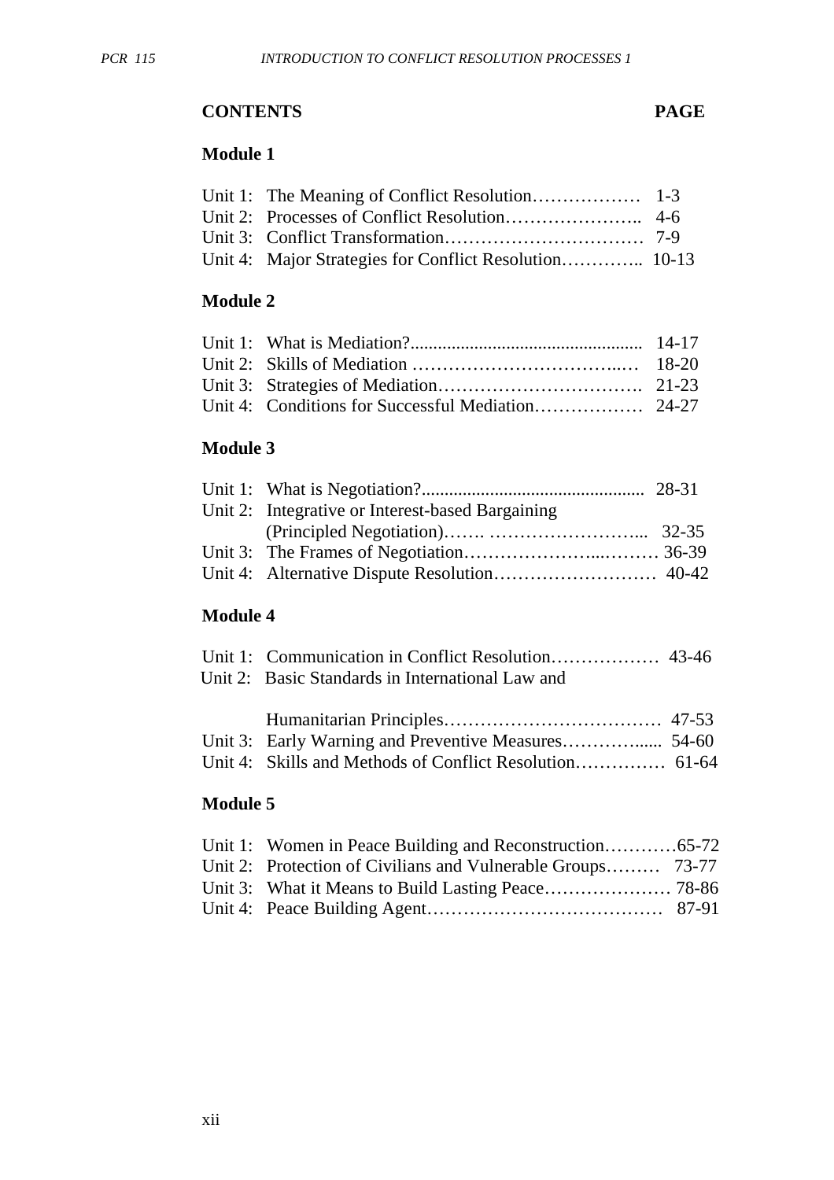**CONTENTS** **PAGE**

**Module 1**

Unit 1: The Meaning of Conflict Resolution……………… 1-3
Unit 2: Processes of Conflict Resolution………………….. 4-6
Unit 3: Conflict Transformation…………………………… 7-9
Unit 4: Major Strategies for Conflict Resolution………….. 10-13

**Module 2**

Unit 1: What is Mediation?................................................... 14-17
Unit 2: Skills of Mediation ……………………………..… 18-20
Unit 3: Strategies of Mediation……………………………. 21-23
Unit 4: Conditions for Successful Mediation……………… 24-27

**Module 3**

Unit 1: What is Negotiation?................................................. 28-31
Unit 2: Integrative or Interest-based Bargaining (Principled Negotiation)……. ……………………... 32-35
Unit 3: The Frames of Negotiation………………...……… 36-39
Unit 4: Alternative Dispute Resolution……………………… 40-42

**Module 4**

Unit 1: Communication in Conflict Resolution……………… 43-46
Unit 2: Basic Standards in International Law and Humanitarian Principles……………………………… 47-53
Unit 3: Early Warning and Preventive Measures…………..... 54-60
Unit 4: Skills and Methods of Conflict Resolution…………… 61-64

**Module 5**

Unit 1: Women in Peace Building and Reconstruction…………65-72
Unit 2: Protection of Civilians and Vulnerable Groups……… 73-77
Unit 3: What it Means to Build Lasting Peace………………… 78-86
Unit 4: Peace Building Agent………………………………… 87-91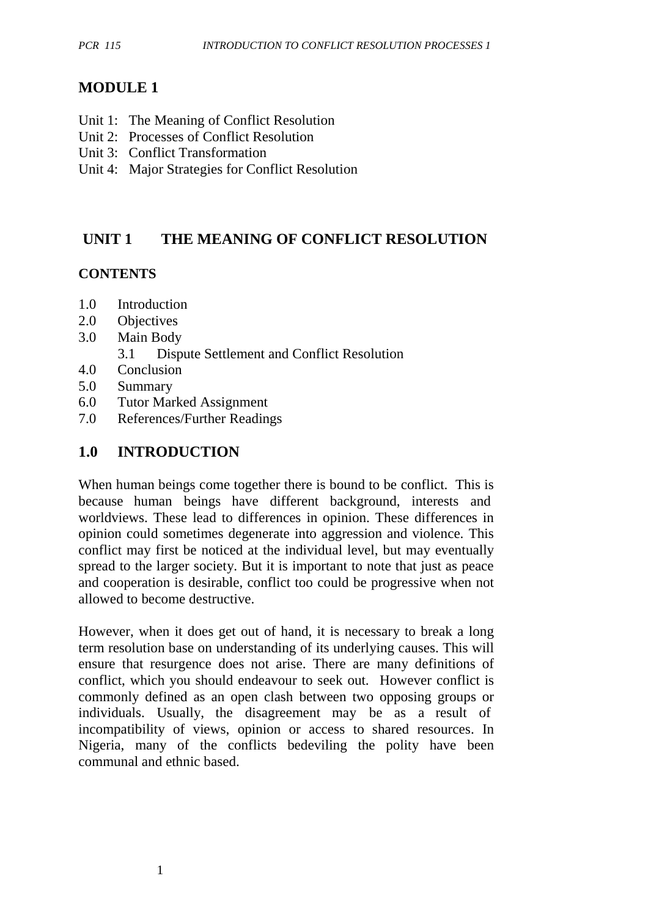# MODULE 1

Unit 1: The Meaning of Conflict Resolution
Unit 2: Processes of Conflict Resolution
Unit 3: Conflict Transformation
Unit 4: Major Strategies for Conflict Resolution

## UNIT 1 THE MEANING OF CONFLICT RESOLUTION

**CONTENTS**

1.0 Introduction
2.0 Objectives
3.0 Main Body
    3.1 Dispute Settlement and Conflict Resolution
4.0 Conclusion
5.0 Summary
6.0 Tutor Marked Assignment
7.0 References/Further Readings

## 1.0 INTRODUCTION

When human beings come together there is bound to be conflict. This is because human beings have different background, interests and worldviews. These lead to differences in opinion. These differences in opinion could sometimes degenerate into aggression and violence. This conflict may first be noticed at the individual level, but may eventually spread to the larger society. But it is important to note that just as peace and cooperation is desirable, conflict too could be progressive when not allowed to become destructive.

However, when it does get out of hand, it is necessary to break a long term resolution base on understanding of its underlying causes. This will ensure that resurgence does not arise. There are many definitions of conflict, which you should endeavour to seek out. However conflict is commonly defined as an open clash between two opposing groups or individuals. Usually, the disagreement may be as a result of incompatibility of views, opinion or access to shared resources. In Nigeria, many of the conflicts bedeviling the polity have been communal and ethnic based.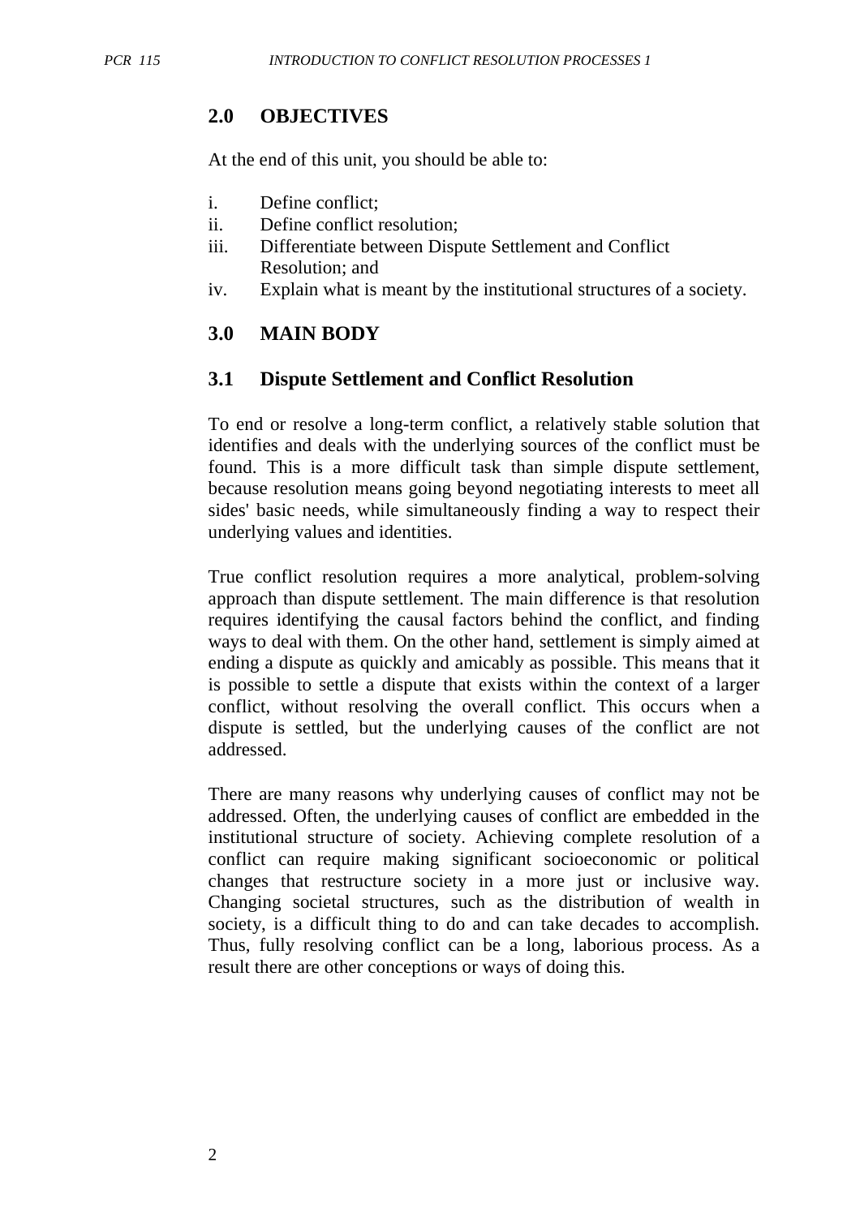## 2.0 OBJECTIVES

At the end of this unit, you should be able to:

i. Define conflict;
ii. Define conflict resolution;
iii. Differentiate between Dispute Settlement and Conflict Resolution; and
iv. Explain what is meant by the institutional structures of a society.

## 3.0 MAIN BODY

### 3.1 Dispute Settlement and Conflict Resolution

To end or resolve a long-term conflict, a relatively stable solution that identifies and deals with the underlying sources of the conflict must be found. This is a more difficult task than simple dispute settlement, because resolution means going beyond negotiating interests to meet all sides' basic needs, while simultaneously finding a way to respect their underlying values and identities.

True conflict resolution requires a more analytical, problem-solving approach than dispute settlement. The main difference is that resolution requires identifying the causal factors behind the conflict, and finding ways to deal with them. On the other hand, settlement is simply aimed at ending a dispute as quickly and amicably as possible. This means that it is possible to settle a dispute that exists within the context of a larger conflict, without resolving the overall conflict. This occurs when a dispute is settled, but the underlying causes of the conflict are not addressed.

There are many reasons why underlying causes of conflict may not be addressed. Often, the underlying causes of conflict are embedded in the institutional structure of society. Achieving complete resolution of a conflict can require making significant socioeconomic or political changes that restructure society in a more just or inclusive way. Changing societal structures, such as the distribution of wealth in society, is a difficult thing to do and can take decades to accomplish. Thus, fully resolving conflict can be a long, laborious process. As a result there are other conceptions or ways of doing this.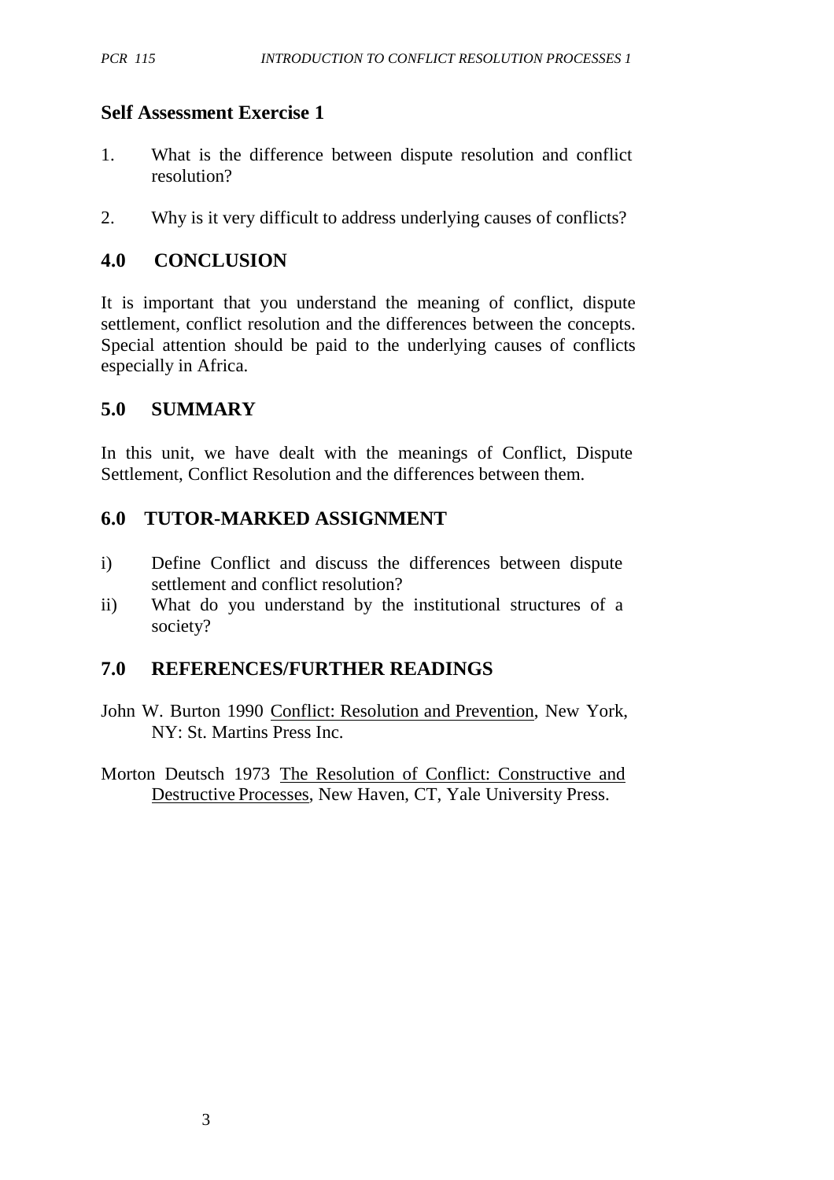### Self Assessment Exercise 1

1. What is the difference between dispute resolution and conflict resolution?

2. Why is it very difficult to address underlying causes of conflicts?

## 4.0 CONCLUSION

It is important that you understand the meaning of conflict, dispute settlement, conflict resolution and the differences between the concepts. Special attention should be paid to the underlying causes of conflicts especially in Africa.

## 5.0 SUMMARY

In this unit, we have dealt with the meanings of Conflict, Dispute Settlement, Conflict Resolution and the differences between them.

## 6.0 TUTOR-MARKED ASSIGNMENT

i) Define Conflict and discuss the differences between dispute settlement and conflict resolution?
ii) What do you understand by the institutional structures of a society?

## 7.0 REFERENCES/FURTHER READINGS

John W. Burton 1990 Conflict: Resolution and Prevention, New York, NY: St. Martins Press Inc.

Morton Deutsch 1973 The Resolution of Conflict: Constructive and Destructive Processes, New Haven, CT, Yale University Press.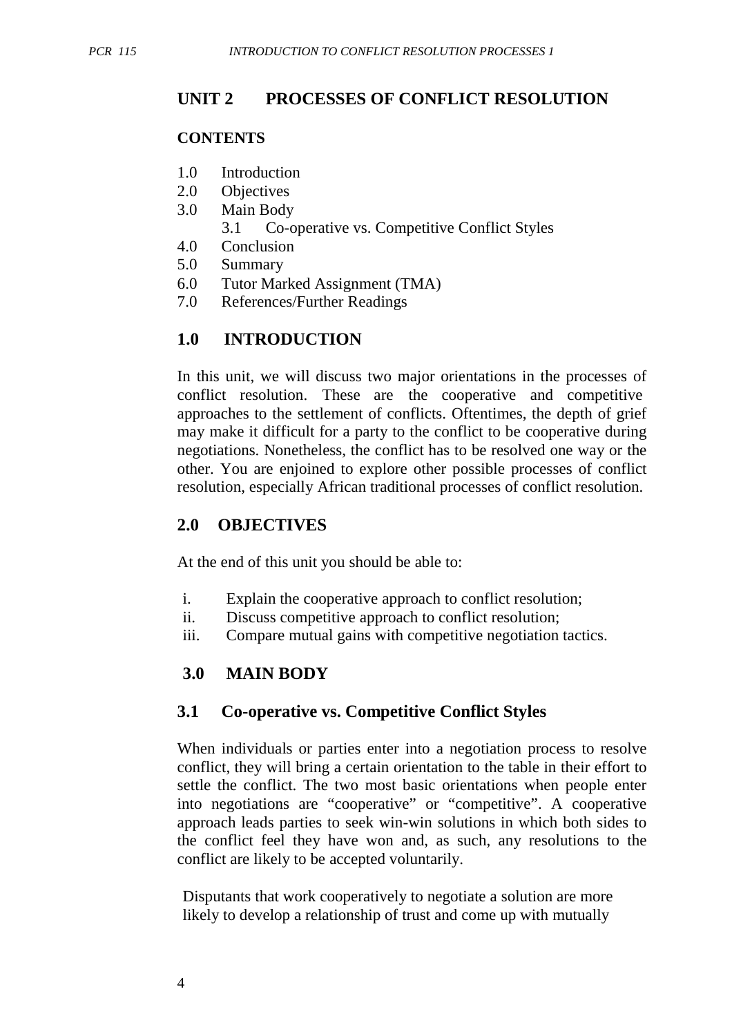## UNIT 2 PROCESSES OF CONFLICT RESOLUTION

**CONTENTS**

1.0 Introduction
2.0 Objectives
3.0 Main Body
    3.1 Co-operative vs. Competitive Conflict Styles
4.0 Conclusion
5.0 Summary
6.0 Tutor Marked Assignment (TMA)
7.0 References/Further Readings

## 1.0 INTRODUCTION

In this unit, we will discuss two major orientations in the processes of conflict resolution. These are the cooperative and competitive approaches to the settlement of conflicts. Oftentimes, the depth of grief may make it difficult for a party to the conflict to be cooperative during negotiations. Nonetheless, the conflict has to be resolved one way or the other. You are enjoined to explore other possible processes of conflict resolution, especially African traditional processes of conflict resolution.

## 2.0 OBJECTIVES

At the end of this unit you should be able to:

i. Explain the cooperative approach to conflict resolution;
ii. Discuss competitive approach to conflict resolution;
iii. Compare mutual gains with competitive negotiation tactics.

## 3.0 MAIN BODY

### 3.1 Co-operative vs. Competitive Conflict Styles

When individuals or parties enter into a negotiation process to resolve conflict, they will bring a certain orientation to the table in their effort to settle the conflict. The two most basic orientations when people enter into negotiations are "cooperative" or "competitive". A cooperative approach leads parties to seek win-win solutions in which both sides to the conflict feel they have won and, as such, any resolutions to the conflict are likely to be accepted voluntarily.

Disputants that work cooperatively to negotiate a solution are more likely to develop a relationship of trust and come up with mutually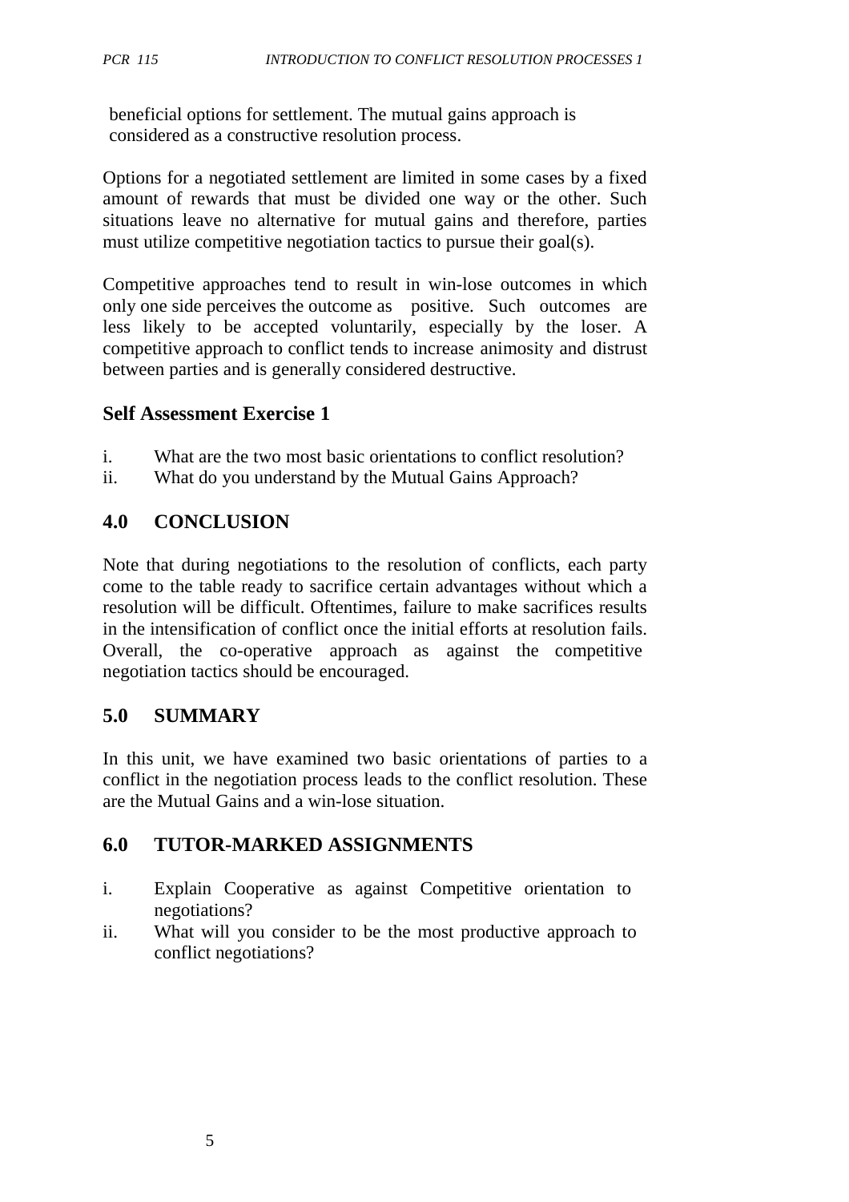beneficial options for settlement. The mutual gains approach is considered as a constructive resolution process.

Options for a negotiated settlement are limited in some cases by a fixed amount of rewards that must be divided one way or the other. Such situations leave no alternative for mutual gains and therefore, parties must utilize competitive negotiation tactics to pursue their goal(s).

Competitive approaches tend to result in win-lose outcomes in which only one side perceives the outcome as positive. Such outcomes are less likely to be accepted voluntarily, especially by the loser. A competitive approach to conflict tends to increase animosity and distrust between parties and is generally considered destructive.

### Self Assessment Exercise 1

i. What are the two most basic orientations to conflict resolution?
ii. What do you understand by the Mutual Gains Approach?

## 4.0 CONCLUSION

Note that during negotiations to the resolution of conflicts, each party come to the table ready to sacrifice certain advantages without which a resolution will be difficult. Oftentimes, failure to make sacrifices results in the intensification of conflict once the initial efforts at resolution fails. Overall, the co-operative approach as against the competitive negotiation tactics should be encouraged.

## 5.0 SUMMARY

In this unit, we have examined two basic orientations of parties to a conflict in the negotiation process leads to the conflict resolution. These are the Mutual Gains and a win-lose situation.

## 6.0 TUTOR-MARKED ASSIGNMENTS

i. Explain Cooperative as against Competitive orientation to negotiations?
ii. What will you consider to be the most productive approach to conflict negotiations?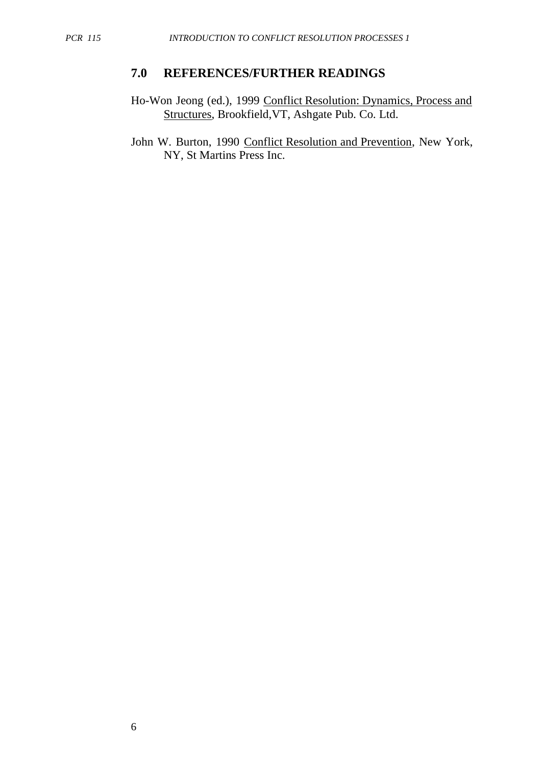## 7.0 REFERENCES/FURTHER READINGS

Ho-Won Jeong (ed.), 1999 Conflict Resolution: Dynamics, Process and Structures, Brookfield,VT, Ashgate Pub. Co. Ltd.

John W. Burton, 1990 Conflict Resolution and Prevention, New York, NY, St Martins Press Inc.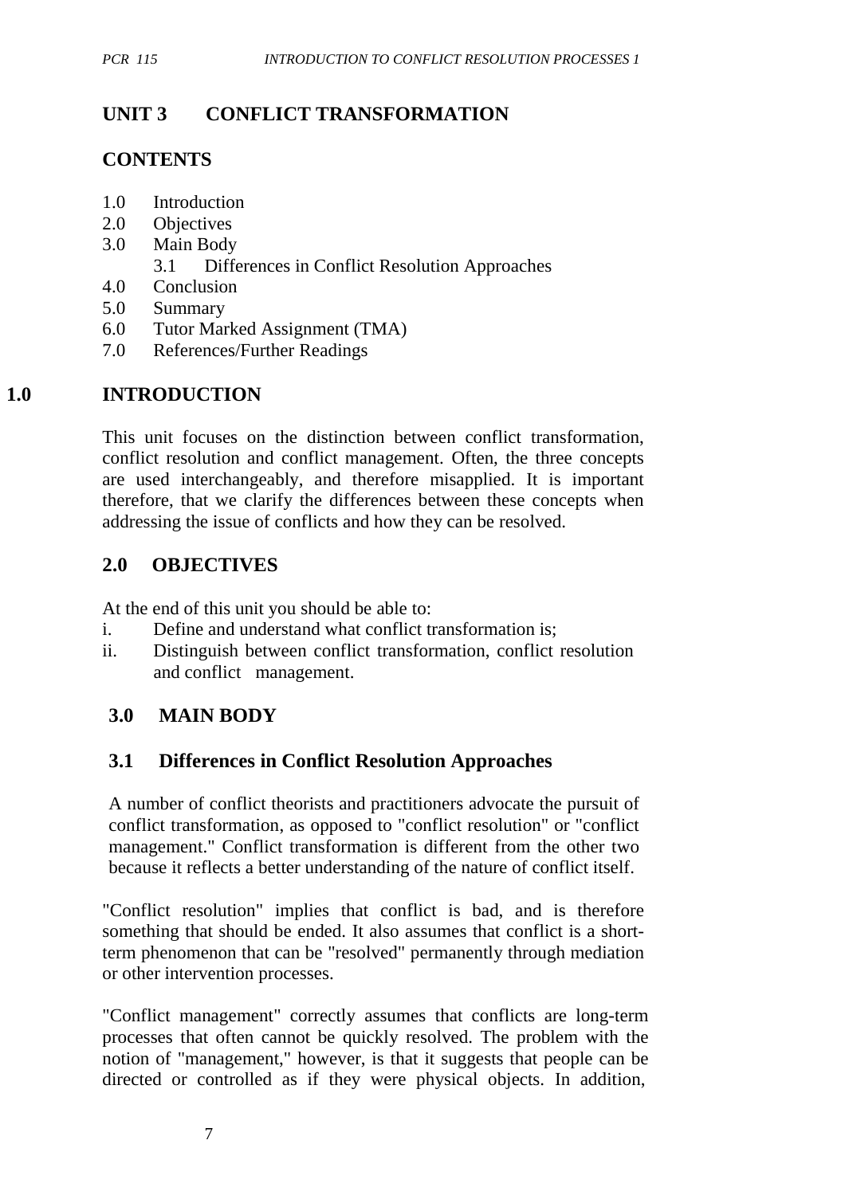# UNIT 3 CONFLICT TRANSFORMATION

## CONTENTS

1.0 Introduction
2.0 Objectives
3.0 Main Body
    3.1 Differences in Conflict Resolution Approaches
4.0 Conclusion
5.0 Summary
6.0 Tutor Marked Assignment (TMA)
7.0 References/Further Readings

## 1.0 INTRODUCTION

This unit focuses on the distinction between conflict transformation, conflict resolution and conflict management. Often, the three concepts are used interchangeably, and therefore misapplied. It is important therefore, that we clarify the differences between these concepts when addressing the issue of conflicts and how they can be resolved.

## 2.0 OBJECTIVES

At the end of this unit you should be able to:

i. Define and understand what conflict transformation is;
ii. Distinguish between conflict transformation, conflict resolution and conflict management.

## 3.0 MAIN BODY

### 3.1 Differences in Conflict Resolution Approaches

A number of conflict theorists and practitioners advocate the pursuit of conflict transformation, as opposed to "conflict resolution" or "conflict management." Conflict transformation is different from the other two because it reflects a better understanding of the nature of conflict itself.

"Conflict resolution" implies that conflict is bad, and is therefore something that should be ended. It also assumes that conflict is a short-term phenomenon that can be "resolved" permanently through mediation or other intervention processes.

"Conflict management" correctly assumes that conflicts are long-term processes that often cannot be quickly resolved. The problem with the notion of "management," however, is that it suggests that people can be directed or controlled as if they were physical objects. In addition,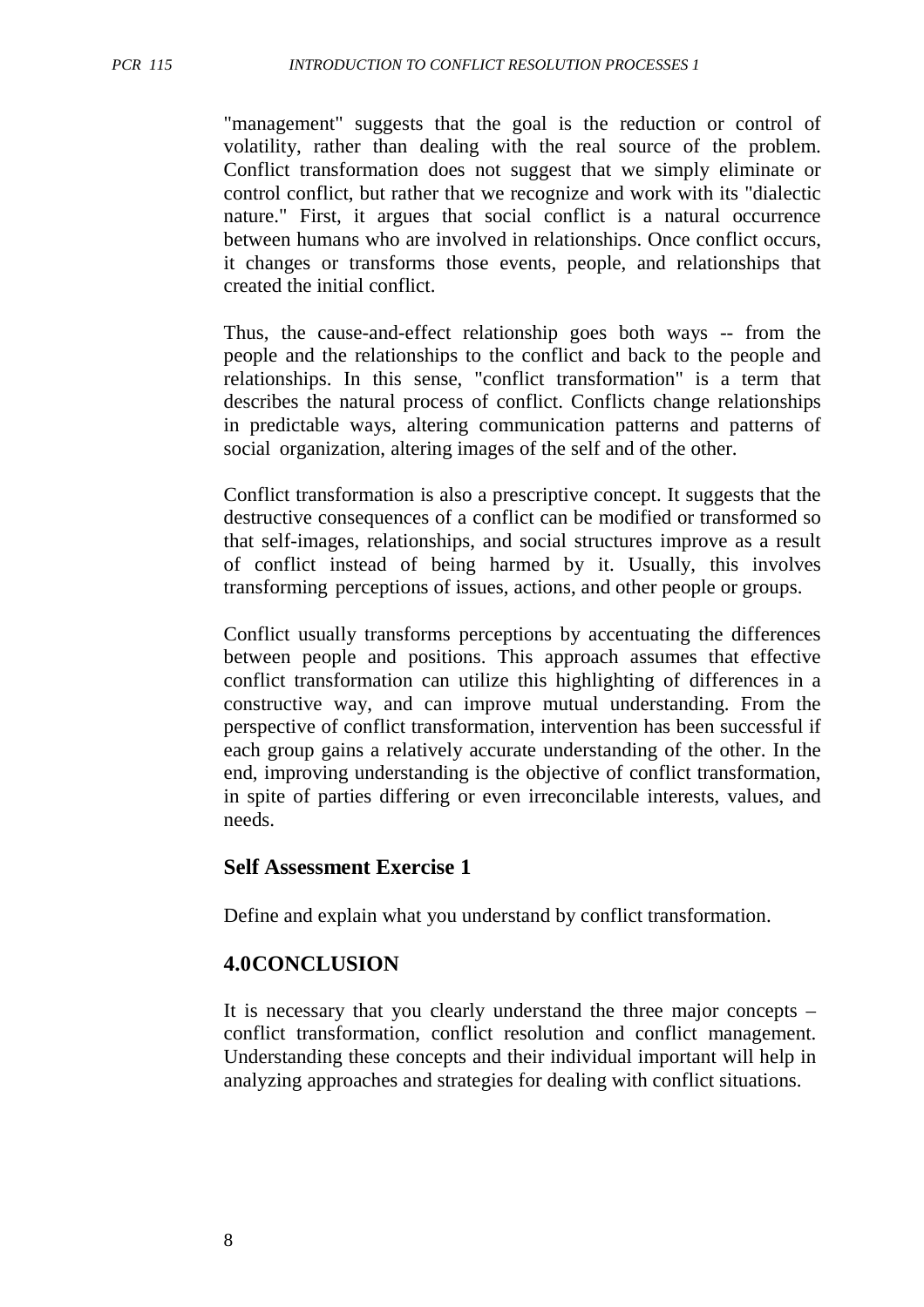"management" suggests that the goal is the reduction or control of volatility, rather than dealing with the real source of the problem. Conflict transformation does not suggest that we simply eliminate or control conflict, but rather that we recognize and work with its "dialectic nature." First, it argues that social conflict is a natural occurrence between humans who are involved in relationships. Once conflict occurs, it changes or transforms those events, people, and relationships that created the initial conflict.

Thus, the cause-and-effect relationship goes both ways -- from the people and the relationships to the conflict and back to the people and relationships. In this sense, "conflict transformation" is a term that describes the natural process of conflict. Conflicts change relationships in predictable ways, altering communication patterns and patterns of social organization, altering images of the self and of the other.

Conflict transformation is also a prescriptive concept. It suggests that the destructive consequences of a conflict can be modified or transformed so that self-images, relationships, and social structures improve as a result of conflict instead of being harmed by it. Usually, this involves transforming perceptions of issues, actions, and other people or groups.

Conflict usually transforms perceptions by accentuating the differences between people and positions. This approach assumes that effective conflict transformation can utilize this highlighting of differences in a constructive way, and can improve mutual understanding. From the perspective of conflict transformation, intervention has been successful if each group gains a relatively accurate understanding of the other. In the end, improving understanding is the objective of conflict transformation, in spite of parties differing or even irreconcilable interests, values, and needs.

### Self Assessment Exercise 1

Define and explain what you understand by conflict transformation.

## 4.0CONCLUSION

It is necessary that you clearly understand the three major concepts – conflict transformation, conflict resolution and conflict management. Understanding these concepts and their individual important will help in analyzing approaches and strategies for dealing with conflict situations.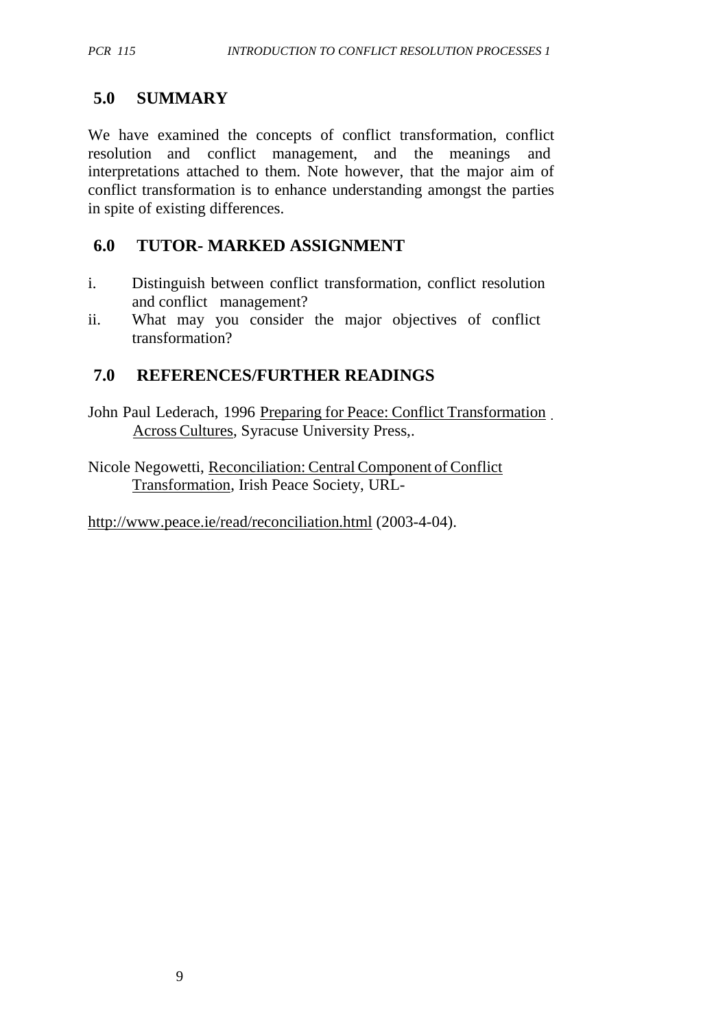## 5.0 SUMMARY

We have examined the concepts of conflict transformation, conflict resolution and conflict management, and the meanings and interpretations attached to them. Note however, that the major aim of conflict transformation is to enhance understanding amongst the parties in spite of existing differences.

## 6.0 TUTOR- MARKED ASSIGNMENT

i. Distinguish between conflict transformation, conflict resolution and conflict management?
ii. What may you consider the major objectives of conflict transformation?

## 7.0 REFERENCES/FURTHER READINGS

John Paul Lederach, 1996 Preparing for Peace: Conflict Transformation Across Cultures, Syracuse University Press,.

Nicole Negowetti, Reconciliation: Central Component of Conflict Transformation, Irish Peace Society, URL-

http://www.peace.ie/read/reconciliation.html (2003-4-04).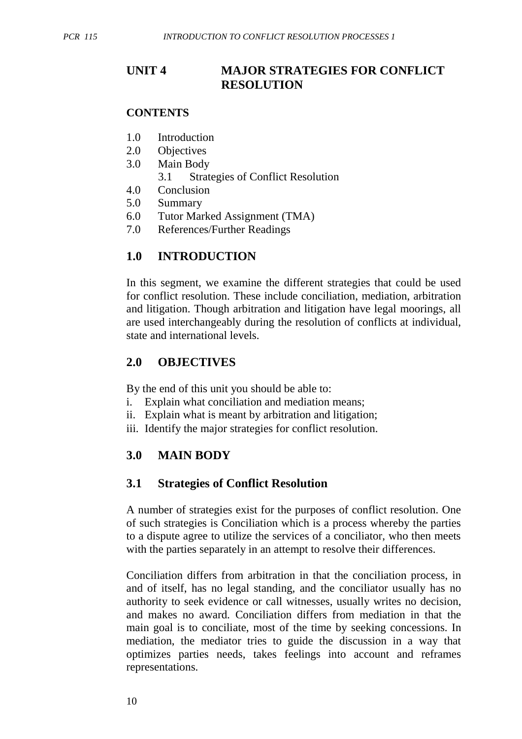# UNIT 4 MAJOR STRATEGIES FOR CONFLICT RESOLUTION

**CONTENTS**

1.0 Introduction
2.0 Objectives
3.0 Main Body
  3.1 Strategies of Conflict Resolution
4.0 Conclusion
5.0 Summary
6.0 Tutor Marked Assignment (TMA)
7.0 References/Further Readings

## 1.0 INTRODUCTION

In this segment, we examine the different strategies that could be used for conflict resolution. These include conciliation, mediation, arbitration and litigation. Though arbitration and litigation have legal moorings, all are used interchangeably during the resolution of conflicts at individual, state and international levels.

## 2.0 OBJECTIVES

By the end of this unit you should be able to:

i. Explain what conciliation and mediation means;
ii. Explain what is meant by arbitration and litigation;
iii. Identify the major strategies for conflict resolution.

## 3.0 MAIN BODY

### 3.1 Strategies of Conflict Resolution

A number of strategies exist for the purposes of conflict resolution. One of such strategies is Conciliation which is a process whereby the parties to a dispute agree to utilize the services of a conciliator, who then meets with the parties separately in an attempt to resolve their differences.

Conciliation differs from arbitration in that the conciliation process, in and of itself, has no legal standing, and the conciliator usually has no authority to seek evidence or call witnesses, usually writes no decision, and makes no award. Conciliation differs from mediation in that the main goal is to conciliate, most of the time by seeking concessions. In mediation, the mediator tries to guide the discussion in a way that optimizes parties needs, takes feelings into account and reframes representations.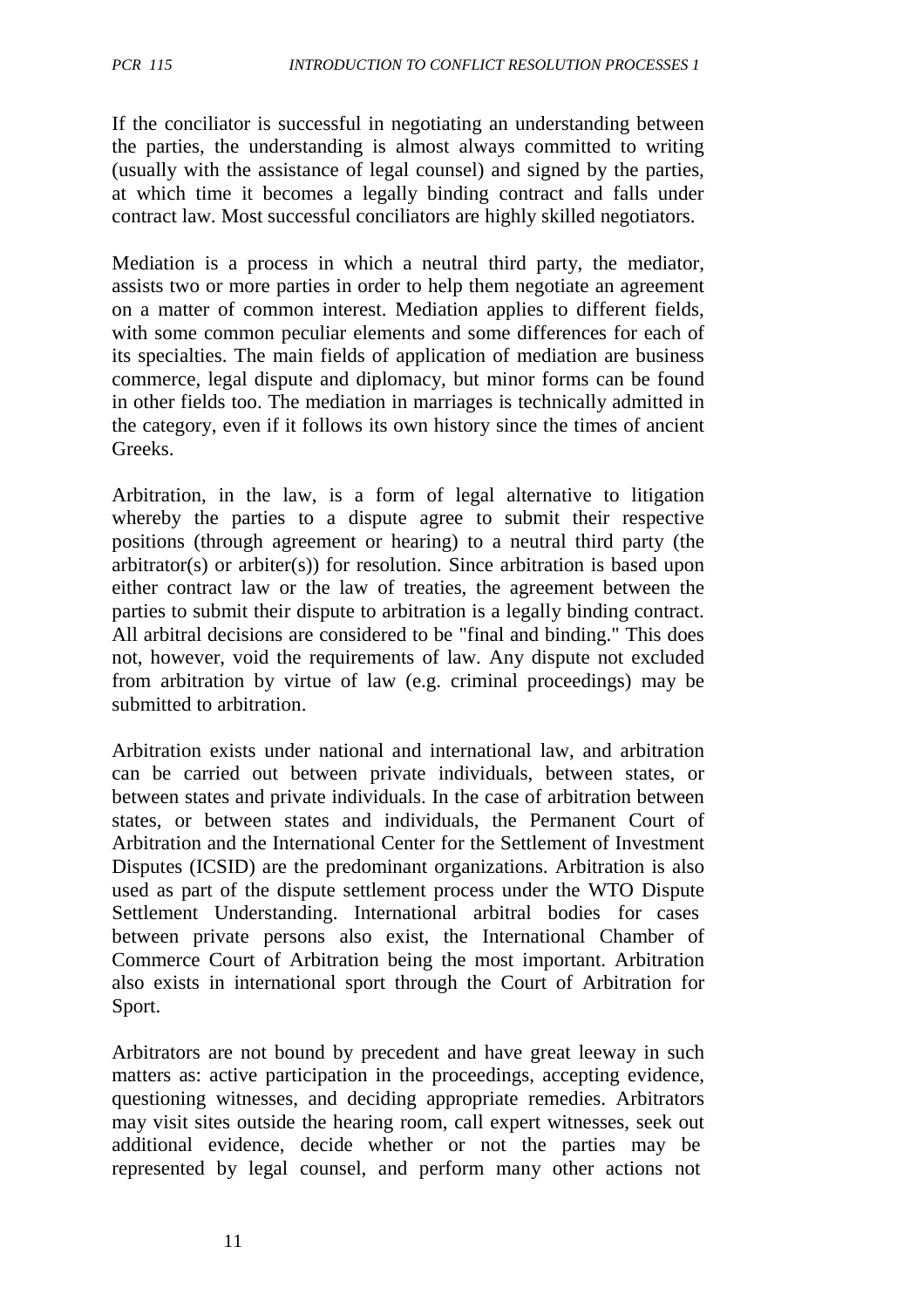If the conciliator is successful in negotiating an understanding between the parties, the understanding is almost always committed to writing (usually with the assistance of legal counsel) and signed by the parties, at which time it becomes a legally binding contract and falls under contract law. Most successful conciliators are highly skilled negotiators.

Mediation is a process in which a neutral third party, the mediator, assists two or more parties in order to help them negotiate an agreement on a matter of common interest. Mediation applies to different fields, with some common peculiar elements and some differences for each of its specialties. The main fields of application of mediation are business commerce, legal dispute and diplomacy, but minor forms can be found in other fields too. The mediation in marriages is technically admitted in the category, even if it follows its own history since the times of ancient Greeks.

Arbitration, in the law, is a form of legal alternative to litigation whereby the parties to a dispute agree to submit their respective positions (through agreement or hearing) to a neutral third party (the arbitrator(s) or arbiter(s)) for resolution. Since arbitration is based upon either contract law or the law of treaties, the agreement between the parties to submit their dispute to arbitration is a legally binding contract. All arbitral decisions are considered to be "final and binding." This does not, however, void the requirements of law. Any dispute not excluded from arbitration by virtue of law (e.g. criminal proceedings) may be submitted to arbitration.

Arbitration exists under national and international law, and arbitration can be carried out between private individuals, between states, or between states and private individuals. In the case of arbitration between states, or between states and individuals, the Permanent Court of Arbitration and the International Center for the Settlement of Investment Disputes (ICSID) are the predominant organizations. Arbitration is also used as part of the dispute settlement process under the WTO Dispute Settlement Understanding. International arbitral bodies for cases between private persons also exist, the International Chamber of Commerce Court of Arbitration being the most important. Arbitration also exists in international sport through the Court of Arbitration for Sport.

Arbitrators are not bound by precedent and have great leeway in such matters as: active participation in the proceedings, accepting evidence, questioning witnesses, and deciding appropriate remedies. Arbitrators may visit sites outside the hearing room, call expert witnesses, seek out additional evidence, decide whether or not the parties may be represented by legal counsel, and perform many other actions not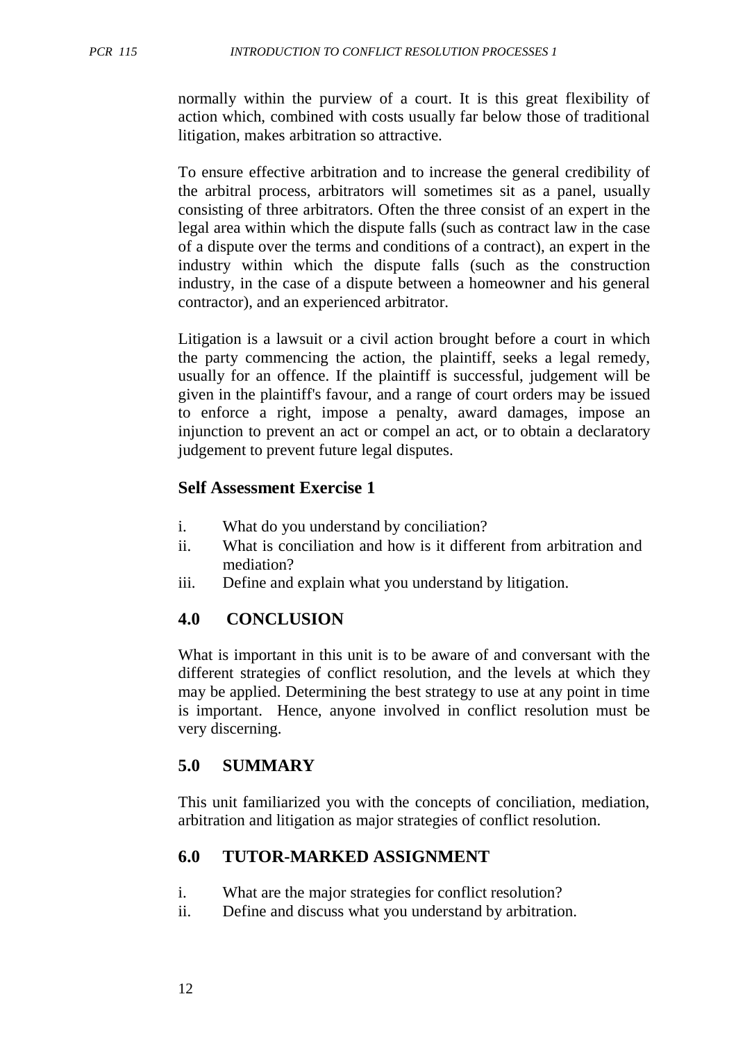normally within the purview of a court. It is this great flexibility of action which, combined with costs usually far below those of traditional litigation, makes arbitration so attractive.

To ensure effective arbitration and to increase the general credibility of the arbitral process, arbitrators will sometimes sit as a panel, usually consisting of three arbitrators. Often the three consist of an expert in the legal area within which the dispute falls (such as contract law in the case of a dispute over the terms and conditions of a contract), an expert in the industry within which the dispute falls (such as the construction industry, in the case of a dispute between a homeowner and his general contractor), and an experienced arbitrator.

Litigation is a lawsuit or a civil action brought before a court in which the party commencing the action, the plaintiff, seeks a legal remedy, usually for an offence. If the plaintiff is successful, judgement will be given in the plaintiff's favour, and a range of court orders may be issued to enforce a right, impose a penalty, award damages, impose an injunction to prevent an act or compel an act, or to obtain a declaratory judgement to prevent future legal disputes.

### Self Assessment Exercise 1

i. What do you understand by conciliation?
ii. What is conciliation and how is it different from arbitration and mediation?
iii. Define and explain what you understand by litigation.

## 4.0 CONCLUSION

What is important in this unit is to be aware of and conversant with the different strategies of conflict resolution, and the levels at which they may be applied. Determining the best strategy to use at any point in time is important. Hence, anyone involved in conflict resolution must be very discerning.

## 5.0 SUMMARY

This unit familiarized you with the concepts of conciliation, mediation, arbitration and litigation as major strategies of conflict resolution.

## 6.0 TUTOR-MARKED ASSIGNMENT

i. What are the major strategies for conflict resolution?
ii. Define and discuss what you understand by arbitration.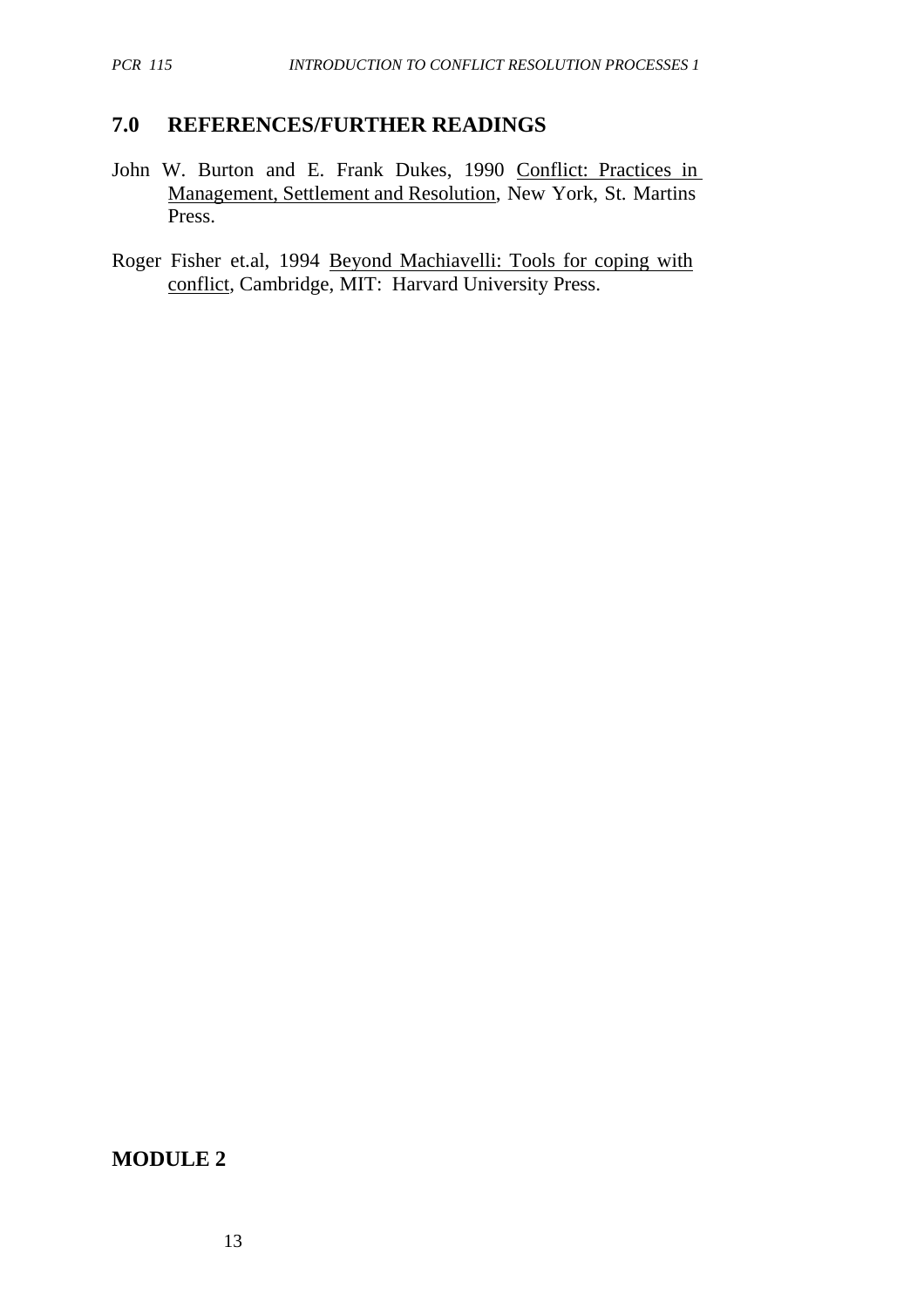## 7.0 REFERENCES/FURTHER READINGS

John W. Burton and E. Frank Dukes, 1990 Conflict: Practices in Management, Settlement and Resolution, New York, St. Martins Press.

Roger Fisher et.al, 1994 Beyond Machiavelli: Tools for coping with conflict, Cambridge, MIT: Harvard University Press.

# MODULE 2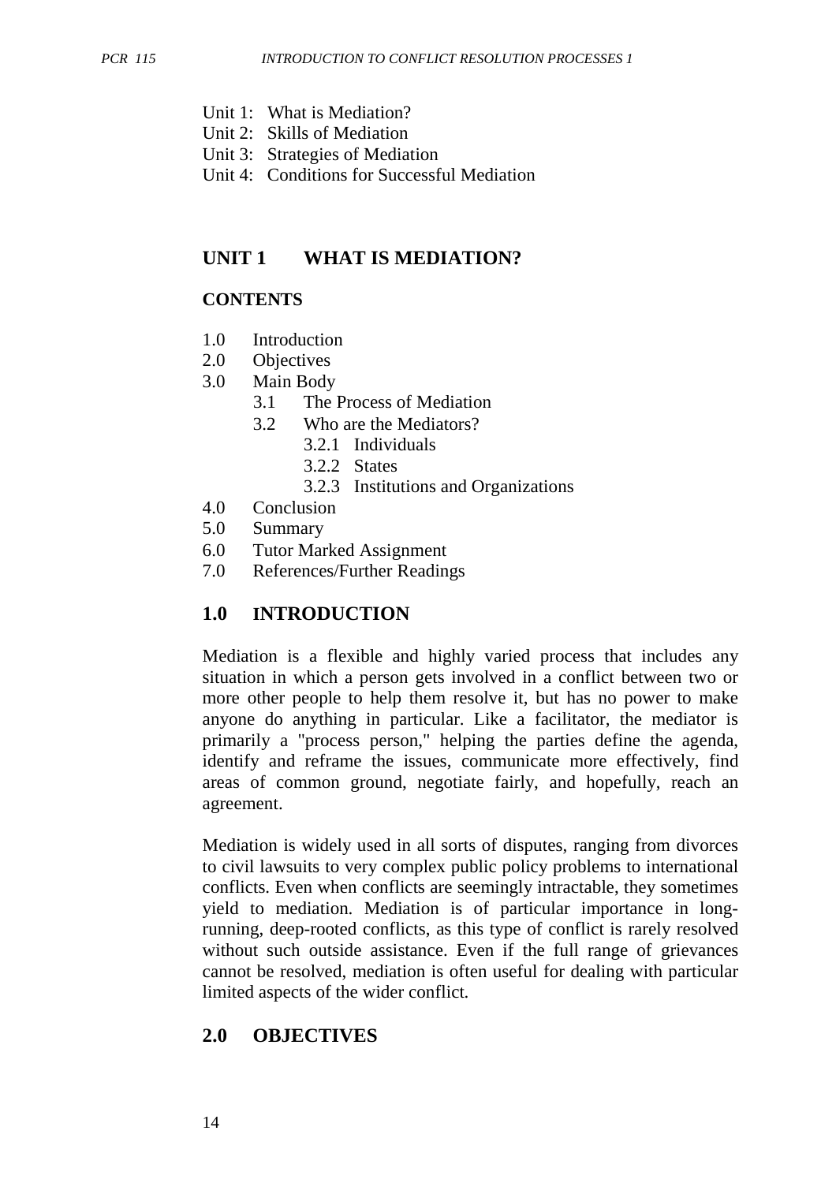Unit 1: What is Mediation?
Unit 2: Skills of Mediation
Unit 3: Strategies of Mediation
Unit 4: Conditions for Successful Mediation

## UNIT 1 WHAT IS MEDIATION?

### CONTENTS

- 1.0 Introduction
- 2.0 Objectives
- 3.0 Main Body
  - 3.1 The Process of Mediation
  - 3.2 Who are the Mediators?
    - 3.2.1 Individuals
    - 3.2.2 States
    - 3.2.3 Institutions and Organizations
- 4.0 Conclusion
- 5.0 Summary
- 6.0 Tutor Marked Assignment
- 7.0 References/Further Readings

## 1.0 INTRODUCTION

Mediation is a flexible and highly varied process that includes any situation in which a person gets involved in a conflict between two or more other people to help them resolve it, but has no power to make anyone do anything in particular. Like a facilitator, the mediator is primarily a "process person," helping the parties define the agenda, identify and reframe the issues, communicate more effectively, find areas of common ground, negotiate fairly, and hopefully, reach an agreement.

Mediation is widely used in all sorts of disputes, ranging from divorces to civil lawsuits to very complex public policy problems to international conflicts. Even when conflicts are seemingly intractable, they sometimes yield to mediation. Mediation is of particular importance in long-running, deep-rooted conflicts, as this type of conflict is rarely resolved without such outside assistance. Even if the full range of grievances cannot be resolved, mediation is often useful for dealing with particular limited aspects of the wider conflict.

## 2.0 OBJECTIVES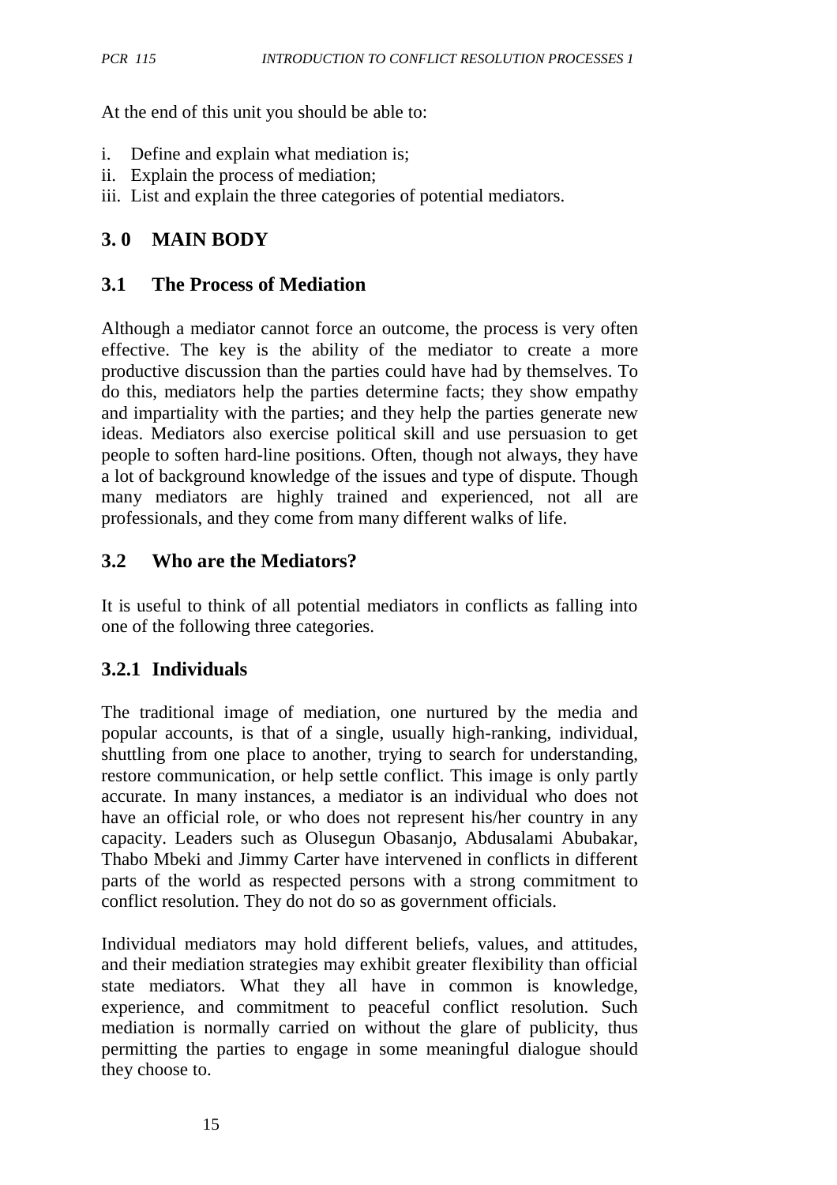At the end of this unit you should be able to:

i. Define and explain what mediation is;
ii. Explain the process of mediation;
iii. List and explain the three categories of potential mediators.

## 3.0 MAIN BODY

### 3.1 The Process of Mediation

Although a mediator cannot force an outcome, the process is very often effective. The key is the ability of the mediator to create a more productive discussion than the parties could have had by themselves. To do this, mediators help the parties determine facts; they show empathy and impartiality with the parties; and they help the parties generate new ideas. Mediators also exercise political skill and use persuasion to get people to soften hard-line positions. Often, though not always, they have a lot of background knowledge of the issues and type of dispute. Though many mediators are highly trained and experienced, not all are professionals, and they come from many different walks of life.

### 3.2 Who are the Mediators?

It is useful to think of all potential mediators in conflicts as falling into one of the following three categories.

#### 3.2.1 Individuals

The traditional image of mediation, one nurtured by the media and popular accounts, is that of a single, usually high-ranking, individual, shuttling from one place to another, trying to search for understanding, restore communication, or help settle conflict. This image is only partly accurate. In many instances, a mediator is an individual who does not have an official role, or who does not represent his/her country in any capacity. Leaders such as Olusegun Obasanjo, Abdusalami Abubakar, Thabo Mbeki and Jimmy Carter have intervened in conflicts in different parts of the world as respected persons with a strong commitment to conflict resolution. They do not do so as government officials.

Individual mediators may hold different beliefs, values, and attitudes, and their mediation strategies may exhibit greater flexibility than official state mediators. What they all have in common is knowledge, experience, and commitment to peaceful conflict resolution. Such mediation is normally carried on without the glare of publicity, thus permitting the parties to engage in some meaningful dialogue should they choose to.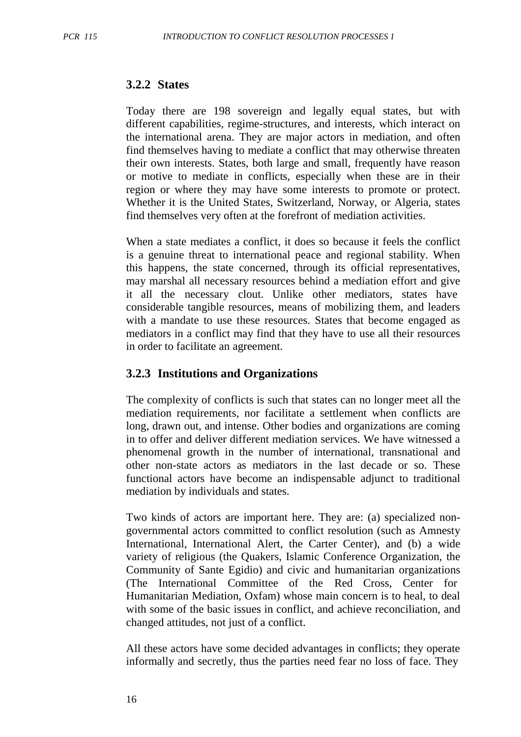### 3.2.2 States

Today there are 198 sovereign and legally equal states, but with different capabilities, regime-structures, and interests, which interact on the international arena. They are major actors in mediation, and often find themselves having to mediate a conflict that may otherwise threaten their own interests. States, both large and small, frequently have reason or motive to mediate in conflicts, especially when these are in their region or where they may have some interests to promote or protect. Whether it is the United States, Switzerland, Norway, or Algeria, states find themselves very often at the forefront of mediation activities.

When a state mediates a conflict, it does so because it feels the conflict is a genuine threat to international peace and regional stability. When this happens, the state concerned, through its official representatives, may marshal all necessary resources behind a mediation effort and give it all the necessary clout. Unlike other mediators, states have considerable tangible resources, means of mobilizing them, and leaders with a mandate to use these resources. States that become engaged as mediators in a conflict may find that they have to use all their resources in order to facilitate an agreement.

### 3.2.3 Institutions and Organizations

The complexity of conflicts is such that states can no longer meet all the mediation requirements, nor facilitate a settlement when conflicts are long, drawn out, and intense. Other bodies and organizations are coming in to offer and deliver different mediation services. We have witnessed a phenomenal growth in the number of international, transnational and other non-state actors as mediators in the last decade or so. These functional actors have become an indispensable adjunct to traditional mediation by individuals and states.

Two kinds of actors are important here. They are: (a) specialized non-governmental actors committed to conflict resolution (such as Amnesty International, International Alert, the Carter Center), and (b) a wide variety of religious (the Quakers, Islamic Conference Organization, the Community of Sante Egidio) and civic and humanitarian organizations (The International Committee of the Red Cross, Center for Humanitarian Mediation, Oxfam) whose main concern is to heal, to deal with some of the basic issues in conflict, and achieve reconciliation, and changed attitudes, not just of a conflict.

All these actors have some decided advantages in conflicts; they operate informally and secretly, thus the parties need fear no loss of face. They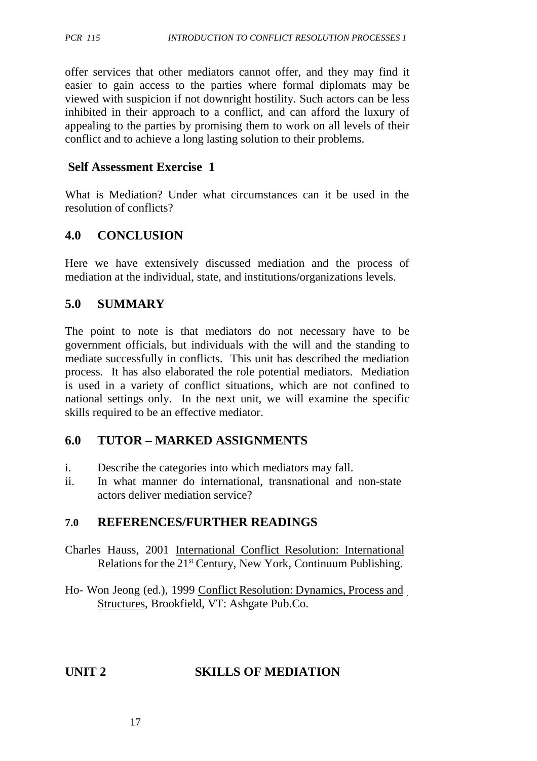offer services that other mediators cannot offer, and they may find it easier to gain access to the parties where formal diplomats may be viewed with suspicion if not downright hostility. Such actors can be less inhibited in their approach to a conflict, and can afford the luxury of appealing to the parties by promising them to work on all levels of their conflict and to achieve a long lasting solution to their problems.

**Self Assessment Exercise 1**

What is Mediation? Under what circumstances can it be used in the resolution of conflicts?

## 4.0 CONCLUSION

Here we have extensively discussed mediation and the process of mediation at the individual, state, and institutions/organizations levels.

## 5.0 SUMMARY

The point to note is that mediators do not necessary have to be government officials, but individuals with the will and the standing to mediate successfully in conflicts. This unit has described the mediation process. It has also elaborated the role potential mediators. Mediation is used in a variety of conflict situations, which are not confined to national settings only. In the next unit, we will examine the specific skills required to be an effective mediator.

## 6.0 TUTOR – MARKED ASSIGNMENTS

i. Describe the categories into which mediators may fall.
ii. In what manner do international, transnational and non-state actors deliver mediation service?

## 7.0 REFERENCES/FURTHER READINGS

Charles Hauss, 2001 International Conflict Resolution: International Relations for the 21st Century, New York, Continuum Publishing.

Ho- Won Jeong (ed.), 1999 Conflict Resolution: Dynamics, Process and Structures, Brookfield, VT: Ashgate Pub.Co.

# UNIT 2 SKILLS OF MEDIATION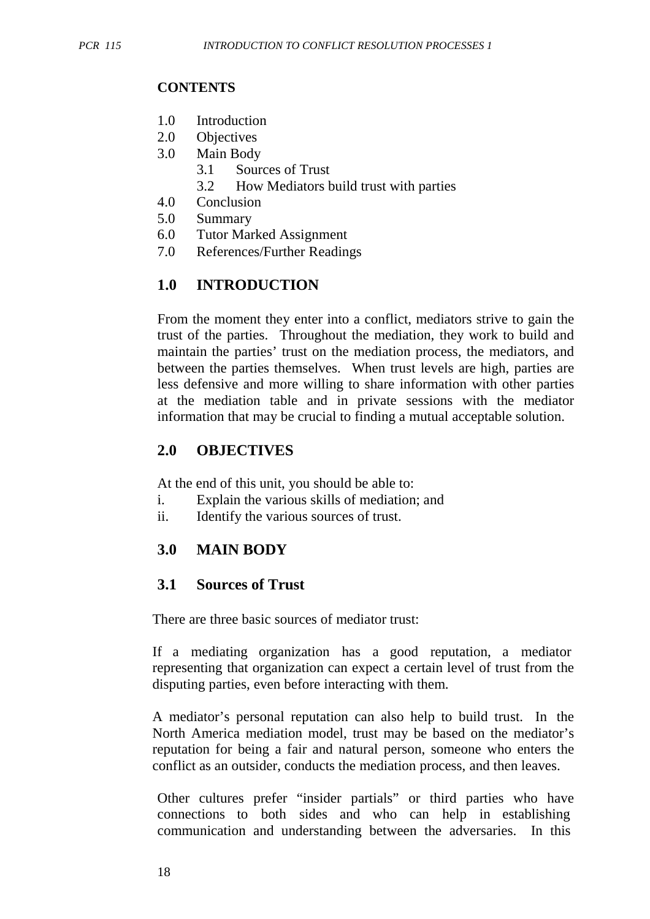**CONTENTS**

1.0 Introduction
2.0 Objectives
3.0 Main Body
    3.1 Sources of Trust
    3.2 How Mediators build trust with parties
4.0 Conclusion
5.0 Summary
6.0 Tutor Marked Assignment
7.0 References/Further Readings

## 1.0 INTRODUCTION

From the moment they enter into a conflict, mediators strive to gain the trust of the parties. Throughout the mediation, they work to build and maintain the parties' trust on the mediation process, the mediators, and between the parties themselves. When trust levels are high, parties are less defensive and more willing to share information with other parties at the mediation table and in private sessions with the mediator information that may be crucial to finding a mutual acceptable solution.

## 2.0 OBJECTIVES

At the end of this unit, you should be able to:

i. Explain the various skills of mediation; and
ii. Identify the various sources of trust.

## 3.0 MAIN BODY

### 3.1 Sources of Trust

There are three basic sources of mediator trust:

If a mediating organization has a good reputation, a mediator representing that organization can expect a certain level of trust from the disputing parties, even before interacting with them.

A mediator's personal reputation can also help to build trust. In the North America mediation model, trust may be based on the mediator's reputation for being a fair and natural person, someone who enters the conflict as an outsider, conducts the mediation process, and then leaves.

Other cultures prefer "insider partials" or third parties who have connections to both sides and who can help in establishing communication and understanding between the adversaries. In this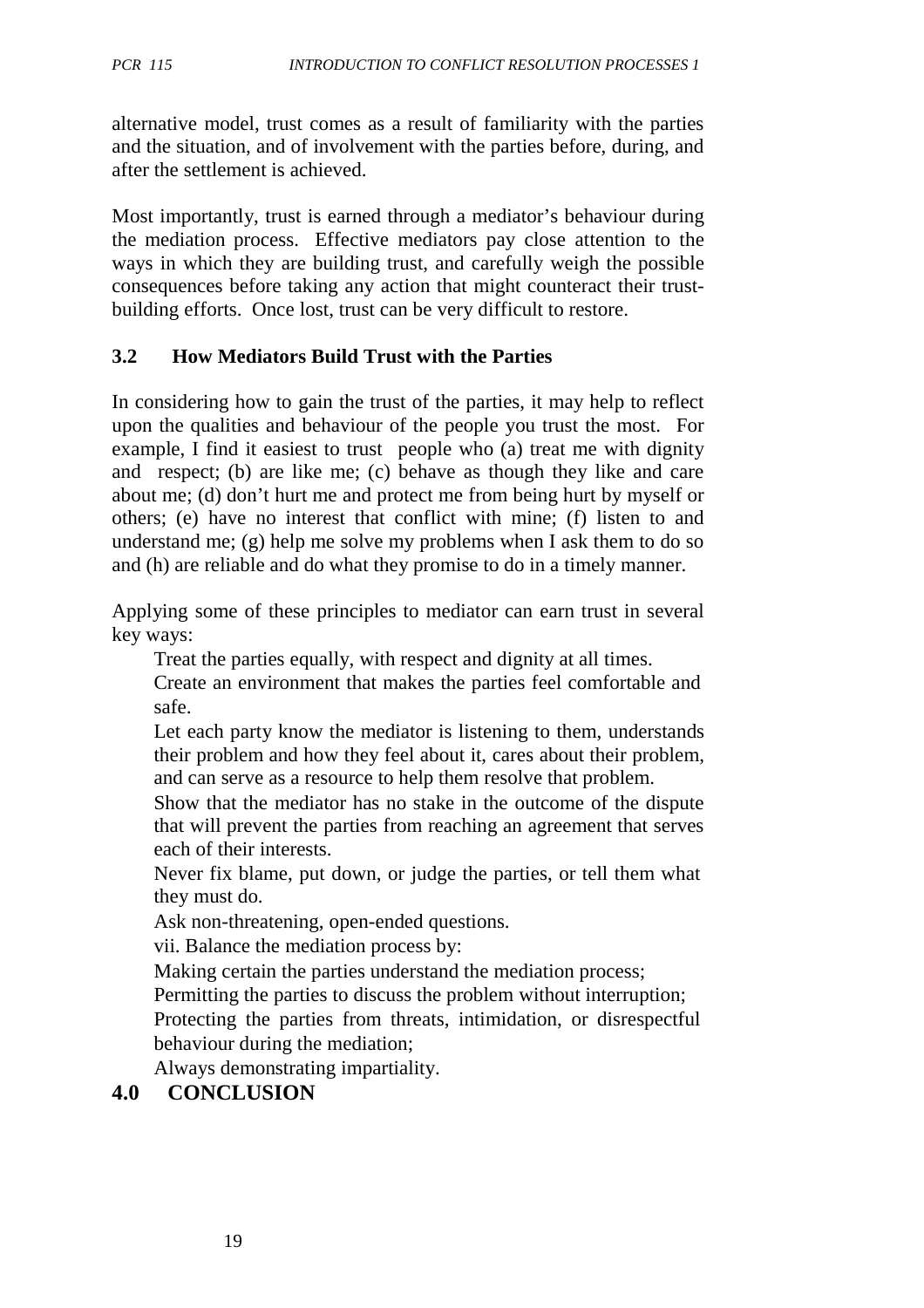alternative model, trust comes as a result of familiarity with the parties and the situation, and of involvement with the parties before, during, and after the settlement is achieved.

Most importantly, trust is earned through a mediator's behaviour during the mediation process. Effective mediators pay close attention to the ways in which they are building trust, and carefully weigh the possible consequences before taking any action that might counteract their trust-building efforts. Once lost, trust can be very difficult to restore.

### 3.2 How Mediators Build Trust with the Parties

In considering how to gain the trust of the parties, it may help to reflect upon the qualities and behaviour of the people you trust the most. For example, I find it easiest to trust people who (a) treat me with dignity and respect; (b) are like me; (c) behave as though they like and care about me; (d) don't hurt me and protect me from being hurt by myself or others; (e) have no interest that conflict with mine; (f) listen to and understand me; (g) help me solve my problems when I ask them to do so and (h) are reliable and do what they promise to do in a timely manner.

Applying some of these principles to mediator can earn trust in several key ways:

Treat the parties equally, with respect and dignity at all times.

Create an environment that makes the parties feel comfortable and safe.

Let each party know the mediator is listening to them, understands their problem and how they feel about it, cares about their problem, and can serve as a resource to help them resolve that problem.

Show that the mediator has no stake in the outcome of the dispute that will prevent the parties from reaching an agreement that serves each of their interests.

Never fix blame, put down, or judge the parties, or tell them what they must do.

Ask non-threatening, open-ended questions.

vii. Balance the mediation process by:

Making certain the parties understand the mediation process;

Permitting the parties to discuss the problem without interruption;

Protecting the parties from threats, intimidation, or disrespectful behaviour during the mediation;

Always demonstrating impartiality.

## 4.0 CONCLUSION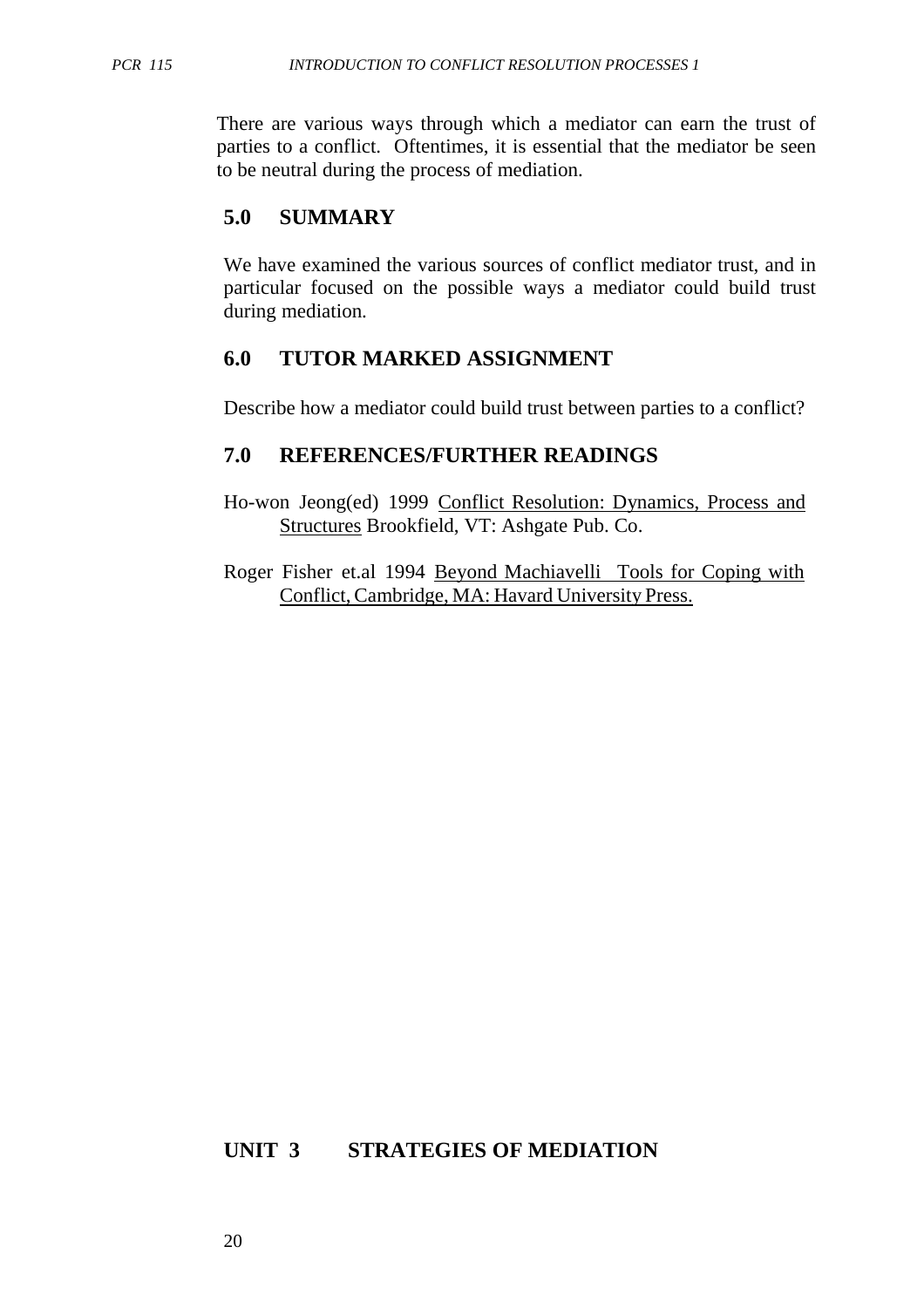There are various ways through which a mediator can earn the trust of parties to a conflict. Oftentimes, it is essential that the mediator be seen to be neutral during the process of mediation.

## 5.0 SUMMARY

We have examined the various sources of conflict mediator trust, and in particular focused on the possible ways a mediator could build trust during mediation.

## 6.0 TUTOR MARKED ASSIGNMENT

Describe how a mediator could build trust between parties to a conflict?

## 7.0 REFERENCES/FURTHER READINGS

Ho-won Jeong(ed) 1999 Conflict Resolution: Dynamics, Process and Structures Brookfield, VT: Ashgate Pub. Co.

Roger Fisher et.al 1994 Beyond Machiavelli Tools for Coping with Conflict, Cambridge, MA: Havard University Press.

# UNIT 3 STRATEGIES OF MEDIATION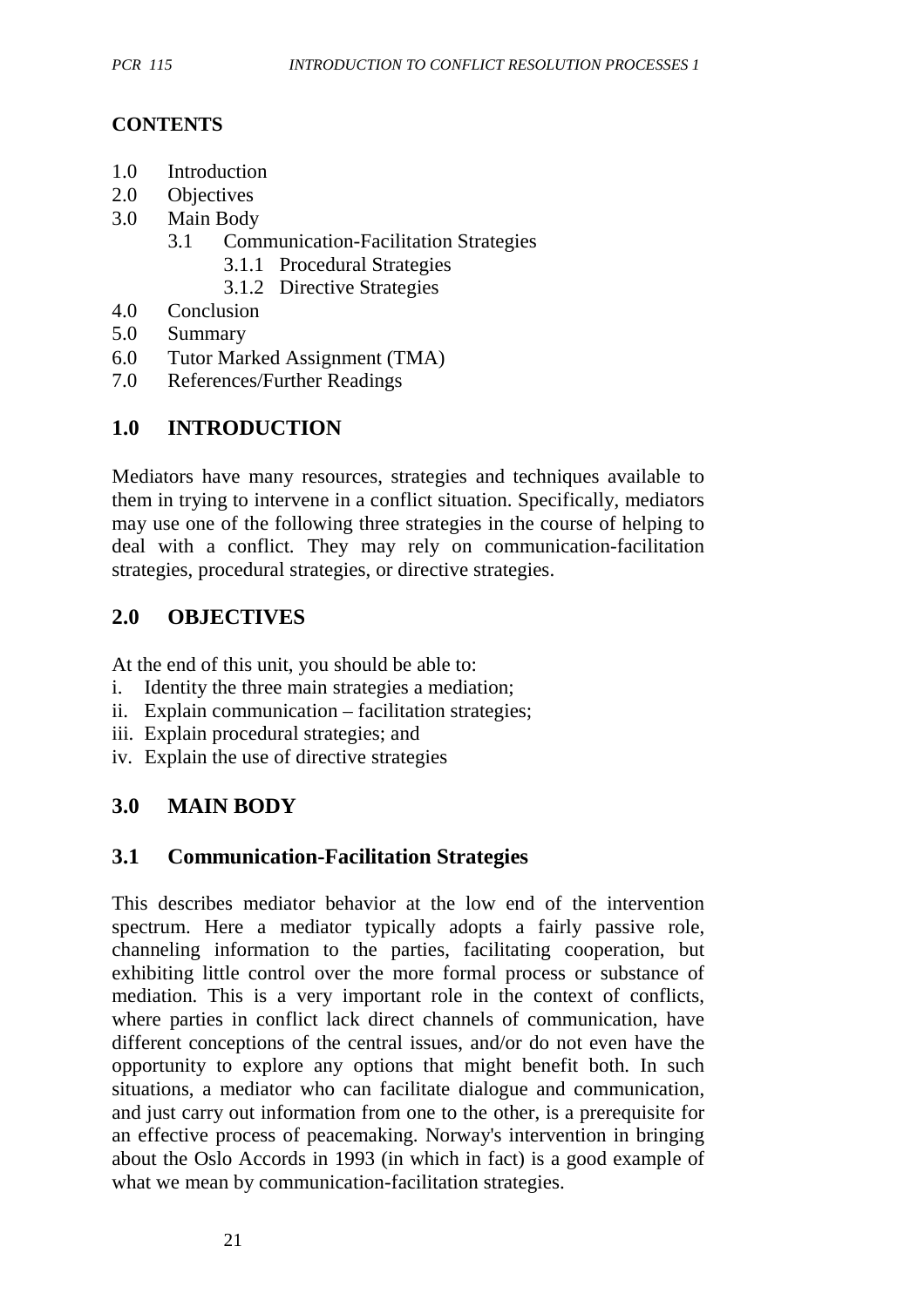## CONTENTS

1.0 Introduction
2.0 Objectives
3.0 Main Body
    3.1 Communication-Facilitation Strategies
        3.1.1 Procedural Strategies
        3.1.2 Directive Strategies
4.0 Conclusion
5.0 Summary
6.0 Tutor Marked Assignment (TMA)
7.0 References/Further Readings

## 1.0 INTRODUCTION

Mediators have many resources, strategies and techniques available to them in trying to intervene in a conflict situation. Specifically, mediators may use one of the following three strategies in the course of helping to deal with a conflict. They may rely on communication-facilitation strategies, procedural strategies, or directive strategies.

## 2.0 OBJECTIVES

At the end of this unit, you should be able to:

i. Identity the three main strategies a mediation;
ii. Explain communication – facilitation strategies;
iii. Explain procedural strategies; and
iv. Explain the use of directive strategies

## 3.0 MAIN BODY

### 3.1 Communication-Facilitation Strategies

This describes mediator behavior at the low end of the intervention spectrum. Here a mediator typically adopts a fairly passive role, channeling information to the parties, facilitating cooperation, but exhibiting little control over the more formal process or substance of mediation. This is a very important role in the context of conflicts, where parties in conflict lack direct channels of communication, have different conceptions of the central issues, and/or do not even have the opportunity to explore any options that might benefit both. In such situations, a mediator who can facilitate dialogue and communication, and just carry out information from one to the other, is a prerequisite for an effective process of peacemaking. Norway's intervention in bringing about the Oslo Accords in 1993 (in which in fact) is a good example of what we mean by communication-facilitation strategies.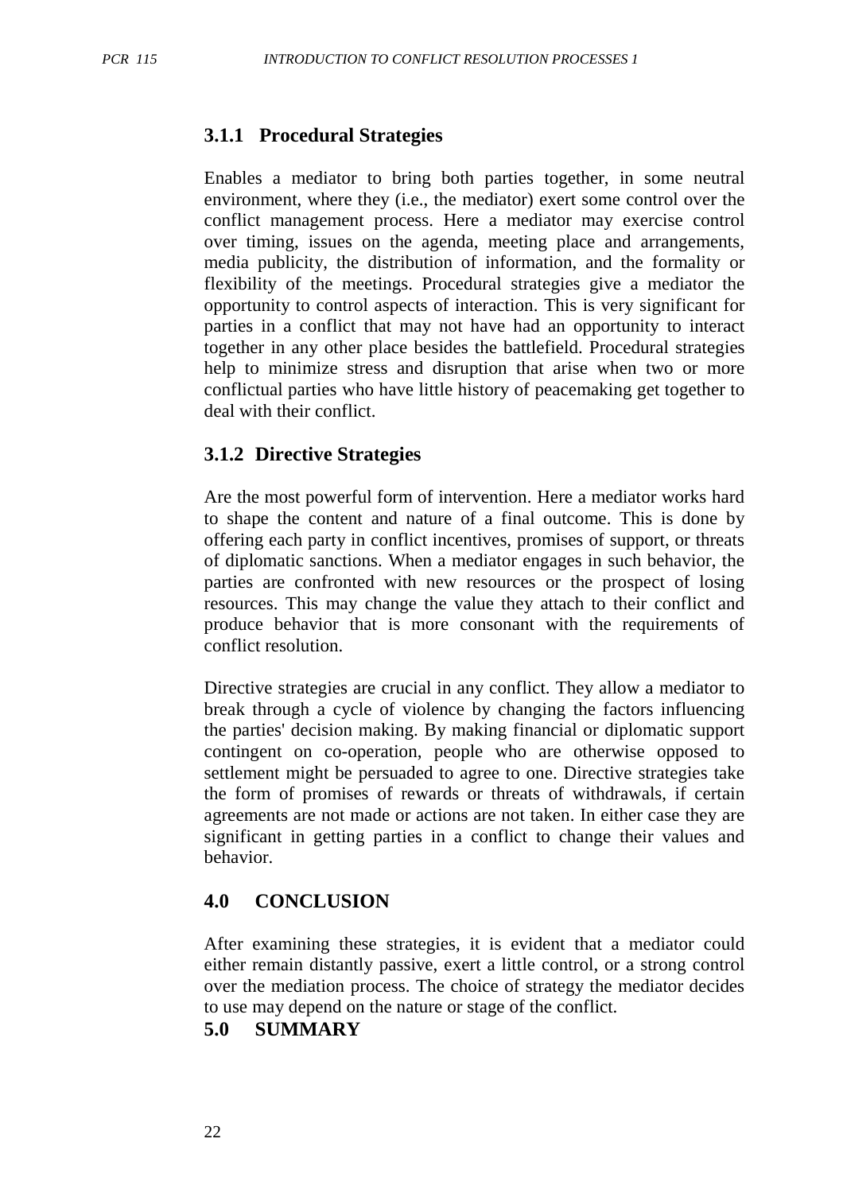### 3.1.1 Procedural Strategies

Enables a mediator to bring both parties together, in some neutral environment, where they (i.e., the mediator) exert some control over the conflict management process. Here a mediator may exercise control over timing, issues on the agenda, meeting place and arrangements, media publicity, the distribution of information, and the formality or flexibility of the meetings. Procedural strategies give a mediator the opportunity to control aspects of interaction. This is very significant for parties in a conflict that may not have had an opportunity to interact together in any other place besides the battlefield. Procedural strategies help to minimize stress and disruption that arise when two or more conflictual parties who have little history of peacemaking get together to deal with their conflict.

### 3.1.2 Directive Strategies

Are the most powerful form of intervention. Here a mediator works hard to shape the content and nature of a final outcome. This is done by offering each party in conflict incentives, promises of support, or threats of diplomatic sanctions. When a mediator engages in such behavior, the parties are confronted with new resources or the prospect of losing resources. This may change the value they attach to their conflict and produce behavior that is more consonant with the requirements of conflict resolution.

Directive strategies are crucial in any conflict. They allow a mediator to break through a cycle of violence by changing the factors influencing the parties' decision making. By making financial or diplomatic support contingent on co-operation, people who are otherwise opposed to settlement might be persuaded to agree to one. Directive strategies take the form of promises of rewards or threats of withdrawals, if certain agreements are not made or actions are not taken. In either case they are significant in getting parties in a conflict to change their values and behavior.

## 4.0 CONCLUSION

After examining these strategies, it is evident that a mediator could either remain distantly passive, exert a little control, or a strong control over the mediation process. The choice of strategy the mediator decides to use may depend on the nature or stage of the conflict.

## 5.0 SUMMARY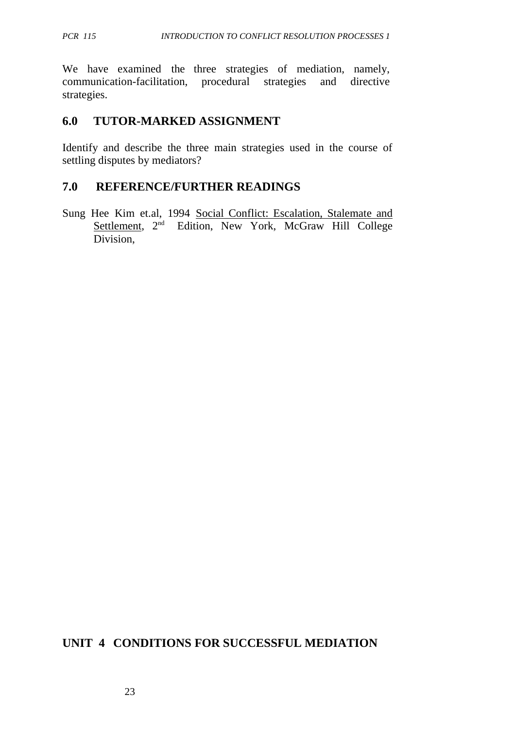We have examined the three strategies of mediation, namely, communication-facilitation, procedural strategies and directive strategies.

## 6.0 TUTOR-MARKED ASSIGNMENT

Identify and describe the three main strategies used in the course of settling disputes by mediators?

## 7.0 REFERENCE/FURTHER READINGS

Sung Hee Kim et.al, 1994 Social Conflict: Escalation, Stalemate and Settlement, 2nd Edition, New York, McGraw Hill College Division,

# UNIT 4 CONDITIONS FOR SUCCESSFUL MEDIATION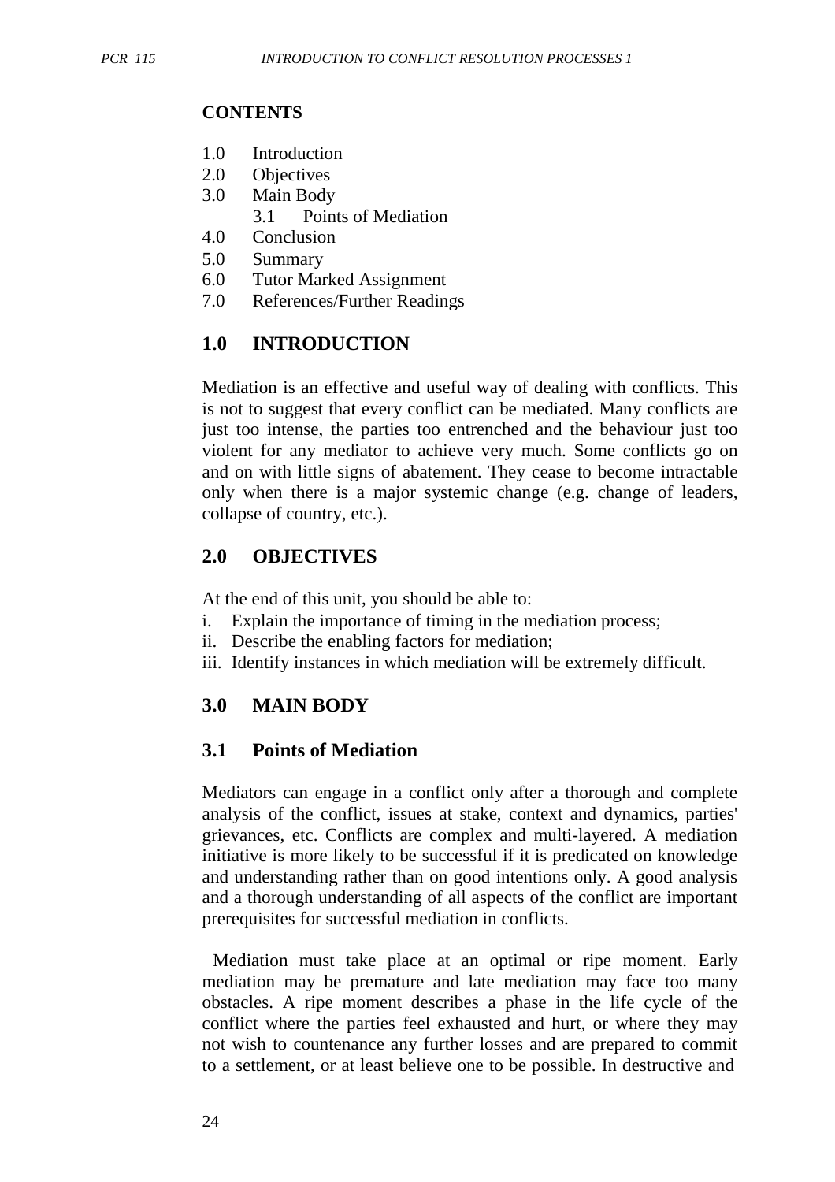**CONTENTS**

1.0 Introduction
2.0 Objectives
3.0 Main Body
    3.1 Points of Mediation
4.0 Conclusion
5.0 Summary
6.0 Tutor Marked Assignment
7.0 References/Further Readings

## 1.0 INTRODUCTION

Mediation is an effective and useful way of dealing with conflicts. This is not to suggest that every conflict can be mediated. Many conflicts are just too intense, the parties too entrenched and the behaviour just too violent for any mediator to achieve very much. Some conflicts go on and on with little signs of abatement. They cease to become intractable only when there is a major systemic change (e.g. change of leaders, collapse of country, etc.).

## 2.0 OBJECTIVES

At the end of this unit, you should be able to:

i. Explain the importance of timing in the mediation process;
ii. Describe the enabling factors for mediation;
iii. Identify instances in which mediation will be extremely difficult.

## 3.0 MAIN BODY

### 3.1 Points of Mediation

Mediators can engage in a conflict only after a thorough and complete analysis of the conflict, issues at stake, context and dynamics, parties' grievances, etc. Conflicts are complex and multi-layered. A mediation initiative is more likely to be successful if it is predicated on knowledge and understanding rather than on good intentions only. A good analysis and a thorough understanding of all aspects of the conflict are important prerequisites for successful mediation in conflicts.

Mediation must take place at an optimal or ripe moment. Early mediation may be premature and late mediation may face too many obstacles. A ripe moment describes a phase in the life cycle of the conflict where the parties feel exhausted and hurt, or where they may not wish to countenance any further losses and are prepared to commit to a settlement, or at least believe one to be possible. In destructive and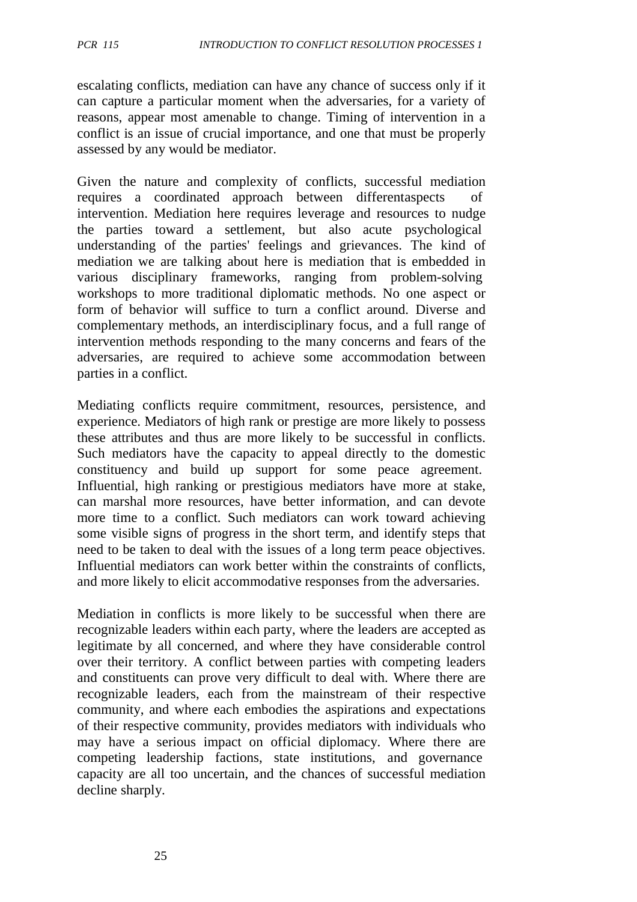escalating conflicts, mediation can have any chance of success only if it can capture a particular moment when the adversaries, for a variety of reasons, appear most amenable to change. Timing of intervention in a conflict is an issue of crucial importance, and one that must be properly assessed by any would be mediator.

Given the nature and complexity of conflicts, successful mediation requires a coordinated approach between differentaspects of intervention. Mediation here requires leverage and resources to nudge the parties toward a settlement, but also acute psychological understanding of the parties' feelings and grievances. The kind of mediation we are talking about here is mediation that is embedded in various disciplinary frameworks, ranging from problem-solving workshops to more traditional diplomatic methods. No one aspect or form of behavior will suffice to turn a conflict around. Diverse and complementary methods, an interdisciplinary focus, and a full range of intervention methods responding to the many concerns and fears of the adversaries, are required to achieve some accommodation between parties in a conflict.

Mediating conflicts require commitment, resources, persistence, and experience. Mediators of high rank or prestige are more likely to possess these attributes and thus are more likely to be successful in conflicts. Such mediators have the capacity to appeal directly to the domestic constituency and build up support for some peace agreement. Influential, high ranking or prestigious mediators have more at stake, can marshal more resources, have better information, and can devote more time to a conflict. Such mediators can work toward achieving some visible signs of progress in the short term, and identify steps that need to be taken to deal with the issues of a long term peace objectives. Influential mediators can work better within the constraints of conflicts, and more likely to elicit accommodative responses from the adversaries.

Mediation in conflicts is more likely to be successful when there are recognizable leaders within each party, where the leaders are accepted as legitimate by all concerned, and where they have considerable control over their territory. A conflict between parties with competing leaders and constituents can prove very difficult to deal with. Where there are recognizable leaders, each from the mainstream of their respective community, and where each embodies the aspirations and expectations of their respective community, provides mediators with individuals who may have a serious impact on official diplomacy. Where there are competing leadership factions, state institutions, and governance capacity are all too uncertain, and the chances of successful mediation decline sharply.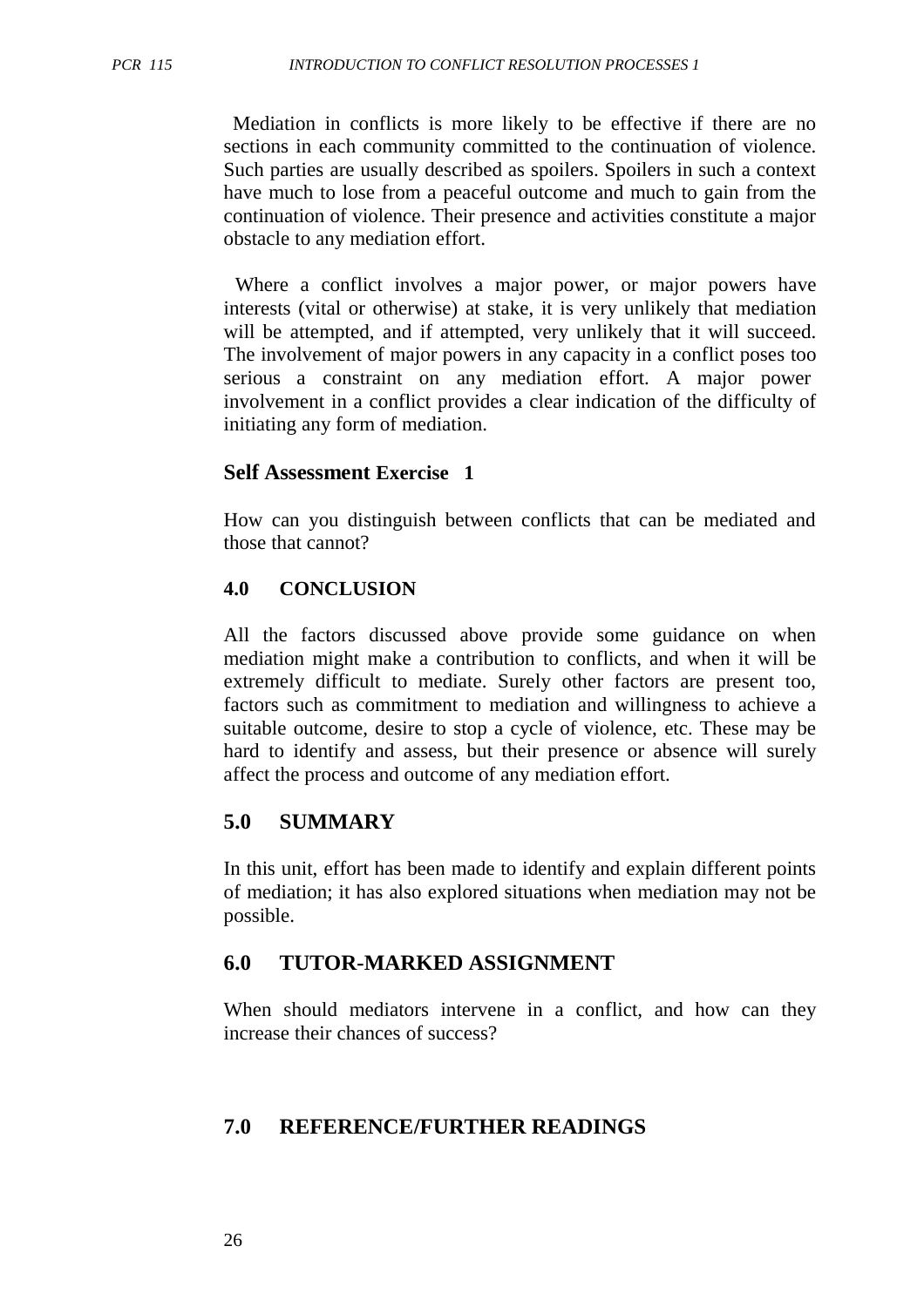Mediation in conflicts is more likely to be effective if there are no sections in each community committed to the continuation of violence. Such parties are usually described as spoilers. Spoilers in such a context have much to lose from a peaceful outcome and much to gain from the continuation of violence. Their presence and activities constitute a major obstacle to any mediation effort.

Where a conflict involves a major power, or major powers have interests (vital or otherwise) at stake, it is very unlikely that mediation will be attempted, and if attempted, very unlikely that it will succeed. The involvement of major powers in any capacity in a conflict poses too serious a constraint on any mediation effort. A major power involvement in a conflict provides a clear indication of the difficulty of initiating any form of mediation.

**Self Assessment Exercise 1**

How can you distinguish between conflicts that can be mediated and those that cannot?

## 4.0 CONCLUSION

All the factors discussed above provide some guidance on when mediation might make a contribution to conflicts, and when it will be extremely difficult to mediate. Surely other factors are present too, factors such as commitment to mediation and willingness to achieve a suitable outcome, desire to stop a cycle of violence, etc. These may be hard to identify and assess, but their presence or absence will surely affect the process and outcome of any mediation effort.

## 5.0 SUMMARY

In this unit, effort has been made to identify and explain different points of mediation; it has also explored situations when mediation may not be possible.

## 6.0 TUTOR-MARKED ASSIGNMENT

When should mediators intervene in a conflict, and how can they increase their chances of success?

## 7.0 REFERENCE/FURTHER READINGS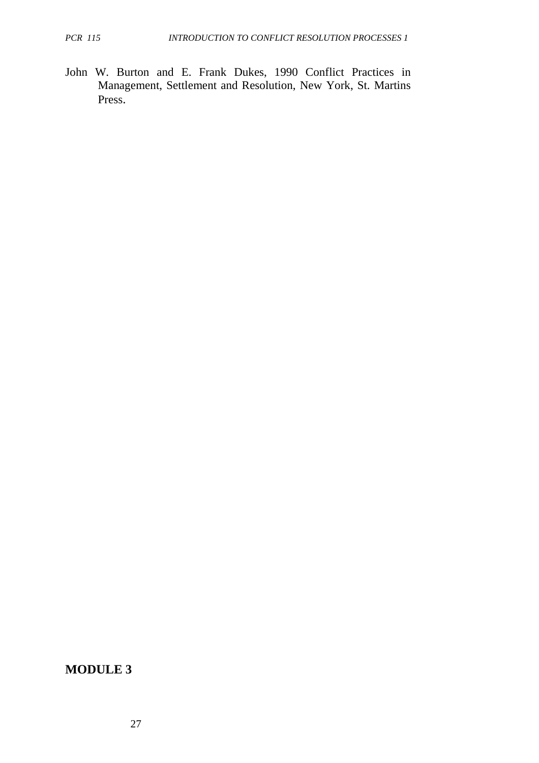John W. Burton and E. Frank Dukes, 1990 Conflict Practices in Management, Settlement and Resolution, New York, St. Martins Press.

## MODULE 3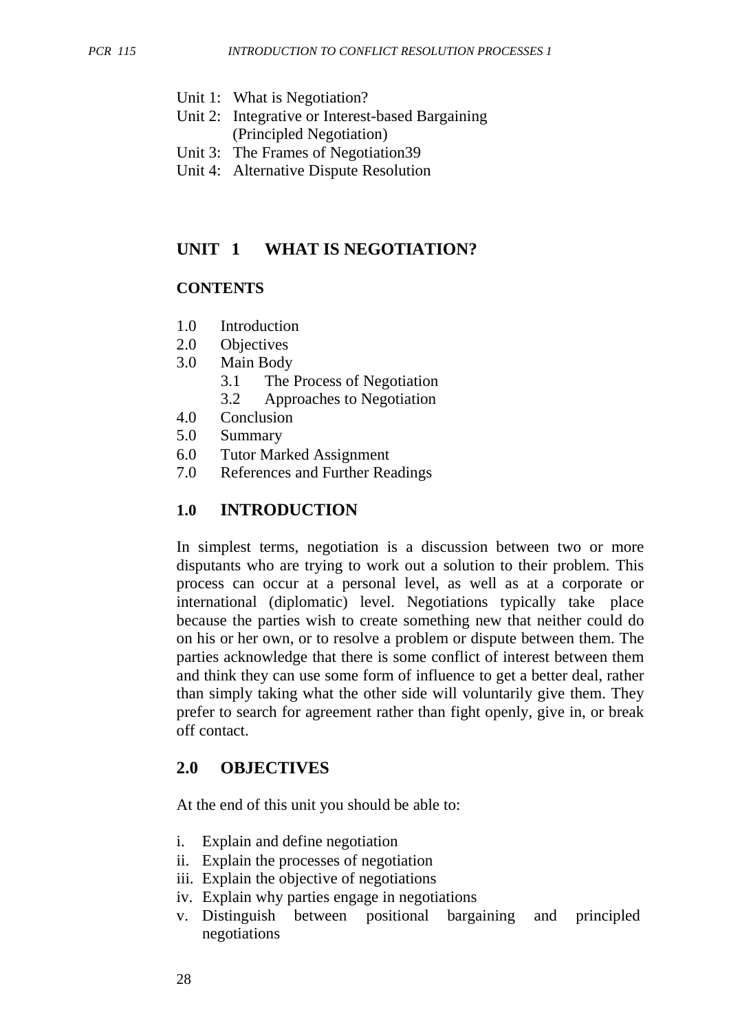Unit 1: What is Negotiation?
Unit 2: Integrative or Interest-based Bargaining (Principled Negotiation)
Unit 3: The Frames of Negotiation39
Unit 4: Alternative Dispute Resolution

## UNIT 1 WHAT IS NEGOTIATION?

**CONTENTS**

1.0 Introduction
2.0 Objectives
3.0 Main Body
  3.1 The Process of Negotiation
  3.2 Approaches to Negotiation
4.0 Conclusion
5.0 Summary
6.0 Tutor Marked Assignment
7.0 References and Further Readings

### 1.0 INTRODUCTION

In simplest terms, negotiation is a discussion between two or more disputants who are trying to work out a solution to their problem. This process can occur at a personal level, as well as at a corporate or international (diplomatic) level. Negotiations typically take place because the parties wish to create something new that neither could do on his or her own, or to resolve a problem or dispute between them. The parties acknowledge that there is some conflict of interest between them and think they can use some form of influence to get a better deal, rather than simply taking what the other side will voluntarily give them. They prefer to search for agreement rather than fight openly, give in, or break off contact.

### 2.0 OBJECTIVES

At the end of this unit you should be able to:

i. Explain and define negotiation
ii. Explain the processes of negotiation
iii. Explain the objective of negotiations
iv. Explain why parties engage in negotiations
v. Distinguish between positional bargaining and principled negotiations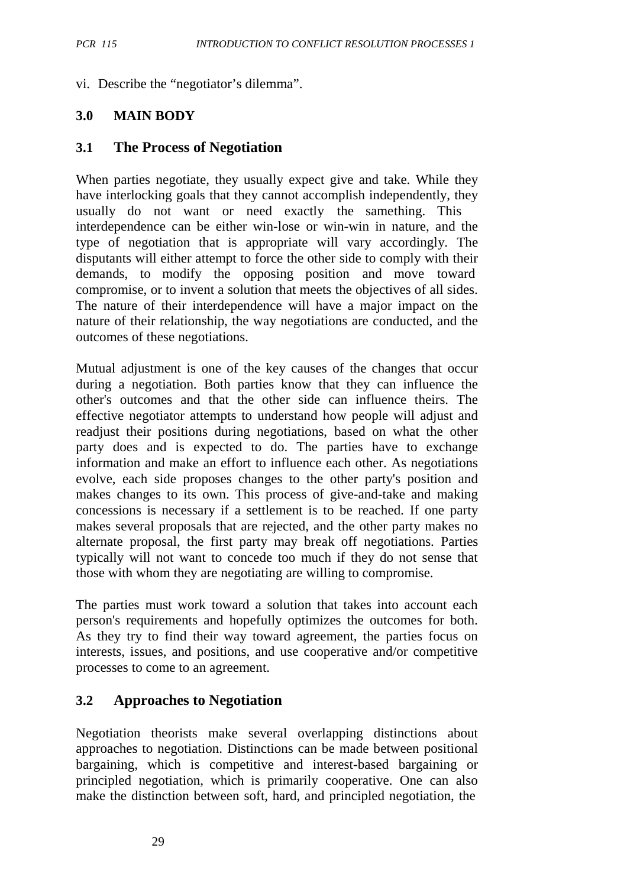vi. Describe the "negotiator's dilemma".

## 3.0 MAIN BODY

### 3.1 The Process of Negotiation

When parties negotiate, they usually expect give and take. While they have interlocking goals that they cannot accomplish independently, they usually do not want or need exactly the samething. This interdependence can be either win-lose or win-win in nature, and the type of negotiation that is appropriate will vary accordingly. The disputants will either attempt to force the other side to comply with their demands, to modify the opposing position and move toward compromise, or to invent a solution that meets the objectives of all sides. The nature of their interdependence will have a major impact on the nature of their relationship, the way negotiations are conducted, and the outcomes of these negotiations.

Mutual adjustment is one of the key causes of the changes that occur during a negotiation. Both parties know that they can influence the other's outcomes and that the other side can influence theirs. The effective negotiator attempts to understand how people will adjust and readjust their positions during negotiations, based on what the other party does and is expected to do. The parties have to exchange information and make an effort to influence each other. As negotiations evolve, each side proposes changes to the other party's position and makes changes to its own. This process of give-and-take and making concessions is necessary if a settlement is to be reached. If one party makes several proposals that are rejected, and the other party makes no alternate proposal, the first party may break off negotiations. Parties typically will not want to concede too much if they do not sense that those with whom they are negotiating are willing to compromise.

The parties must work toward a solution that takes into account each person's requirements and hopefully optimizes the outcomes for both. As they try to find their way toward agreement, the parties focus on interests, issues, and positions, and use cooperative and/or competitive processes to come to an agreement.

### 3.2 Approaches to Negotiation

Negotiation theorists make several overlapping distinctions about approaches to negotiation. Distinctions can be made between positional bargaining, which is competitive and interest-based bargaining or principled negotiation, which is primarily cooperative. One can also make the distinction between soft, hard, and principled negotiation, the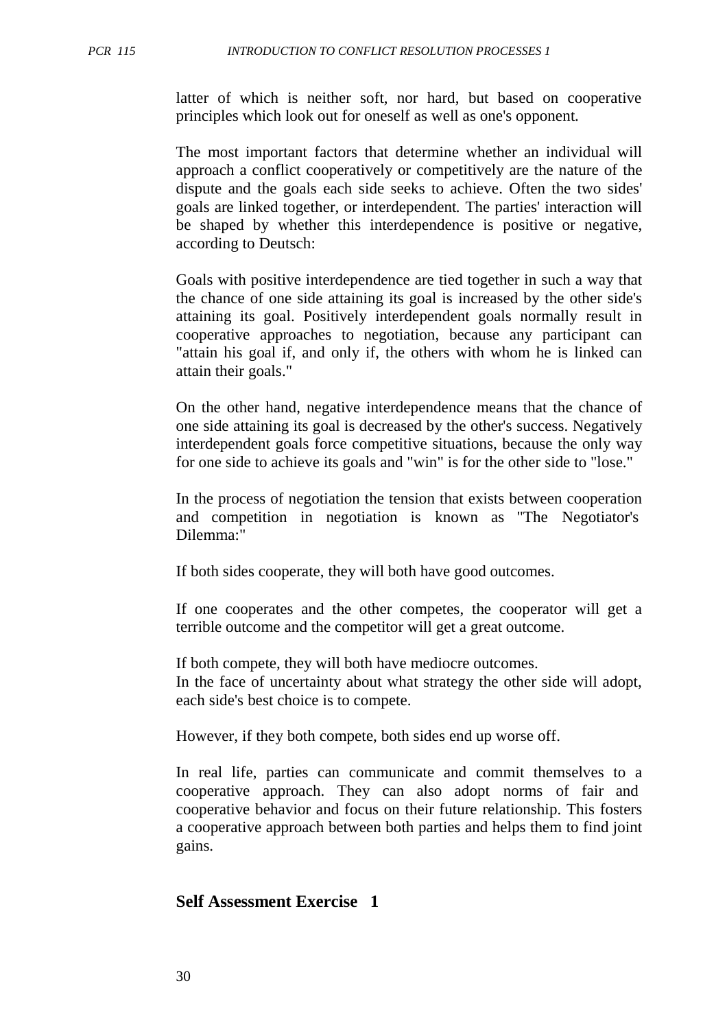latter of which is neither soft, nor hard, but based on cooperative principles which look out for oneself as well as one's opponent.

The most important factors that determine whether an individual will approach a conflict cooperatively or competitively are the nature of the dispute and the goals each side seeks to achieve. Often the two sides' goals are linked together, or interdependent. The parties' interaction will be shaped by whether this interdependence is positive or negative, according to Deutsch:

Goals with positive interdependence are tied together in such a way that the chance of one side attaining its goal is increased by the other side's attaining its goal. Positively interdependent goals normally result in cooperative approaches to negotiation, because any participant can "attain his goal if, and only if, the others with whom he is linked can attain their goals."

On the other hand, negative interdependence means that the chance of one side attaining its goal is decreased by the other's success. Negatively interdependent goals force competitive situations, because the only way for one side to achieve its goals and "win" is for the other side to "lose."

In the process of negotiation the tension that exists between cooperation and competition in negotiation is known as "The Negotiator's Dilemma:"

If both sides cooperate, they will both have good outcomes.

If one cooperates and the other competes, the cooperator will get a terrible outcome and the competitor will get a great outcome.

If both compete, they will both have mediocre outcomes.
In the face of uncertainty about what strategy the other side will adopt, each side's best choice is to compete.

However, if they both compete, both sides end up worse off.

In real life, parties can communicate and commit themselves to a cooperative approach. They can also adopt norms of fair and cooperative behavior and focus on their future relationship. This fosters a cooperative approach between both parties and helps them to find joint gains.

## Self Assessment Exercise 1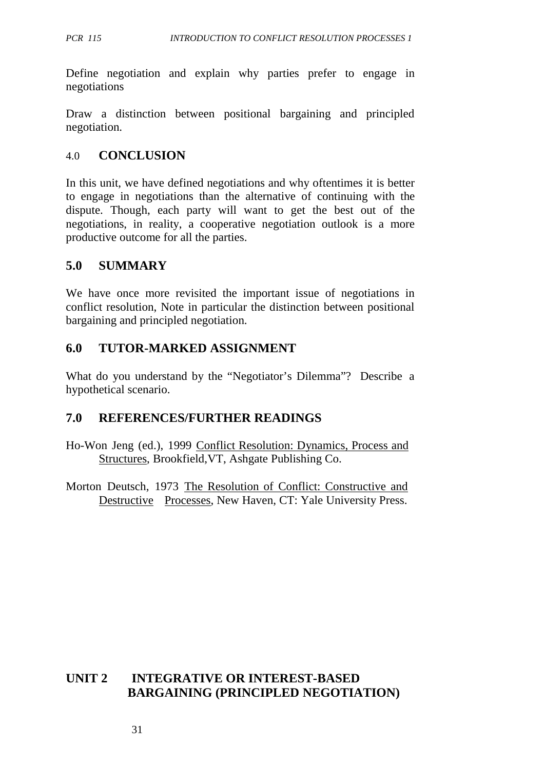Define negotiation and explain why parties prefer to engage in negotiations

Draw a distinction between positional bargaining and principled negotiation.

## 4.0 CONCLUSION

In this unit, we have defined negotiations and why oftentimes it is better to engage in negotiations than the alternative of continuing with the dispute. Though, each party will want to get the best out of the negotiations, in reality, a cooperative negotiation outlook is a more productive outcome for all the parties.

## 5.0 SUMMARY

We have once more revisited the important issue of negotiations in conflict resolution, Note in particular the distinction between positional bargaining and principled negotiation.

## 6.0 TUTOR-MARKED ASSIGNMENT

What do you understand by the "Negotiator's Dilemma"? Describe a hypothetical scenario.

## 7.0 REFERENCES/FURTHER READINGS

Ho-Won Jeng (ed.), 1999 Conflict Resolution: Dynamics, Process and Structures, Brookfield,VT, Ashgate Publishing Co.

Morton Deutsch, 1973 The Resolution of Conflict: Constructive and Destructive Processes, New Haven, CT: Yale University Press.

# UNIT 2 INTEGRATIVE OR INTEREST-BASED BARGAINING (PRINCIPLED NEGOTIATION)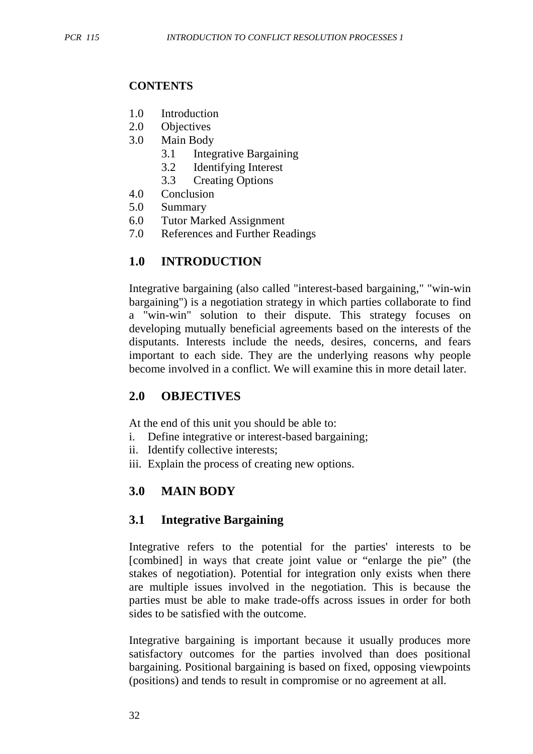**CONTENTS**

1.0 Introduction
2.0 Objectives
3.0 Main Body
    3.1 Integrative Bargaining
    3.2 Identifying Interest
    3.3 Creating Options
4.0 Conclusion
5.0 Summary
6.0 Tutor Marked Assignment
7.0 References and Further Readings

## 1.0 INTRODUCTION

Integrative bargaining (also called "interest-based bargaining," "win-win bargaining") is a negotiation strategy in which parties collaborate to find a "win-win" solution to their dispute. This strategy focuses on developing mutually beneficial agreements based on the interests of the disputants. Interests include the needs, desires, concerns, and fears important to each side. They are the underlying reasons why people become involved in a conflict. We will examine this in more detail later.

## 2.0 OBJECTIVES

At the end of this unit you should be able to:

i. Define integrative or interest-based bargaining;
ii. Identify collective interests;
iii. Explain the process of creating new options.

## 3.0 MAIN BODY

### 3.1 Integrative Bargaining

Integrative refers to the potential for the parties' interests to be [combined] in ways that create joint value or "enlarge the pie" (the stakes of negotiation). Potential for integration only exists when there are multiple issues involved in the negotiation. This is because the parties must be able to make trade-offs across issues in order for both sides to be satisfied with the outcome.

Integrative bargaining is important because it usually produces more satisfactory outcomes for the parties involved than does positional bargaining. Positional bargaining is based on fixed, opposing viewpoints (positions) and tends to result in compromise or no agreement at all.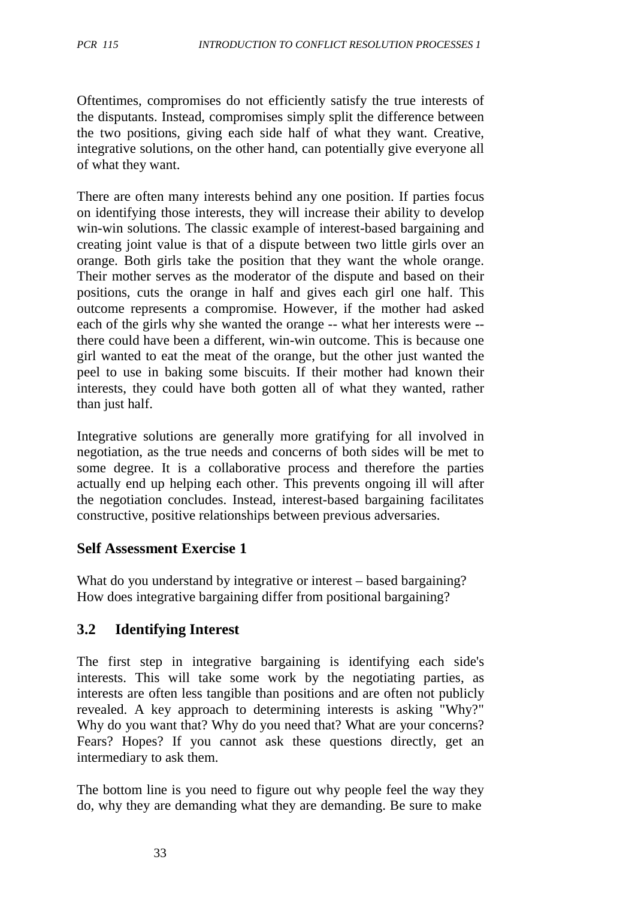Oftentimes, compromises do not efficiently satisfy the true interests of the disputants. Instead, compromises simply split the difference between the two positions, giving each side half of what they want. Creative, integrative solutions, on the other hand, can potentially give everyone all of what they want.

There are often many interests behind any one position. If parties focus on identifying those interests, they will increase their ability to develop win-win solutions. The classic example of interest-based bargaining and creating joint value is that of a dispute between two little girls over an orange. Both girls take the position that they want the whole orange. Their mother serves as the moderator of the dispute and based on their positions, cuts the orange in half and gives each girl one half. This outcome represents a compromise. However, if the mother had asked each of the girls why she wanted the orange -- what her interests were -- there could have been a different, win-win outcome. This is because one girl wanted to eat the meat of the orange, but the other just wanted the peel to use in baking some biscuits. If their mother had known their interests, they could have both gotten all of what they wanted, rather than just half.

Integrative solutions are generally more gratifying for all involved in negotiation, as the true needs and concerns of both sides will be met to some degree. It is a collaborative process and therefore the parties actually end up helping each other. This prevents ongoing ill will after the negotiation concludes. Instead, interest-based bargaining facilitates constructive, positive relationships between previous adversaries.

### Self Assessment Exercise 1

What do you understand by integrative or interest – based bargaining?
How does integrative bargaining differ from positional bargaining?

## 3.2 Identifying Interest

The first step in integrative bargaining is identifying each side's interests. This will take some work by the negotiating parties, as interests are often less tangible than positions and are often not publicly revealed. A key approach to determining interests is asking "Why?" Why do you want that? Why do you need that? What are your concerns? Fears? Hopes? If you cannot ask these questions directly, get an intermediary to ask them.

The bottom line is you need to figure out why people feel the way they do, why they are demanding what they are demanding. Be sure to make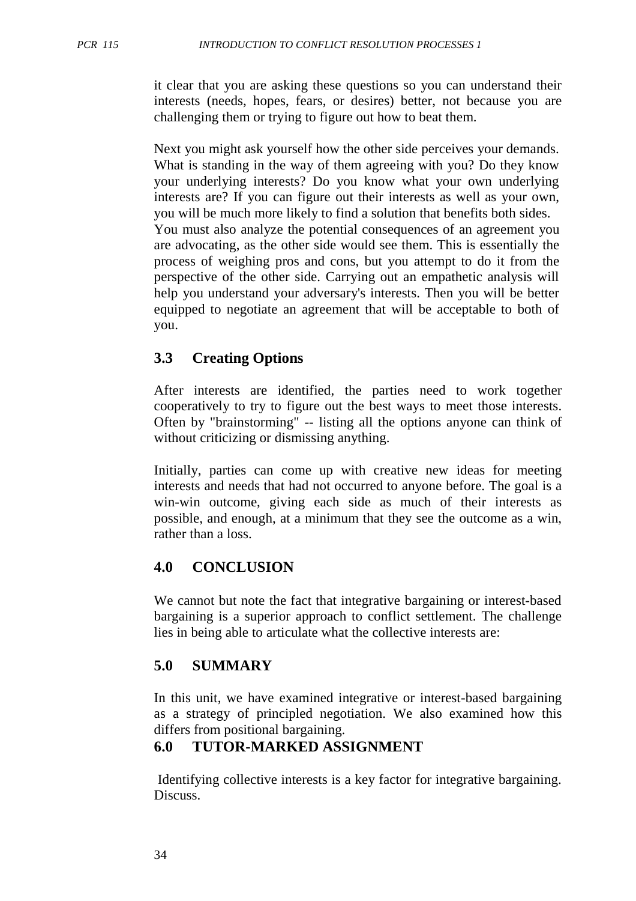it clear that you are asking these questions so you can understand their interests (needs, hopes, fears, or desires) better, not because you are challenging them or trying to figure out how to beat them.

Next you might ask yourself how the other side perceives your demands. What is standing in the way of them agreeing with you? Do they know your underlying interests? Do you know what your own underlying interests are? If you can figure out their interests as well as your own, you will be much more likely to find a solution that benefits both sides. You must also analyze the potential consequences of an agreement you are advocating, as the other side would see them. This is essentially the process of weighing pros and cons, but you attempt to do it from the perspective of the other side. Carrying out an empathetic analysis will help you understand your adversary's interests. Then you will be better equipped to negotiate an agreement that will be acceptable to both of you.

## 3.3 Creating Options

After interests are identified, the parties need to work together cooperatively to try to figure out the best ways to meet those interests. Often by "brainstorming" -- listing all the options anyone can think of without criticizing or dismissing anything.

Initially, parties can come up with creative new ideas for meeting interests and needs that had not occurred to anyone before. The goal is a win-win outcome, giving each side as much of their interests as possible, and enough, at a minimum that they see the outcome as a win, rather than a loss.

## 4.0 CONCLUSION

We cannot but note the fact that integrative bargaining or interest-based bargaining is a superior approach to conflict settlement. The challenge lies in being able to articulate what the collective interests are:

## 5.0 SUMMARY

In this unit, we have examined integrative or interest-based bargaining as a strategy of principled negotiation. We also examined how this differs from positional bargaining.

## 6.0 TUTOR-MARKED ASSIGNMENT

Identifying collective interests is a key factor for integrative bargaining. Discuss.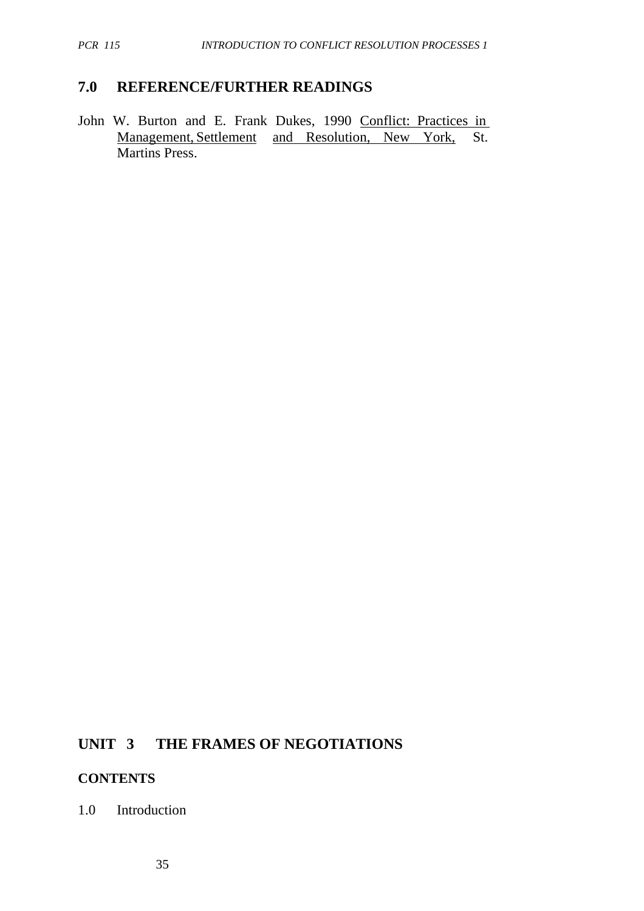## 7.0 REFERENCE/FURTHER READINGS

John W. Burton and E. Frank Dukes, 1990 <u>Conflict: Practices in Management, Settlement and Resolution, New York,</u> St. Martins Press.

# UNIT 3 THE FRAMES OF NEGOTIATIONS

## CONTENTS

1.0 Introduction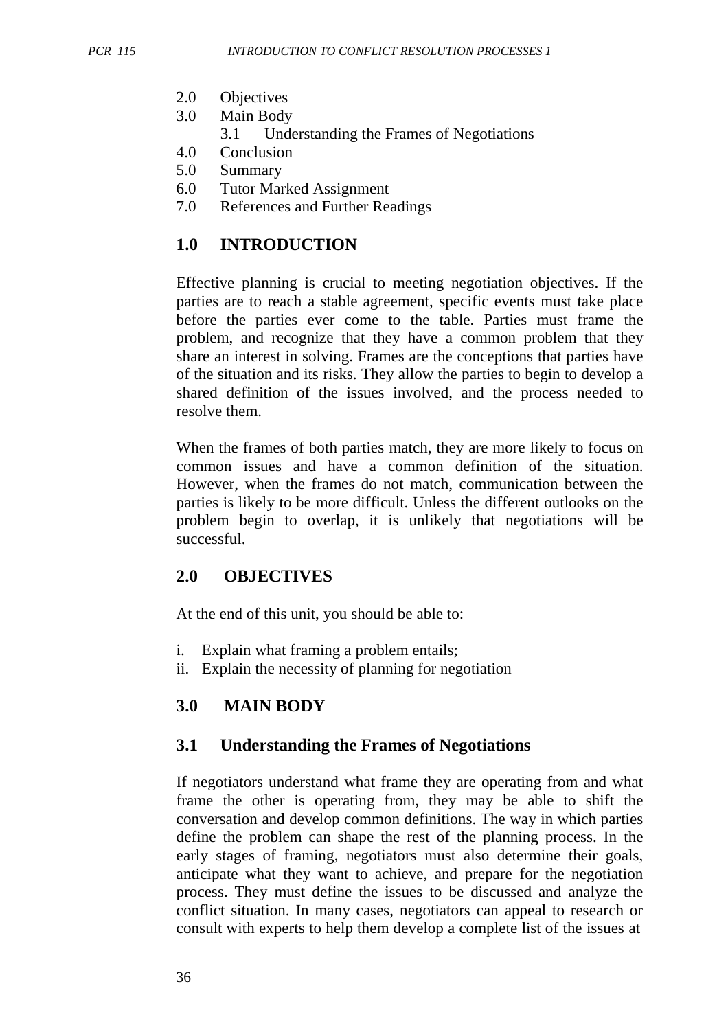2.0 Objectives
3.0 Main Body
    3.1 Understanding the Frames of Negotiations
4.0 Conclusion
5.0 Summary
6.0 Tutor Marked Assignment
7.0 References and Further Readings

## 1.0 INTRODUCTION

Effective planning is crucial to meeting negotiation objectives. If the parties are to reach a stable agreement, specific events must take place before the parties ever come to the table. Parties must frame the problem, and recognize that they have a common problem that they share an interest in solving. Frames are the conceptions that parties have of the situation and its risks. They allow the parties to begin to develop a shared definition of the issues involved, and the process needed to resolve them.

When the frames of both parties match, they are more likely to focus on common issues and have a common definition of the situation. However, when the frames do not match, communication between the parties is likely to be more difficult. Unless the different outlooks on the problem begin to overlap, it is unlikely that negotiations will be successful.

## 2.0 OBJECTIVES

At the end of this unit, you should be able to:

i. Explain what framing a problem entails;
ii. Explain the necessity of planning for negotiation

## 3.0 MAIN BODY

### 3.1 Understanding the Frames of Negotiations

If negotiators understand what frame they are operating from and what frame the other is operating from, they may be able to shift the conversation and develop common definitions. The way in which parties define the problem can shape the rest of the planning process. In the early stages of framing, negotiators must also determine their goals, anticipate what they want to achieve, and prepare for the negotiation process. They must define the issues to be discussed and analyze the conflict situation. In many cases, negotiators can appeal to research or consult with experts to help them develop a complete list of the issues at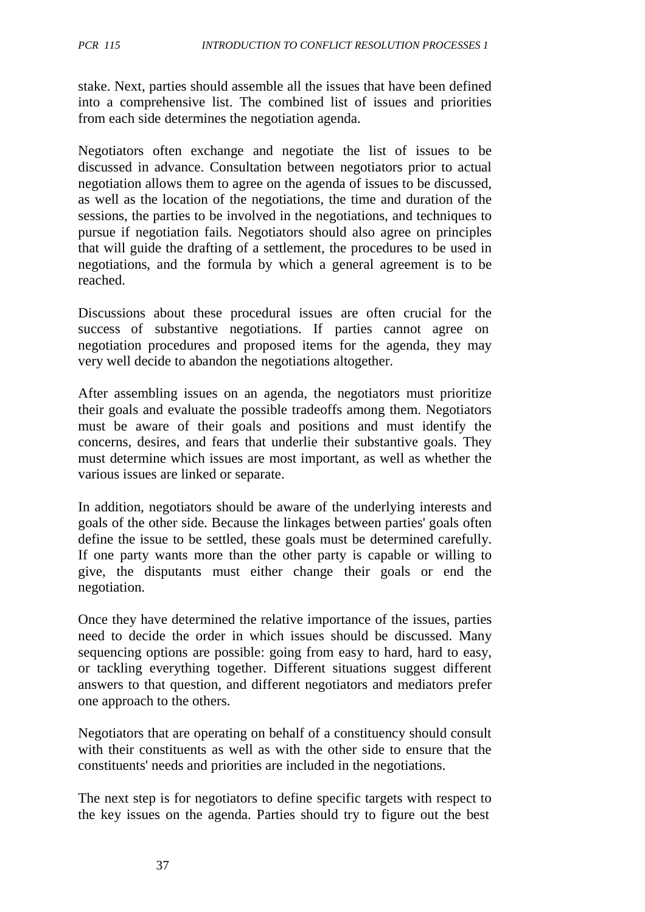stake. Next, parties should assemble all the issues that have been defined into a comprehensive list. The combined list of issues and priorities from each side determines the negotiation agenda.

Negotiators often exchange and negotiate the list of issues to be discussed in advance. Consultation between negotiators prior to actual negotiation allows them to agree on the agenda of issues to be discussed, as well as the location of the negotiations, the time and duration of the sessions, the parties to be involved in the negotiations, and techniques to pursue if negotiation fails. Negotiators should also agree on principles that will guide the drafting of a settlement, the procedures to be used in negotiations, and the formula by which a general agreement is to be reached.

Discussions about these procedural issues are often crucial for the success of substantive negotiations. If parties cannot agree on negotiation procedures and proposed items for the agenda, they may very well decide to abandon the negotiations altogether.

After assembling issues on an agenda, the negotiators must prioritize their goals and evaluate the possible tradeoffs among them. Negotiators must be aware of their goals and positions and must identify the concerns, desires, and fears that underlie their substantive goals. They must determine which issues are most important, as well as whether the various issues are linked or separate.

In addition, negotiators should be aware of the underlying interests and goals of the other side. Because the linkages between parties' goals often define the issue to be settled, these goals must be determined carefully. If one party wants more than the other party is capable or willing to give, the disputants must either change their goals or end the negotiation.

Once they have determined the relative importance of the issues, parties need to decide the order in which issues should be discussed. Many sequencing options are possible: going from easy to hard, hard to easy, or tackling everything together. Different situations suggest different answers to that question, and different negotiators and mediators prefer one approach to the others.

Negotiators that are operating on behalf of a constituency should consult with their constituents as well as with the other side to ensure that the constituents' needs and priorities are included in the negotiations.

The next step is for negotiators to define specific targets with respect to the key issues on the agenda. Parties should try to figure out the best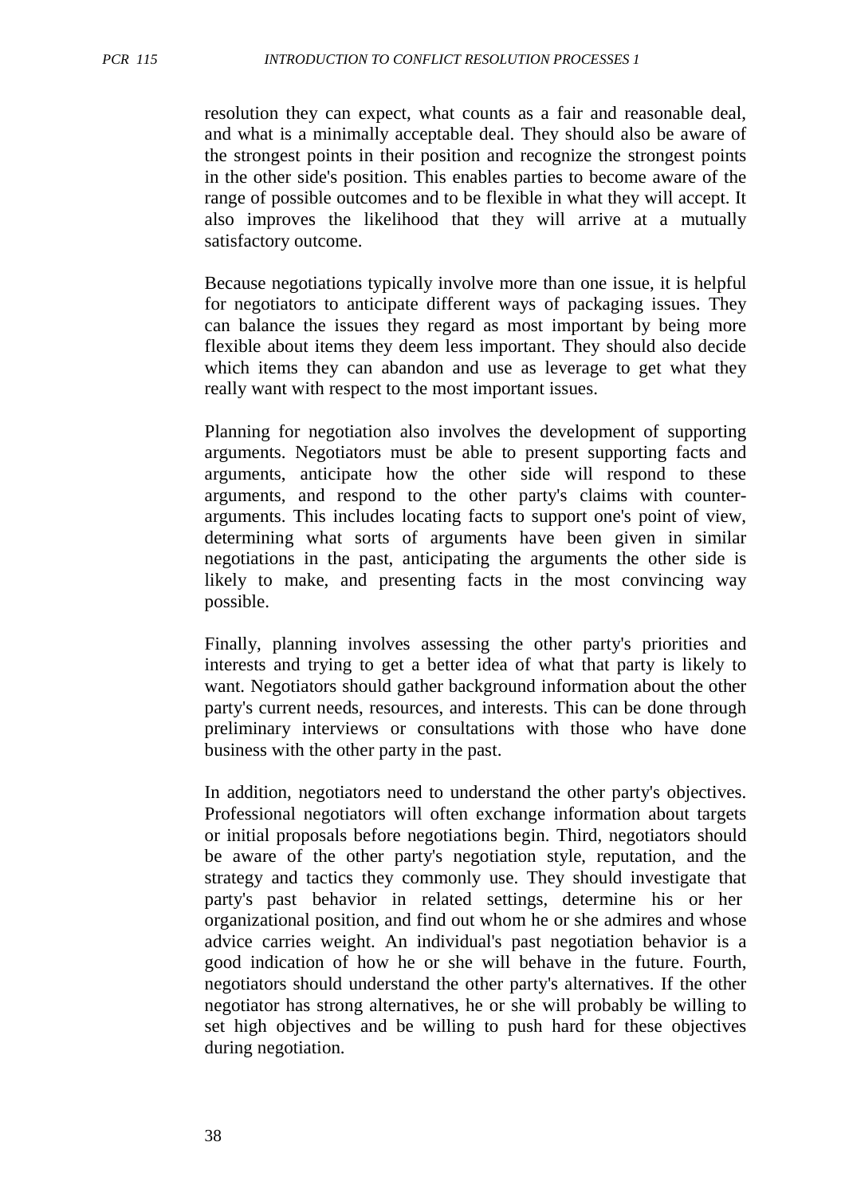resolution they can expect, what counts as a fair and reasonable deal, and what is a minimally acceptable deal. They should also be aware of the strongest points in their position and recognize the strongest points in the other side's position. This enables parties to become aware of the range of possible outcomes and to be flexible in what they will accept. It also improves the likelihood that they will arrive at a mutually satisfactory outcome.

Because negotiations typically involve more than one issue, it is helpful for negotiators to anticipate different ways of packaging issues. They can balance the issues they regard as most important by being more flexible about items they deem less important. They should also decide which items they can abandon and use as leverage to get what they really want with respect to the most important issues.

Planning for negotiation also involves the development of supporting arguments. Negotiators must be able to present supporting facts and arguments, anticipate how the other side will respond to these arguments, and respond to the other party's claims with counter-arguments. This includes locating facts to support one's point of view, determining what sorts of arguments have been given in similar negotiations in the past, anticipating the arguments the other side is likely to make, and presenting facts in the most convincing way possible.

Finally, planning involves assessing the other party's priorities and interests and trying to get a better idea of what that party is likely to want. Negotiators should gather background information about the other party's current needs, resources, and interests. This can be done through preliminary interviews or consultations with those who have done business with the other party in the past.

In addition, negotiators need to understand the other party's objectives. Professional negotiators will often exchange information about targets or initial proposals before negotiations begin. Third, negotiators should be aware of the other party's negotiation style, reputation, and the strategy and tactics they commonly use. They should investigate that party's past behavior in related settings, determine his or her organizational position, and find out whom he or she admires and whose advice carries weight. An individual's past negotiation behavior is a good indication of how he or she will behave in the future. Fourth, negotiators should understand the other party's alternatives. If the other negotiator has strong alternatives, he or she will probably be willing to set high objectives and be willing to push hard for these objectives during negotiation.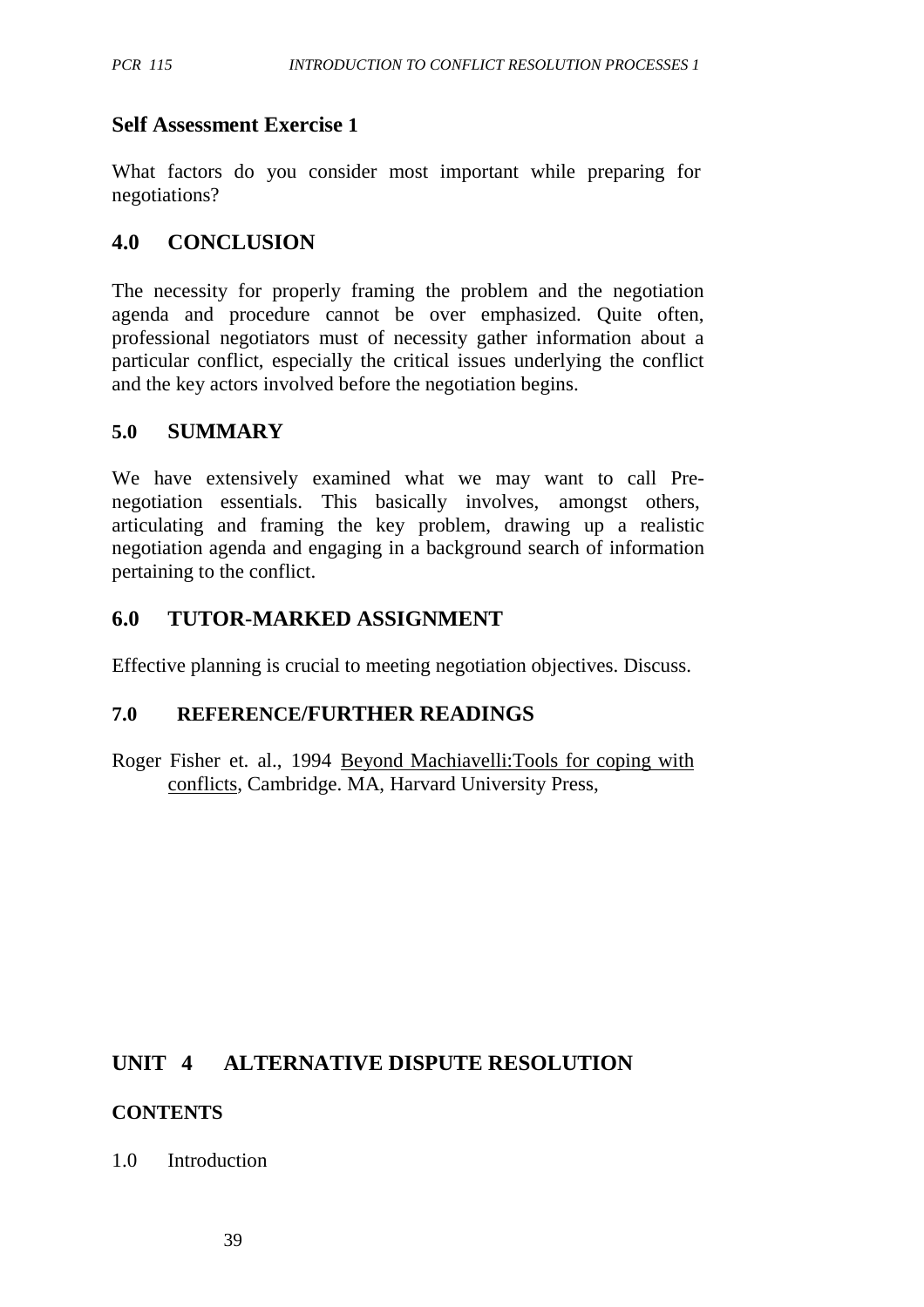### Self Assessment Exercise 1

What factors do you consider most important while preparing for negotiations?

## 4.0 CONCLUSION

The necessity for properly framing the problem and the negotiation agenda and procedure cannot be over emphasized. Quite often, professional negotiators must of necessity gather information about a particular conflict, especially the critical issues underlying the conflict and the key actors involved before the negotiation begins.

## 5.0 SUMMARY

We have extensively examined what we may want to call Pre-negotiation essentials. This basically involves, amongst others, articulating and framing the key problem, drawing up a realistic negotiation agenda and engaging in a background search of information pertaining to the conflict.

## 6.0 TUTOR-MARKED ASSIGNMENT

Effective planning is crucial to meeting negotiation objectives. Discuss.

## 7.0 REFERENCE/FURTHER READINGS

Roger Fisher et. al., 1994 Beyond Machiavelli:Tools for coping with conflicts, Cambridge. MA, Harvard University Press,

# UNIT 4 ALTERNATIVE DISPUTE RESOLUTION

### CONTENTS

1.0 Introduction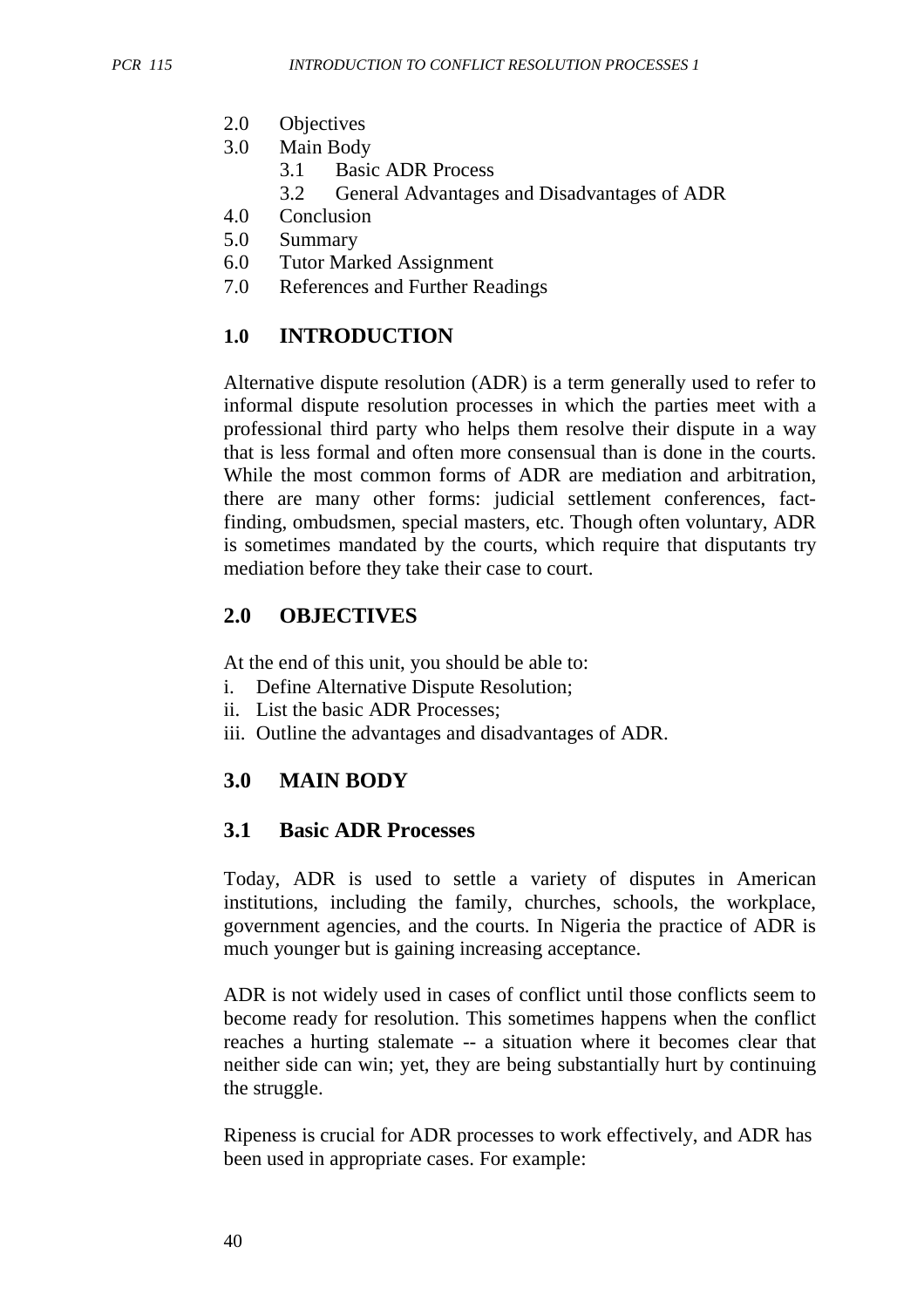2.0 Objectives
3.0 Main Body
    3.1 Basic ADR Process
    3.2 General Advantages and Disadvantages of ADR
4.0 Conclusion
5.0 Summary
6.0 Tutor Marked Assignment
7.0 References and Further Readings

## 1.0 INTRODUCTION

Alternative dispute resolution (ADR) is a term generally used to refer to informal dispute resolution processes in which the parties meet with a professional third party who helps them resolve their dispute in a way that is less formal and often more consensual than is done in the courts. While the most common forms of ADR are mediation and arbitration, there are many other forms: judicial settlement conferences, fact-finding, ombudsmen, special masters, etc. Though often voluntary, ADR is sometimes mandated by the courts, which require that disputants try mediation before they take their case to court.

## 2.0 OBJECTIVES

At the end of this unit, you should be able to:

i. Define Alternative Dispute Resolution;
ii. List the basic ADR Processes;
iii. Outline the advantages and disadvantages of ADR.

## 3.0 MAIN BODY

### 3.1 Basic ADR Processes

Today, ADR is used to settle a variety of disputes in American institutions, including the family, churches, schools, the workplace, government agencies, and the courts. In Nigeria the practice of ADR is much younger but is gaining increasing acceptance.

ADR is not widely used in cases of conflict until those conflicts seem to become ready for resolution. This sometimes happens when the conflict reaches a hurting stalemate -- a situation where it becomes clear that neither side can win; yet, they are being substantially hurt by continuing the struggle.

Ripeness is crucial for ADR processes to work effectively, and ADR has been used in appropriate cases. For example: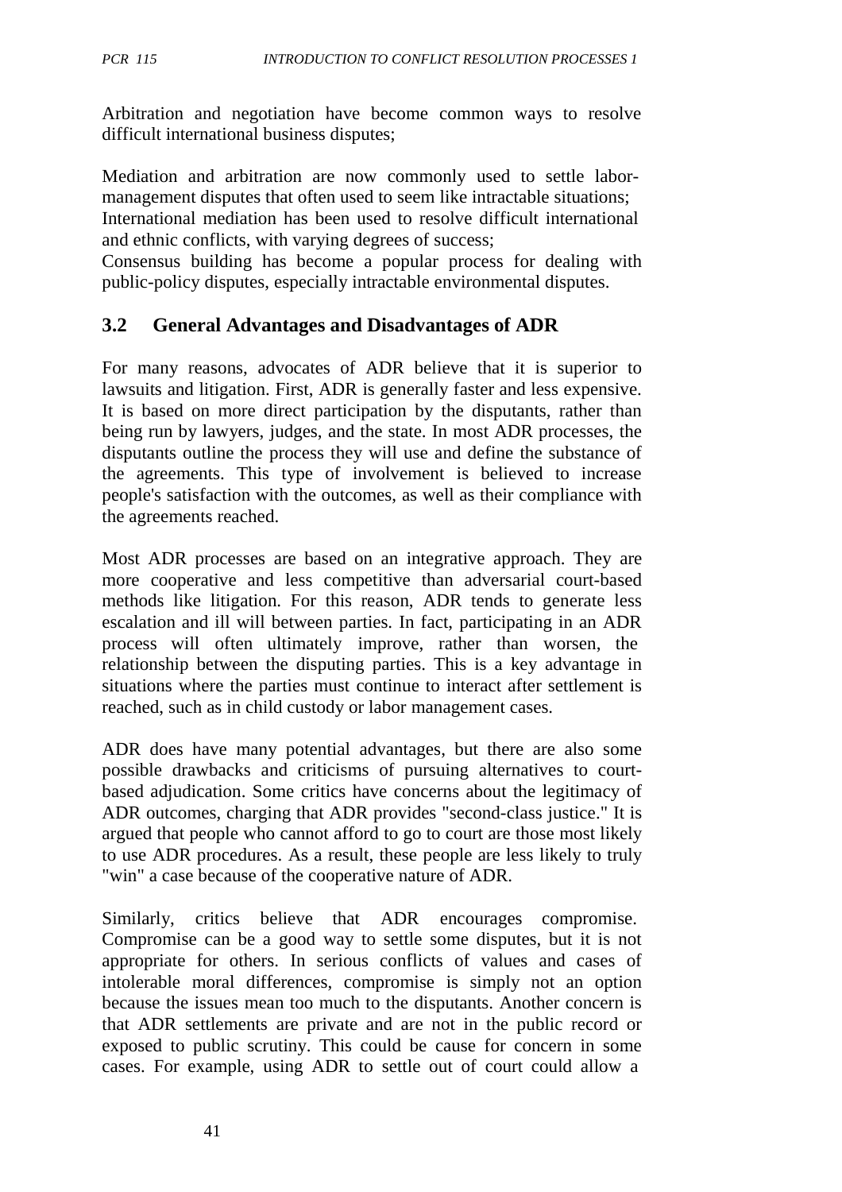Arbitration and negotiation have become common ways to resolve difficult international business disputes;

Mediation and arbitration are now commonly used to settle labor-management disputes that often used to seem like intractable situations; International mediation has been used to resolve difficult international and ethnic conflicts, with varying degrees of success;
Consensus building has become a popular process for dealing with public-policy disputes, especially intractable environmental disputes.

## 3.2 General Advantages and Disadvantages of ADR

For many reasons, advocates of ADR believe that it is superior to lawsuits and litigation. First, ADR is generally faster and less expensive. It is based on more direct participation by the disputants, rather than being run by lawyers, judges, and the state. In most ADR processes, the disputants outline the process they will use and define the substance of the agreements. This type of involvement is believed to increase people's satisfaction with the outcomes, as well as their compliance with the agreements reached.

Most ADR processes are based on an integrative approach. They are more cooperative and less competitive than adversarial court-based methods like litigation. For this reason, ADR tends to generate less escalation and ill will between parties. In fact, participating in an ADR process will often ultimately improve, rather than worsen, the relationship between the disputing parties. This is a key advantage in situations where the parties must continue to interact after settlement is reached, such as in child custody or labor management cases.

ADR does have many potential advantages, but there are also some possible drawbacks and criticisms of pursuing alternatives to court-based adjudication. Some critics have concerns about the legitimacy of ADR outcomes, charging that ADR provides "second-class justice." It is argued that people who cannot afford to go to court are those most likely to use ADR procedures. As a result, these people are less likely to truly "win" a case because of the cooperative nature of ADR.

Similarly, critics believe that ADR encourages compromise. Compromise can be a good way to settle some disputes, but it is not appropriate for others. In serious conflicts of values and cases of intolerable moral differences, compromise is simply not an option because the issues mean too much to the disputants. Another concern is that ADR settlements are private and are not in the public record or exposed to public scrutiny. This could be cause for concern in some cases. For example, using ADR to settle out of court could allow a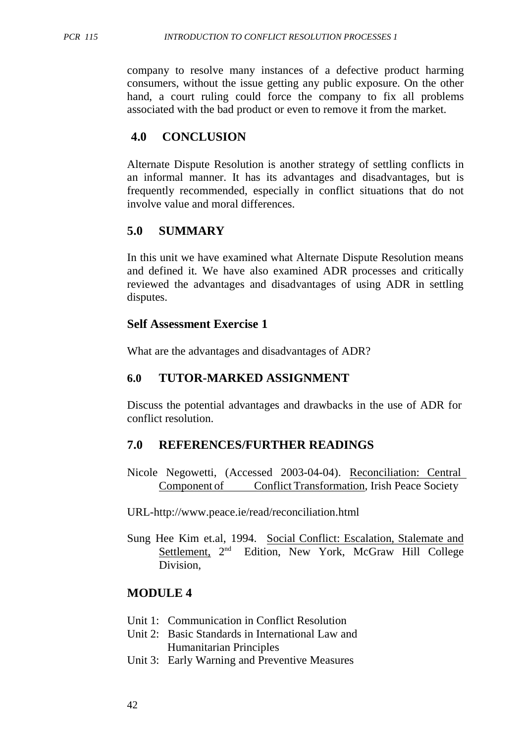company to resolve many instances of a defective product harming consumers, without the issue getting any public exposure. On the other hand, a court ruling could force the company to fix all problems associated with the bad product or even to remove it from the market.

## 4.0 CONCLUSION

Alternate Dispute Resolution is another strategy of settling conflicts in an informal manner. It has its advantages and disadvantages, but is frequently recommended, especially in conflict situations that do not involve value and moral differences.

## 5.0 SUMMARY

In this unit we have examined what Alternate Dispute Resolution means and defined it. We have also examined ADR processes and critically reviewed the advantages and disadvantages of using ADR in settling disputes.

### Self Assessment Exercise 1

What are the advantages and disadvantages of ADR?

## 6.0 TUTOR-MARKED ASSIGNMENT

Discuss the potential advantages and drawbacks in the use of ADR for conflict resolution.

## 7.0 REFERENCES/FURTHER READINGS

Nicole Negowetti, (Accessed 2003-04-04). Reconciliation: Central Component of Conflict Transformation, Irish Peace Society

URL-http://www.peace.ie/read/reconciliation.html

Sung Hee Kim et.al, 1994. Social Conflict: Escalation, Stalemate and Settlement, 2nd Edition, New York, McGraw Hill College Division,

## MODULE 4

- Unit 1: Communication in Conflict Resolution
- Unit 2: Basic Standards in International Law and Humanitarian Principles
- Unit 3: Early Warning and Preventive Measures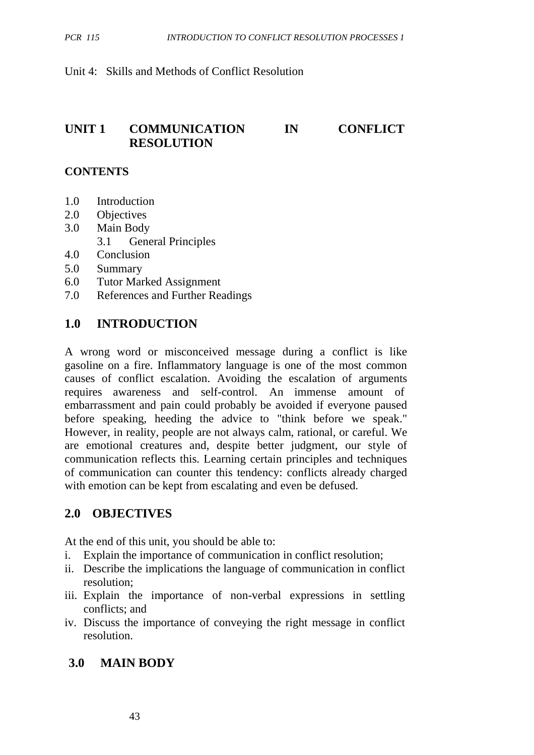Unit 4: Skills and Methods of Conflict Resolution

# UNIT 1 COMMUNICATION IN CONFLICT RESOLUTION

**CONTENTS**

1.0 Introduction
2.0 Objectives
3.0 Main Body
  3.1 General Principles
4.0 Conclusion
5.0 Summary
6.0 Tutor Marked Assignment
7.0 References and Further Readings

## 1.0 INTRODUCTION

A wrong word or misconceived message during a conflict is like gasoline on a fire. Inflammatory language is one of the most common causes of conflict escalation. Avoiding the escalation of arguments requires awareness and self-control. An immense amount of embarrassment and pain could probably be avoided if everyone paused before speaking, heeding the advice to "think before we speak." However, in reality, people are not always calm, rational, or careful. We are emotional creatures and, despite better judgment, our style of communication reflects this. Learning certain principles and techniques of communication can counter this tendency: conflicts already charged with emotion can be kept from escalating and even be defused.

## 2.0 OBJECTIVES

At the end of this unit, you should be able to:

i. Explain the importance of communication in conflict resolution;
ii. Describe the implications the language of communication in conflict resolution;
iii. Explain the importance of non-verbal expressions in settling conflicts; and
iv. Discuss the importance of conveying the right message in conflict resolution.

## 3.0 MAIN BODY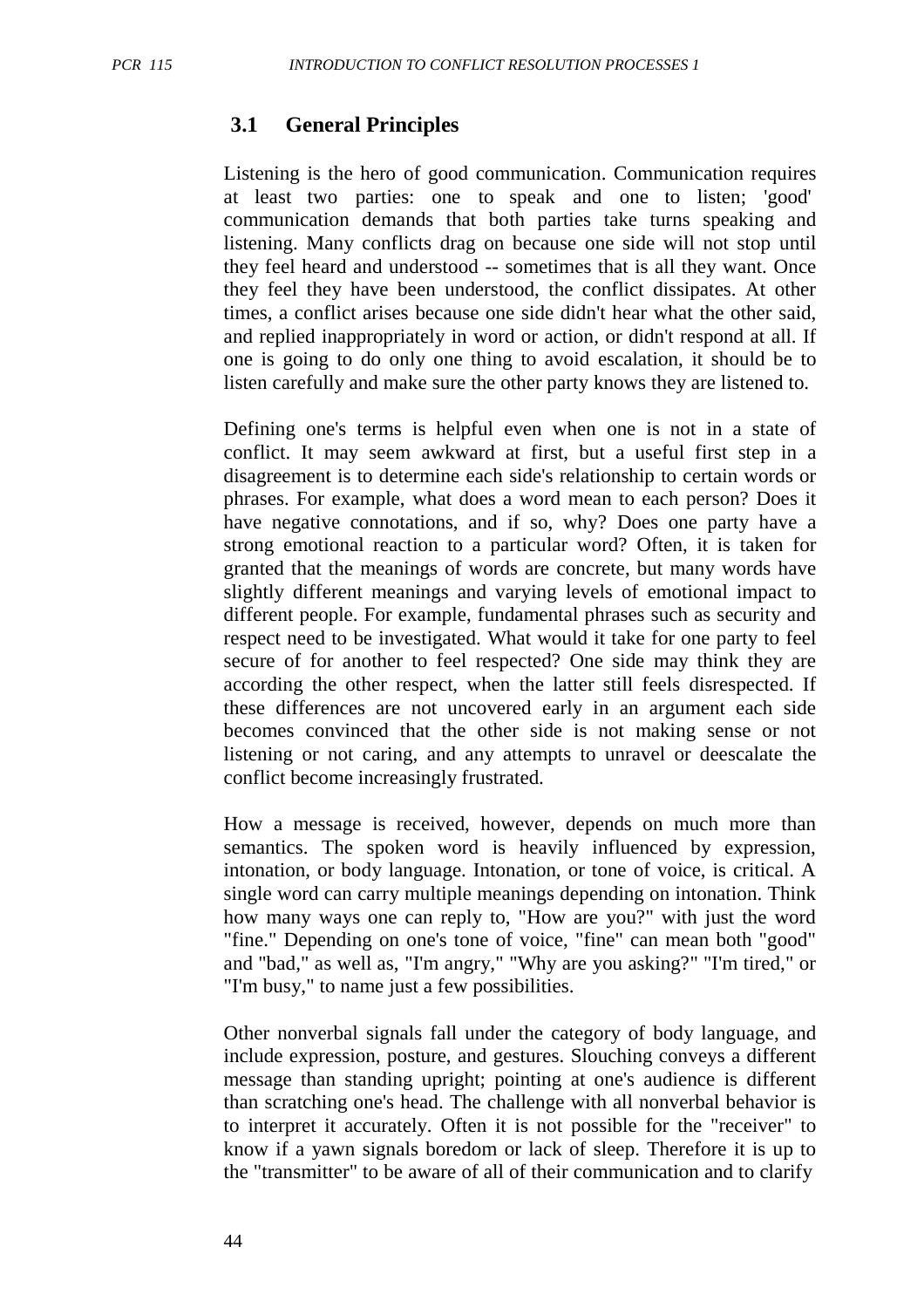## 3.1 General Principles

Listening is the hero of good communication. Communication requires at least two parties: one to speak and one to listen; 'good' communication demands that both parties take turns speaking and listening. Many conflicts drag on because one side will not stop until they feel heard and understood -- sometimes that is all they want. Once they feel they have been understood, the conflict dissipates. At other times, a conflict arises because one side didn't hear what the other said, and replied inappropriately in word or action, or didn't respond at all. If one is going to do only one thing to avoid escalation, it should be to listen carefully and make sure the other party knows they are listened to.

Defining one's terms is helpful even when one is not in a state of conflict. It may seem awkward at first, but a useful first step in a disagreement is to determine each side's relationship to certain words or phrases. For example, what does a word mean to each person? Does it have negative connotations, and if so, why? Does one party have a strong emotional reaction to a particular word? Often, it is taken for granted that the meanings of words are concrete, but many words have slightly different meanings and varying levels of emotional impact to different people. For example, fundamental phrases such as security and respect need to be investigated. What would it take for one party to feel secure of for another to feel respected? One side may think they are according the other respect, when the latter still feels disrespected. If these differences are not uncovered early in an argument each side becomes convinced that the other side is not making sense or not listening or not caring, and any attempts to unravel or deescalate the conflict become increasingly frustrated.

How a message is received, however, depends on much more than semantics. The spoken word is heavily influenced by expression, intonation, or body language. Intonation, or tone of voice, is critical. A single word can carry multiple meanings depending on intonation. Think how many ways one can reply to, "How are you?" with just the word "fine." Depending on one's tone of voice, "fine" can mean both "good" and "bad," as well as, "I'm angry," "Why are you asking?" "I'm tired," or "I'm busy," to name just a few possibilities.

Other nonverbal signals fall under the category of body language, and include expression, posture, and gestures. Slouching conveys a different message than standing upright; pointing at one's audience is different than scratching one's head. The challenge with all nonverbal behavior is to interpret it accurately. Often it is not possible for the "receiver" to know if a yawn signals boredom or lack of sleep. Therefore it is up to the "transmitter" to be aware of all of their communication and to clarify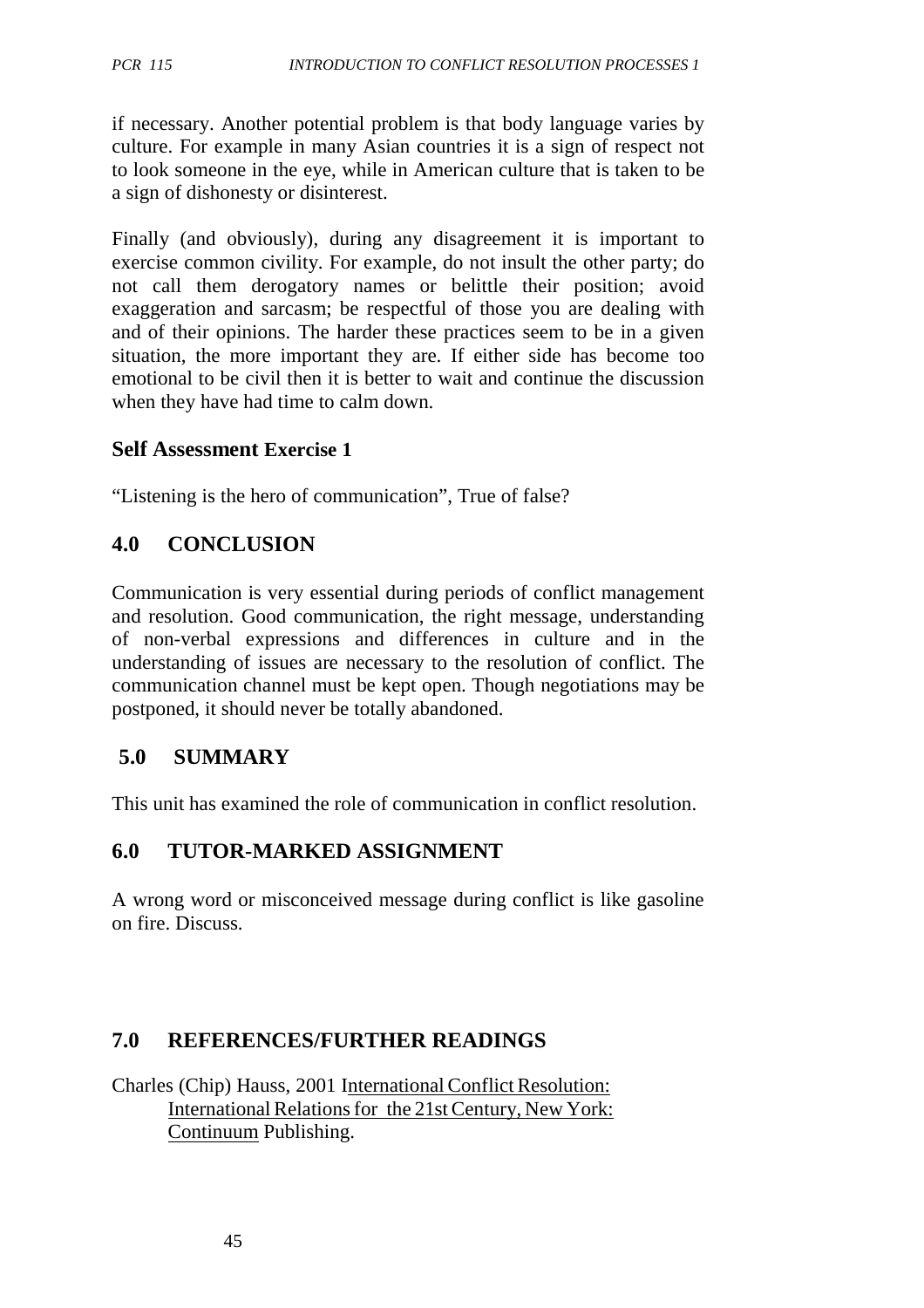if necessary. Another potential problem is that body language varies by culture. For example in many Asian countries it is a sign of respect not to look someone in the eye, while in American culture that is taken to be a sign of dishonesty or disinterest.

Finally (and obviously), during any disagreement it is important to exercise common civility. For example, do not insult the other party; do not call them derogatory names or belittle their position; avoid exaggeration and sarcasm; be respectful of those you are dealing with and of their opinions. The harder these practices seem to be in a given situation, the more important they are. If either side has become too emotional to be civil then it is better to wait and continue the discussion when they have had time to calm down.

### Self Assessment Exercise 1

"Listening is the hero of communication", True of false?

## 4.0 CONCLUSION

Communication is very essential during periods of conflict management and resolution. Good communication, the right message, understanding of non-verbal expressions and differences in culture and in the understanding of issues are necessary to the resolution of conflict. The communication channel must be kept open. Though negotiations may be postponed, it should never be totally abandoned.

## 5.0 SUMMARY

This unit has examined the role of communication in conflict resolution.

## 6.0 TUTOR-MARKED ASSIGNMENT

A wrong word or misconceived message during conflict is like gasoline on fire. Discuss.

## 7.0 REFERENCES/FURTHER READINGS

Charles (Chip) Hauss, 2001 International Conflict Resolution: International Relations for the 21st Century, New York: Continuum Publishing.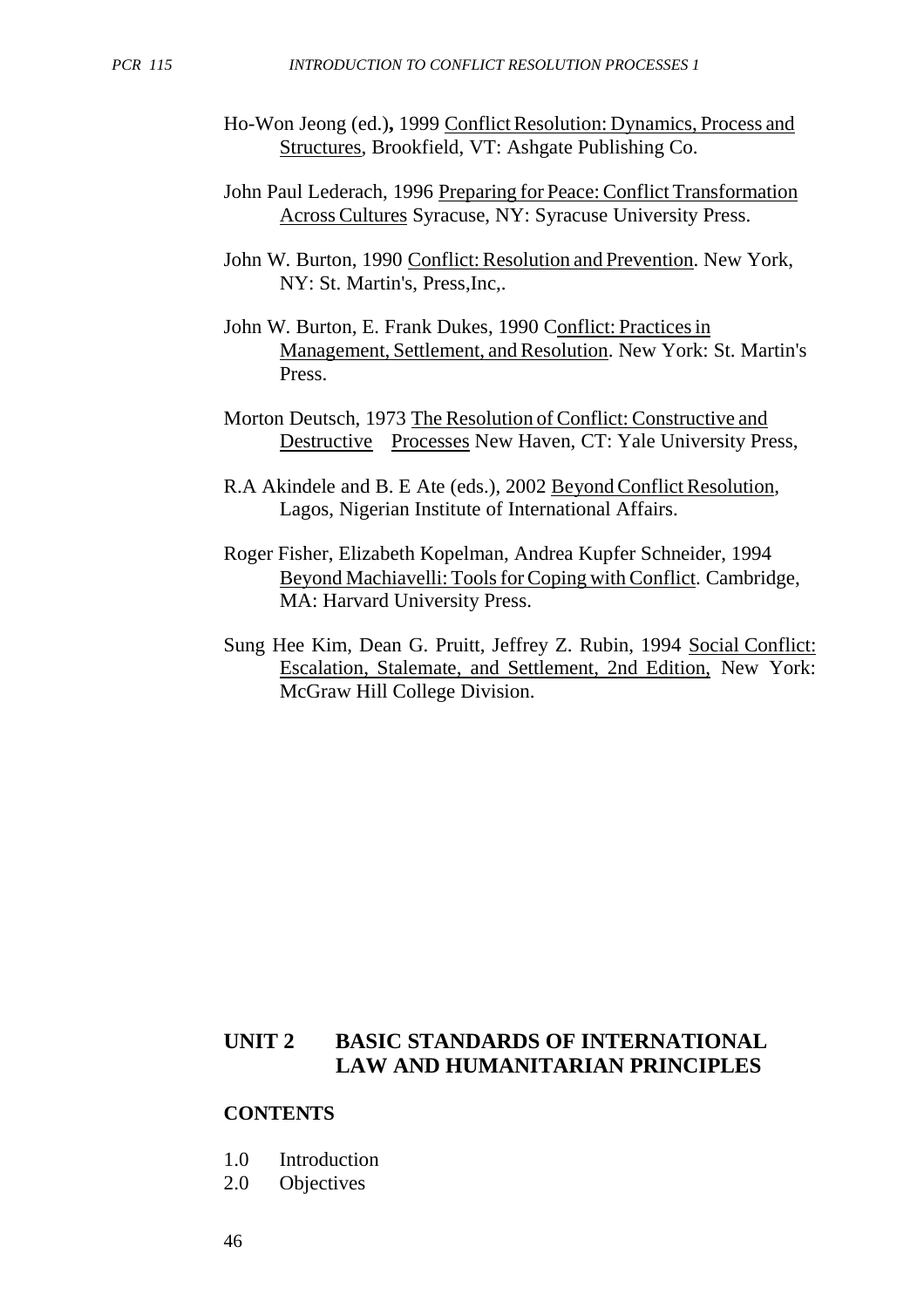Ho-Won Jeong (ed.)**,** 1999 Conflict Resolution: Dynamics, Process and Structures, Brookfield, VT: Ashgate Publishing Co.

John Paul Lederach, 1996 Preparing for Peace: Conflict Transformation Across Cultures Syracuse, NY: Syracuse University Press.

John W. Burton, 1990 Conflict: Resolution and Prevention. New York, NY: St. Martin's, Press,Inc,.

John W. Burton, E. Frank Dukes, 1990 Conflict: Practices in Management, Settlement, and Resolution. New York: St. Martin's Press.

Morton Deutsch, 1973 The Resolution of Conflict: Constructive and Destructive Processes New Haven, CT: Yale University Press,

R.A Akindele and B. E Ate (eds.), 2002 Beyond Conflict Resolution, Lagos, Nigerian Institute of International Affairs.

Roger Fisher, Elizabeth Kopelman, Andrea Kupfer Schneider, 1994 Beyond Machiavelli: Tools for Coping with Conflict. Cambridge, MA: Harvard University Press.

Sung Hee Kim, Dean G. Pruitt, Jeffrey Z. Rubin, 1994 Social Conflict: Escalation, Stalemate, and Settlement, 2nd Edition, New York: McGraw Hill College Division.

## UNIT 2 BASIC STANDARDS OF INTERNATIONAL LAW AND HUMANITARIAN PRINCIPLES

**CONTENTS**

1.0 Introduction
2.0 Objectives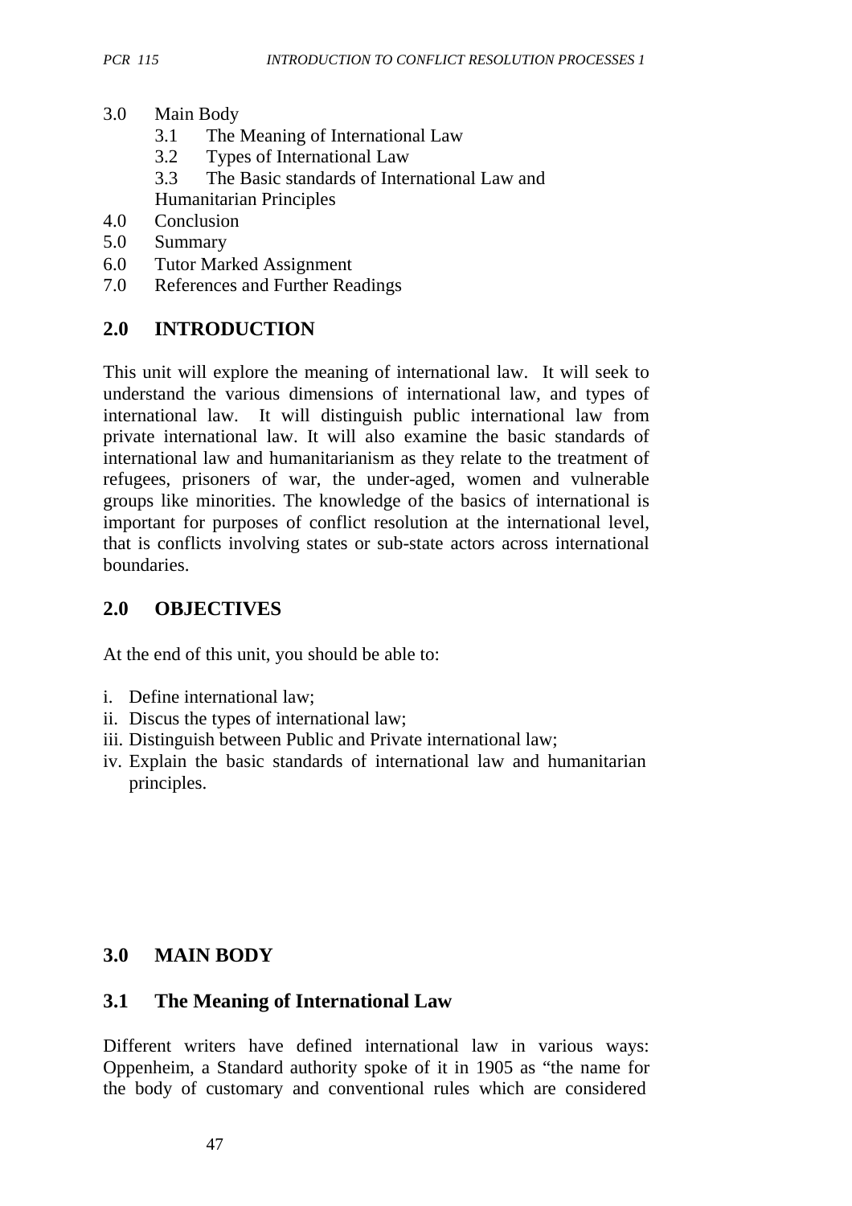3.0 Main Body
   3.1 The Meaning of International Law
   3.2 Types of International Law
   3.3 The Basic standards of International Law and Humanitarian Principles
4.0 Conclusion
5.0 Summary
6.0 Tutor Marked Assignment
7.0 References and Further Readings

## 2.0 INTRODUCTION

This unit will explore the meaning of international law. It will seek to understand the various dimensions of international law, and types of international law. It will distinguish public international law from private international law. It will also examine the basic standards of international law and humanitarianism as they relate to the treatment of refugees, prisoners of war, the under-aged, women and vulnerable groups like minorities. The knowledge of the basics of international is important for purposes of conflict resolution at the international level, that is conflicts involving states or sub-state actors across international boundaries.

## 2.0 OBJECTIVES

At the end of this unit, you should be able to:

i. Define international law;
ii. Discus the types of international law;
iii. Distinguish between Public and Private international law;
iv. Explain the basic standards of international law and humanitarian principles.

## 3.0 MAIN BODY

### 3.1 The Meaning of International Law

Different writers have defined international law in various ways: Oppenheim, a Standard authority spoke of it in 1905 as "the name for the body of customary and conventional rules which are considered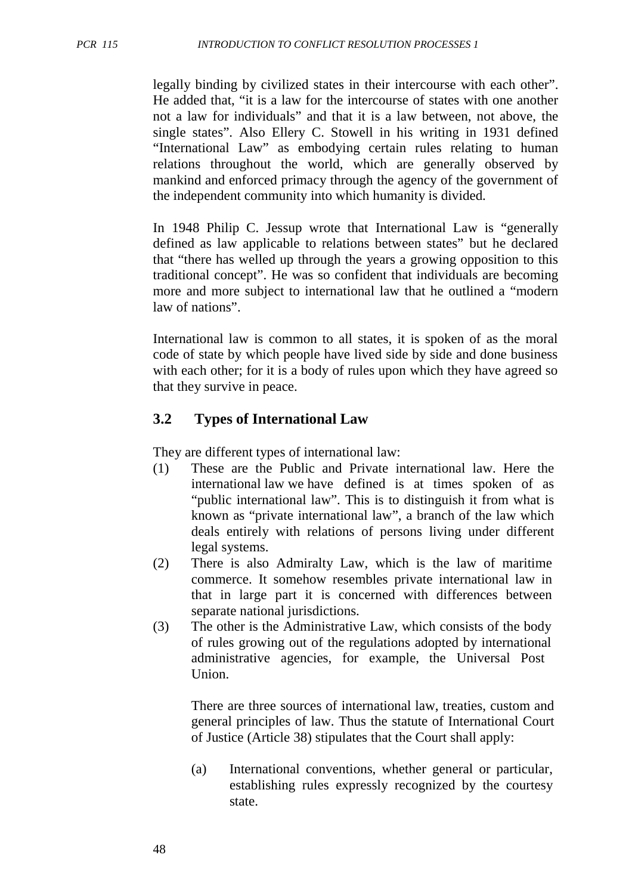legally binding by civilized states in their intercourse with each other". He added that, "it is a law for the intercourse of states with one another not a law for individuals" and that it is a law between, not above, the single states". Also Ellery C. Stowell in his writing in 1931 defined "International Law" as embodying certain rules relating to human relations throughout the world, which are generally observed by mankind and enforced primacy through the agency of the government of the independent community into which humanity is divided.

In 1948 Philip C. Jessup wrote that International Law is "generally defined as law applicable to relations between states" but he declared that "there has welled up through the years a growing opposition to this traditional concept". He was so confident that individuals are becoming more and more subject to international law that he outlined a "modern law of nations".

International law is common to all states, it is spoken of as the moral code of state by which people have lived side by side and done business with each other; for it is a body of rules upon which they have agreed so that they survive in peace.

### 3.2 Types of International Law

They are different types of international law:

(1) These are the Public and Private international law. Here the international law we have defined is at times spoken of as "public international law". This is to distinguish it from what is known as "private international law", a branch of the law which deals entirely with relations of persons living under different legal systems.

(2) There is also Admiralty Law, which is the law of maritime commerce. It somehow resembles private international law in that in large part it is concerned with differences between separate national jurisdictions.

(3) The other is the Administrative Law, which consists of the body of rules growing out of the regulations adopted by international administrative agencies, for example, the Universal Post Union.

There are three sources of international law, treaties, custom and general principles of law. Thus the statute of International Court of Justice (Article 38) stipulates that the Court shall apply:

(a) International conventions, whether general or particular, establishing rules expressly recognized by the courtesy state.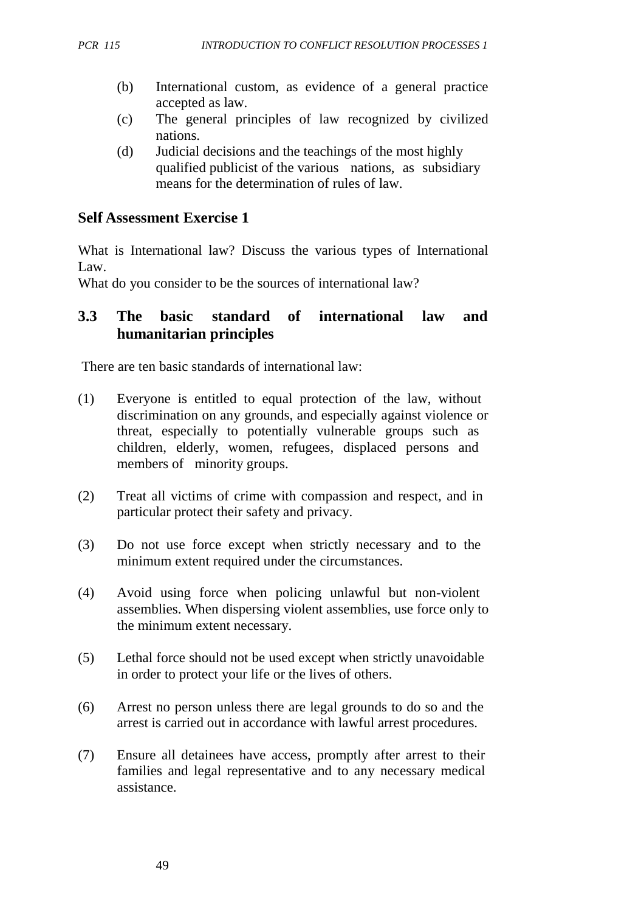(b) International custom, as evidence of a general practice accepted as law.

(c) The general principles of law recognized by civilized nations.

(d) Judicial decisions and the teachings of the most highly qualified publicist of the various nations, as subsidiary means for the determination of rules of law.

**Self Assessment Exercise 1**

What is International law? Discuss the various types of International Law.

What do you consider to be the sources of international law?

## 3.3 The basic standard of international law and humanitarian principles

There are ten basic standards of international law:

(1) Everyone is entitled to equal protection of the law, without discrimination on any grounds, and especially against violence or threat, especially to potentially vulnerable groups such as children, elderly, women, refugees, displaced persons and members of minority groups.

(2) Treat all victims of crime with compassion and respect, and in particular protect their safety and privacy.

(3) Do not use force except when strictly necessary and to the minimum extent required under the circumstances.

(4) Avoid using force when policing unlawful but non-violent assemblies. When dispersing violent assemblies, use force only to the minimum extent necessary.

(5) Lethal force should not be used except when strictly unavoidable in order to protect your life or the lives of others.

(6) Arrest no person unless there are legal grounds to do so and the arrest is carried out in accordance with lawful arrest procedures.

(7) Ensure all detainees have access, promptly after arrest to their families and legal representative and to any necessary medical assistance.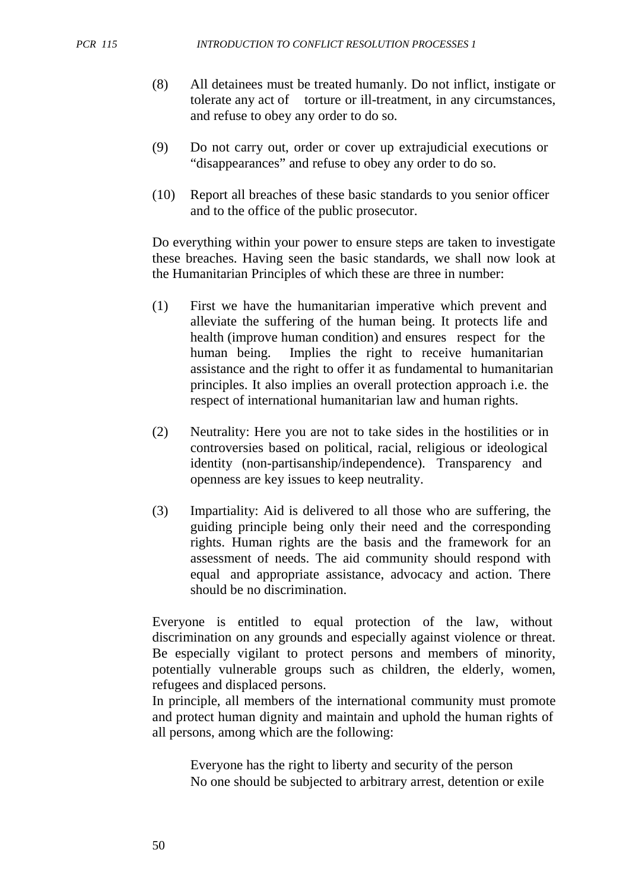(8) All detainees must be treated humanly. Do not inflict, instigate or tolerate any act of torture or ill-treatment, in any circumstances, and refuse to obey any order to do so.

(9) Do not carry out, order or cover up extrajudicial executions or "disappearances" and refuse to obey any order to do so.

(10) Report all breaches of these basic standards to you senior officer and to the office of the public prosecutor.

Do everything within your power to ensure steps are taken to investigate these breaches. Having seen the basic standards, we shall now look at the Humanitarian Principles of which these are three in number:

(1) First we have the humanitarian imperative which prevent and alleviate the suffering of the human being. It protects life and health (improve human condition) and ensures respect for the human being. Implies the right to receive humanitarian assistance and the right to offer it as fundamental to humanitarian principles. It also implies an overall protection approach i.e. the respect of international humanitarian law and human rights.

(2) Neutrality: Here you are not to take sides in the hostilities or in controversies based on political, racial, religious or ideological identity (non-partisanship/independence). Transparency and openness are key issues to keep neutrality.

(3) Impartiality: Aid is delivered to all those who are suffering, the guiding principle being only their need and the corresponding rights. Human rights are the basis and the framework for an assessment of needs. The aid community should respond with equal and appropriate assistance, advocacy and action. There should be no discrimination.

Everyone is entitled to equal protection of the law, without discrimination on any grounds and especially against violence or threat. Be especially vigilant to protect persons and members of minority, potentially vulnerable groups such as children, the elderly, women, refugees and displaced persons.

In principle, all members of the international community must promote and protect human dignity and maintain and uphold the human rights of all persons, among which are the following:

Everyone has the right to liberty and security of the person
No one should be subjected to arbitrary arrest, detention or exile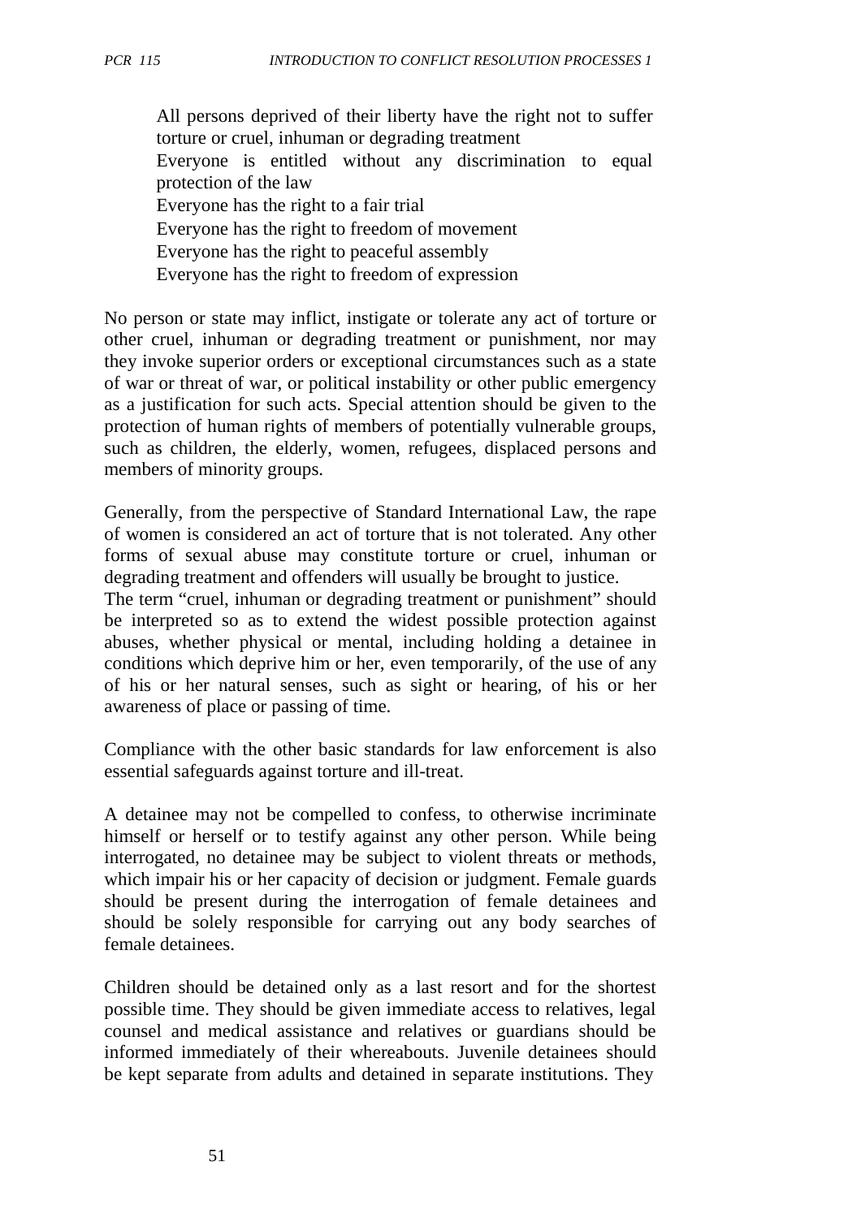All persons deprived of their liberty have the right not to suffer torture or cruel, inhuman or degrading treatment

Everyone is entitled without any discrimination to equal protection of the law

Everyone has the right to a fair trial

Everyone has the right to freedom of movement

Everyone has the right to peaceful assembly

Everyone has the right to freedom of expression

No person or state may inflict, instigate or tolerate any act of torture or other cruel, inhuman or degrading treatment or punishment, nor may they invoke superior orders or exceptional circumstances such as a state of war or threat of war, or political instability or other public emergency as a justification for such acts. Special attention should be given to the protection of human rights of members of potentially vulnerable groups, such as children, the elderly, women, refugees, displaced persons and members of minority groups.

Generally, from the perspective of Standard International Law, the rape of women is considered an act of torture that is not tolerated. Any other forms of sexual abuse may constitute torture or cruel, inhuman or degrading treatment and offenders will usually be brought to justice.
The term "cruel, inhuman or degrading treatment or punishment" should be interpreted so as to extend the widest possible protection against abuses, whether physical or mental, including holding a detainee in conditions which deprive him or her, even temporarily, of the use of any of his or her natural senses, such as sight or hearing, of his or her awareness of place or passing of time.

Compliance with the other basic standards for law enforcement is also essential safeguards against torture and ill-treat.

A detainee may not be compelled to confess, to otherwise incriminate himself or herself or to testify against any other person. While being interrogated, no detainee may be subject to violent threats or methods, which impair his or her capacity of decision or judgment. Female guards should be present during the interrogation of female detainees and should be solely responsible for carrying out any body searches of female detainees.

Children should be detained only as a last resort and for the shortest possible time. They should be given immediate access to relatives, legal counsel and medical assistance and relatives or guardians should be informed immediately of their whereabouts. Juvenile detainees should be kept separate from adults and detained in separate institutions. They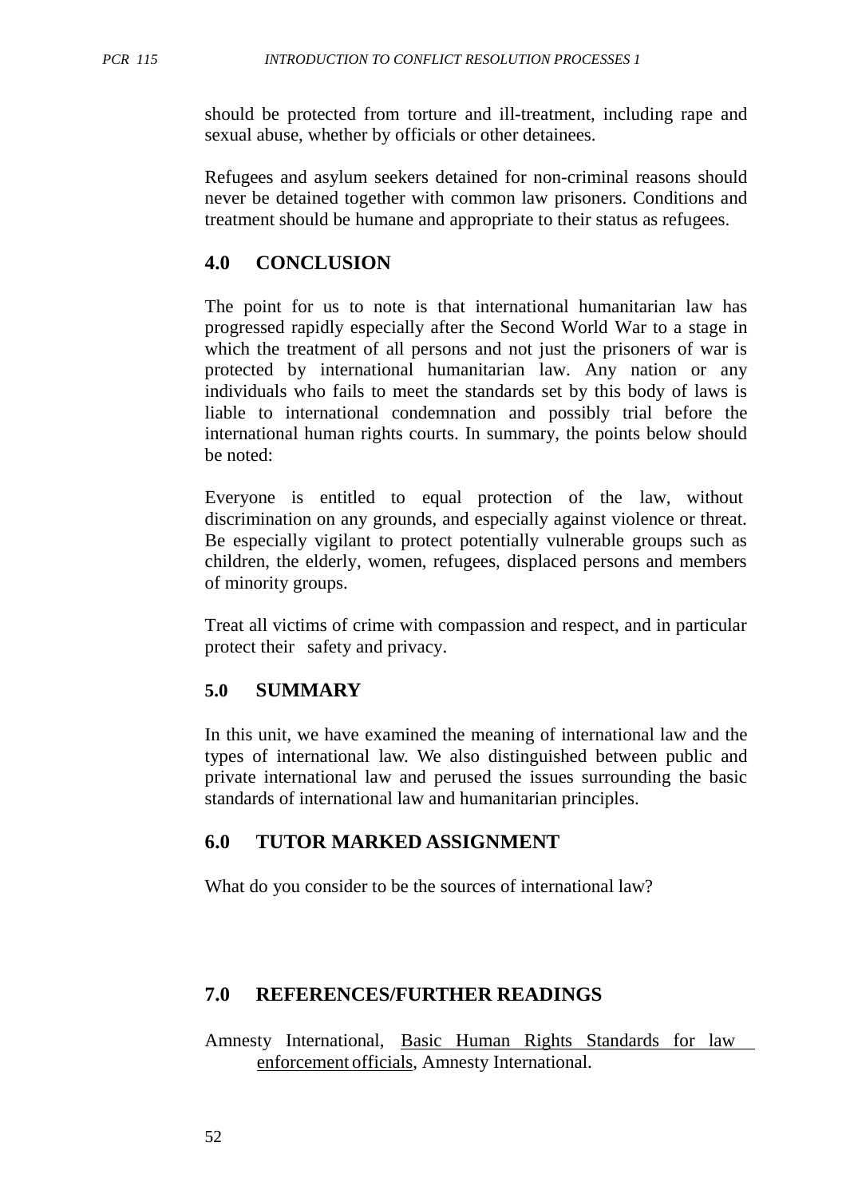should be protected from torture and ill-treatment, including rape and sexual abuse, whether by officials or other detainees.

Refugees and asylum seekers detained for non-criminal reasons should never be detained together with common law prisoners. Conditions and treatment should be humane and appropriate to their status as refugees.

## 4.0 CONCLUSION

The point for us to note is that international humanitarian law has progressed rapidly especially after the Second World War to a stage in which the treatment of all persons and not just the prisoners of war is protected by international humanitarian law. Any nation or any individuals who fails to meet the standards set by this body of laws is liable to international condemnation and possibly trial before the international human rights courts. In summary, the points below should be noted:

Everyone is entitled to equal protection of the law, without discrimination on any grounds, and especially against violence or threat. Be especially vigilant to protect potentially vulnerable groups such as children, the elderly, women, refugees, displaced persons and members of minority groups.

Treat all victims of crime with compassion and respect, and in particular protect their safety and privacy.

## 5.0 SUMMARY

In this unit, we have examined the meaning of international law and the types of international law. We also distinguished between public and private international law and perused the issues surrounding the basic standards of international law and humanitarian principles.

## 6.0 TUTOR MARKED ASSIGNMENT

What do you consider to be the sources of international law?

## 7.0 REFERENCES/FURTHER READINGS

Amnesty International, Basic Human Rights Standards for law enforcement officials, Amnesty International.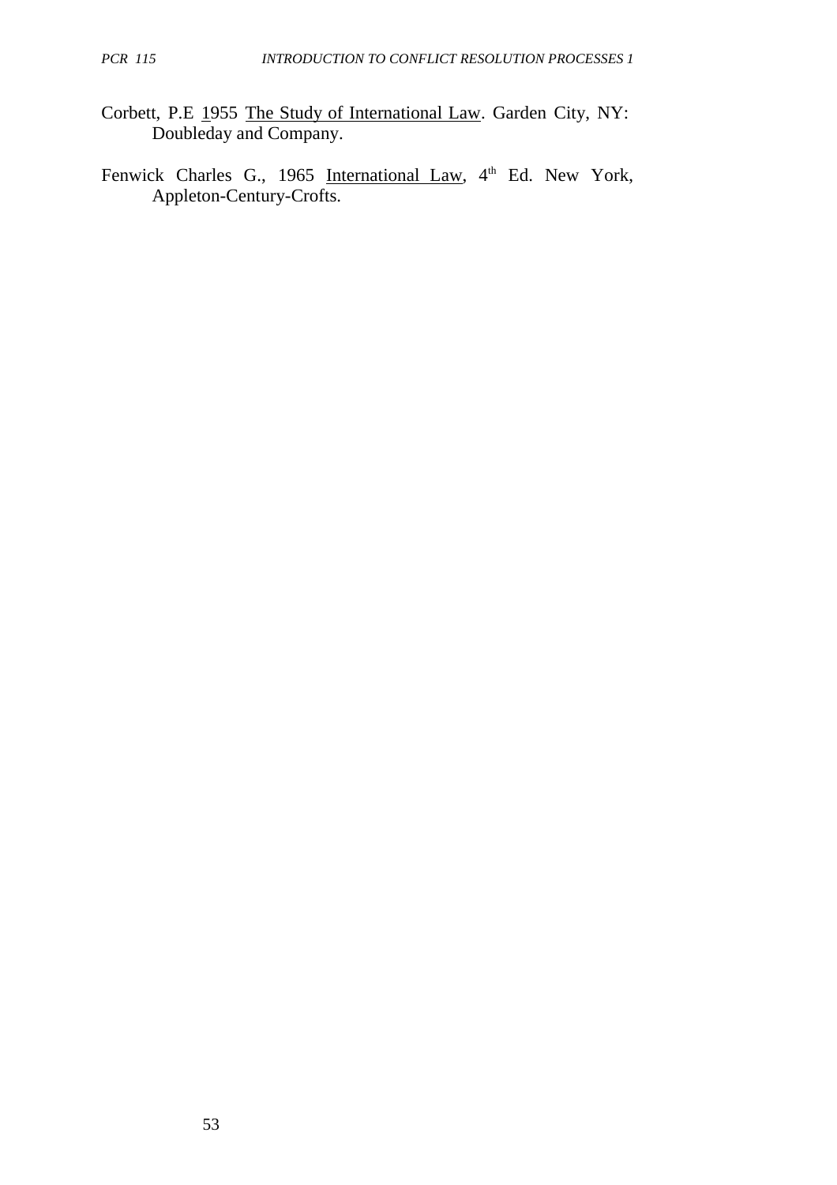Corbett, P.E 1955 The Study of International Law. Garden City, NY: Doubleday and Company.

Fenwick Charles G., 1965 International Law, 4th Ed. New York, Appleton-Century-Crofts.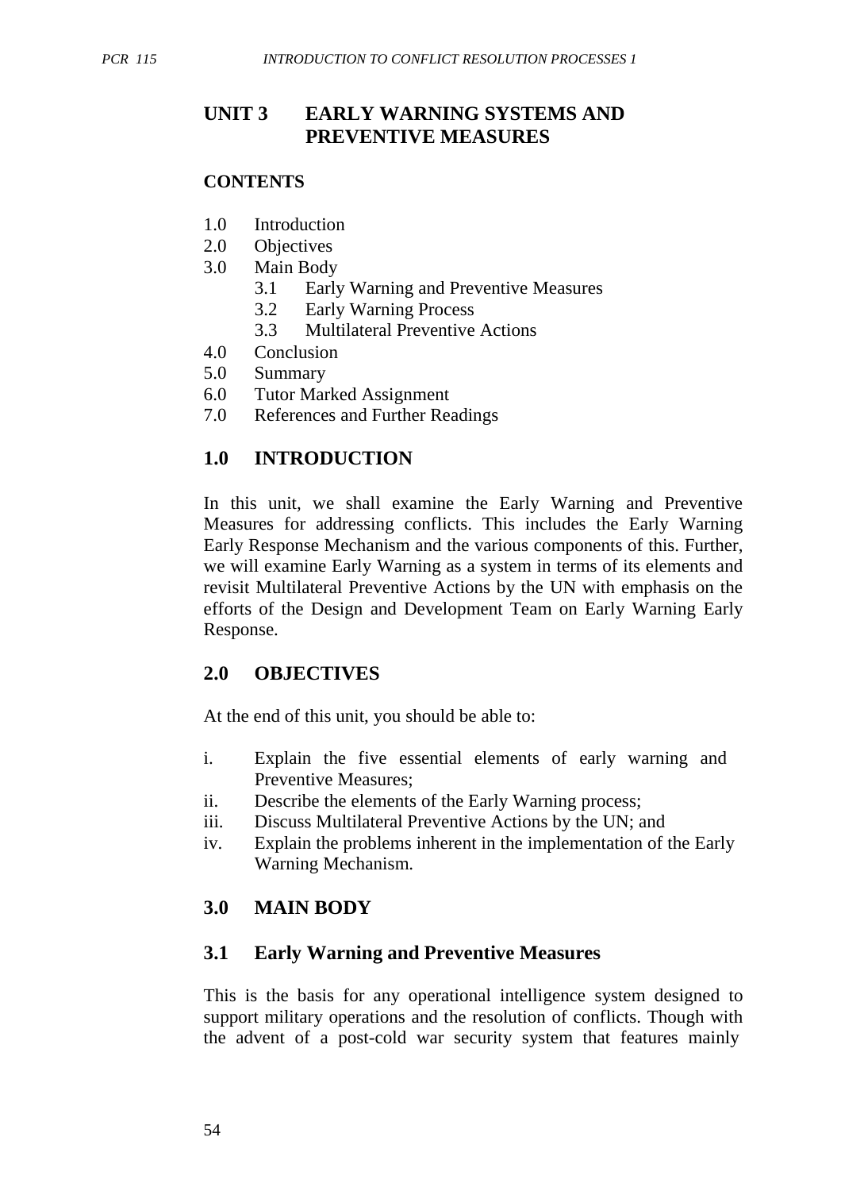## UNIT 3 EARLY WARNING SYSTEMS AND PREVENTIVE MEASURES

**CONTENTS**

1.0 Introduction
2.0 Objectives
3.0 Main Body
   3.1 Early Warning and Preventive Measures
   3.2 Early Warning Process
   3.3 Multilateral Preventive Actions
4.0 Conclusion
5.0 Summary
6.0 Tutor Marked Assignment
7.0 References and Further Readings

## 1.0 INTRODUCTION

In this unit, we shall examine the Early Warning and Preventive Measures for addressing conflicts. This includes the Early Warning Early Response Mechanism and the various components of this. Further, we will examine Early Warning as a system in terms of its elements and revisit Multilateral Preventive Actions by the UN with emphasis on the efforts of the Design and Development Team on Early Warning Early Response.

## 2.0 OBJECTIVES

At the end of this unit, you should be able to:

i. Explain the five essential elements of early warning and Preventive Measures;
ii. Describe the elements of the Early Warning process;
iii. Discuss Multilateral Preventive Actions by the UN; and
iv. Explain the problems inherent in the implementation of the Early Warning Mechanism.

## 3.0 MAIN BODY

### 3.1 Early Warning and Preventive Measures

This is the basis for any operational intelligence system designed to support military operations and the resolution of conflicts. Though with the advent of a post-cold war security system that features mainly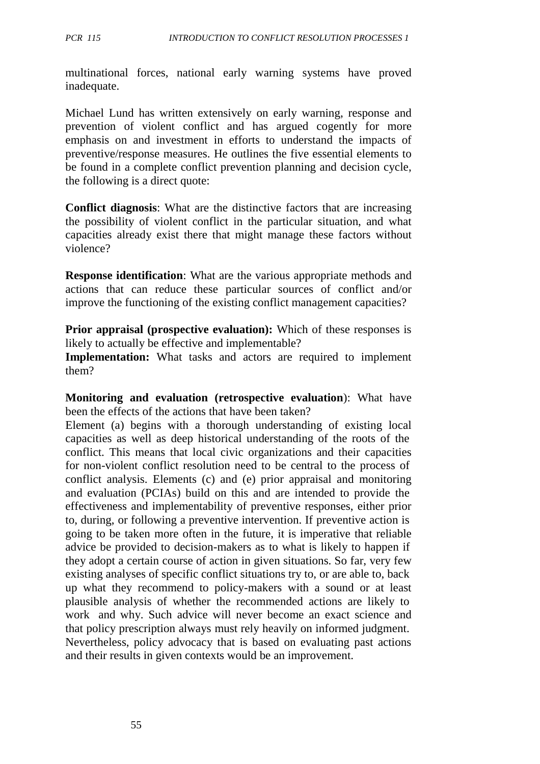multinational forces, national early warning systems have proved inadequate.

Michael Lund has written extensively on early warning, response and prevention of violent conflict and has argued cogently for more emphasis on and investment in efforts to understand the impacts of preventive/response measures. He outlines the five essential elements to be found in a complete conflict prevention planning and decision cycle, the following is a direct quote:

**Conflict diagnosis**: What are the distinctive factors that are increasing the possibility of violent conflict in the particular situation, and what capacities already exist there that might manage these factors without violence?

**Response identification**: What are the various appropriate methods and actions that can reduce these particular sources of conflict and/or improve the functioning of the existing conflict management capacities?

**Prior appraisal (prospective evaluation):** Which of these responses is likely to actually be effective and implementable?

**Implementation:** What tasks and actors are required to implement them?

**Monitoring and evaluation (retrospective evaluation**): What have been the effects of the actions that have been taken?

Element (a) begins with a thorough understanding of existing local capacities as well as deep historical understanding of the roots of the conflict. This means that local civic organizations and their capacities for non-violent conflict resolution need to be central to the process of conflict analysis. Elements (c) and (e) prior appraisal and monitoring and evaluation (PCIAs) build on this and are intended to provide the effectiveness and implementability of preventive responses, either prior to, during, or following a preventive intervention. If preventive action is going to be taken more often in the future, it is imperative that reliable advice be provided to decision-makers as to what is likely to happen if they adopt a certain course of action in given situations. So far, very few existing analyses of specific conflict situations try to, or are able to, back up what they recommend to policy-makers with a sound or at least plausible analysis of whether the recommended actions are likely to work and why. Such advice will never become an exact science and that policy prescription always must rely heavily on informed judgment. Nevertheless, policy advocacy that is based on evaluating past actions and their results in given contexts would be an improvement.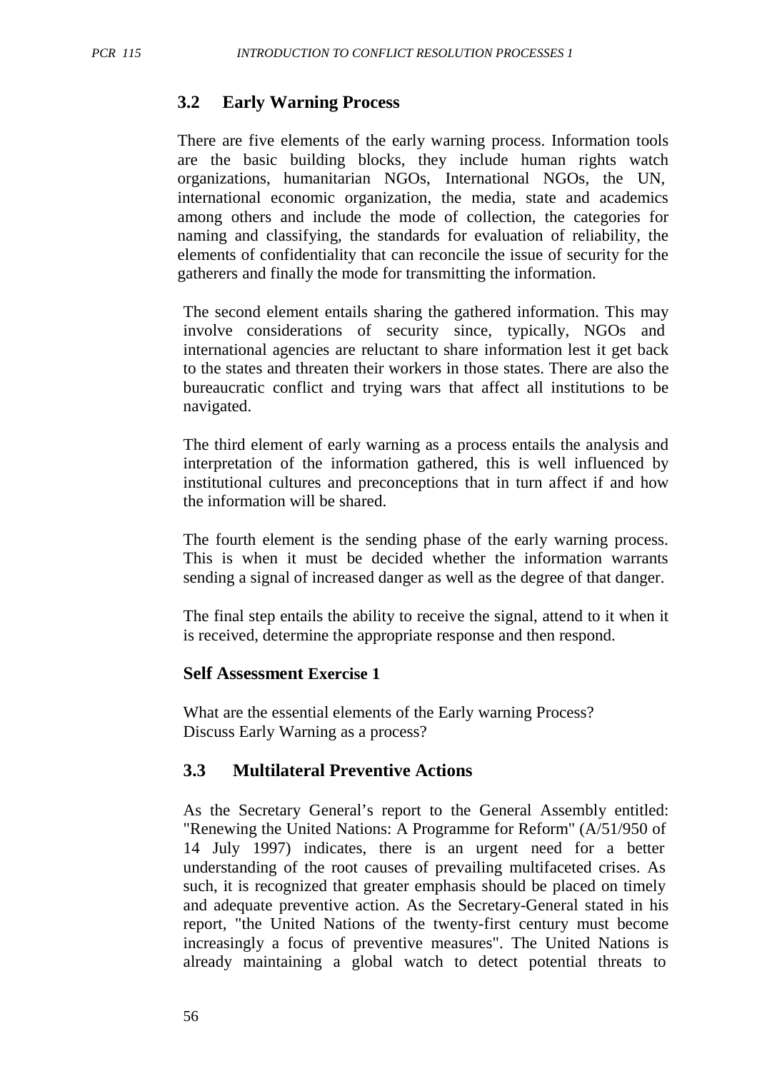## 3.2 Early Warning Process

There are five elements of the early warning process. Information tools are the basic building blocks, they include human rights watch organizations, humanitarian NGOs, International NGOs, the UN, international economic organization, the media, state and academics among others and include the mode of collection, the categories for naming and classifying, the standards for evaluation of reliability, the elements of confidentiality that can reconcile the issue of security for the gatherers and finally the mode for transmitting the information.

The second element entails sharing the gathered information. This may involve considerations of security since, typically, NGOs and international agencies are reluctant to share information lest it get back to the states and threaten their workers in those states. There are also the bureaucratic conflict and trying wars that affect all institutions to be navigated.

The third element of early warning as a process entails the analysis and interpretation of the information gathered, this is well influenced by institutional cultures and preconceptions that in turn affect if and how the information will be shared.

The fourth element is the sending phase of the early warning process. This is when it must be decided whether the information warrants sending a signal of increased danger as well as the degree of that danger.

The final step entails the ability to receive the signal, attend to it when it is received, determine the appropriate response and then respond.

### Self Assessment Exercise 1

What are the essential elements of the Early warning Process?
Discuss Early Warning as a process?

## 3.3 Multilateral Preventive Actions

As the Secretary General's report to the General Assembly entitled: "Renewing the United Nations: A Programme for Reform" (A/51/950 of 14 July 1997) indicates, there is an urgent need for a better understanding of the root causes of prevailing multifaceted crises. As such, it is recognized that greater emphasis should be placed on timely and adequate preventive action. As the Secretary-General stated in his report, "the United Nations of the twenty-first century must become increasingly a focus of preventive measures". The United Nations is already maintaining a global watch to detect potential threats to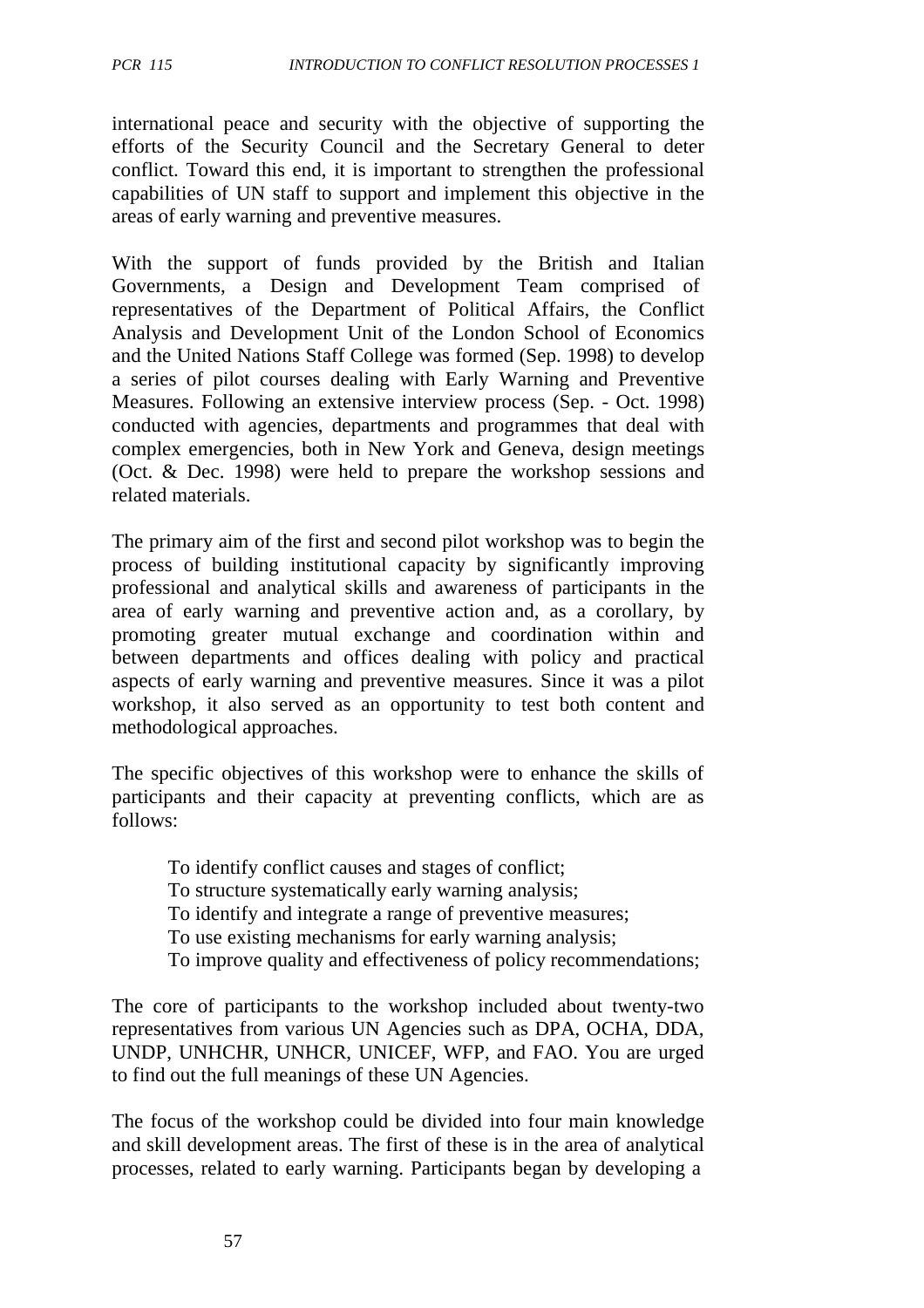international peace and security with the objective of supporting the efforts of the Security Council and the Secretary General to deter conflict. Toward this end, it is important to strengthen the professional capabilities of UN staff to support and implement this objective in the areas of early warning and preventive measures.

With the support of funds provided by the British and Italian Governments, a Design and Development Team comprised of representatives of the Department of Political Affairs, the Conflict Analysis and Development Unit of the London School of Economics and the United Nations Staff College was formed (Sep. 1998) to develop a series of pilot courses dealing with Early Warning and Preventive Measures. Following an extensive interview process (Sep. - Oct. 1998) conducted with agencies, departments and programmes that deal with complex emergencies, both in New York and Geneva, design meetings (Oct. & Dec. 1998) were held to prepare the workshop sessions and related materials.

The primary aim of the first and second pilot workshop was to begin the process of building institutional capacity by significantly improving professional and analytical skills and awareness of participants in the area of early warning and preventive action and, as a corollary, by promoting greater mutual exchange and coordination within and between departments and offices dealing with policy and practical aspects of early warning and preventive measures. Since it was a pilot workshop, it also served as an opportunity to test both content and methodological approaches.

The specific objectives of this workshop were to enhance the skills of participants and their capacity at preventing conflicts, which are as follows:

- To identify conflict causes and stages of conflict;
- To structure systematically early warning analysis;
- To identify and integrate a range of preventive measures;
- To use existing mechanisms for early warning analysis;
- To improve quality and effectiveness of policy recommendations;

The core of participants to the workshop included about twenty-two representatives from various UN Agencies such as DPA, OCHA, DDA, UNDP, UNHCHR, UNHCR, UNICEF, WFP, and FAO. You are urged to find out the full meanings of these UN Agencies.

The focus of the workshop could be divided into four main knowledge and skill development areas. The first of these is in the area of analytical processes, related to early warning. Participants began by developing a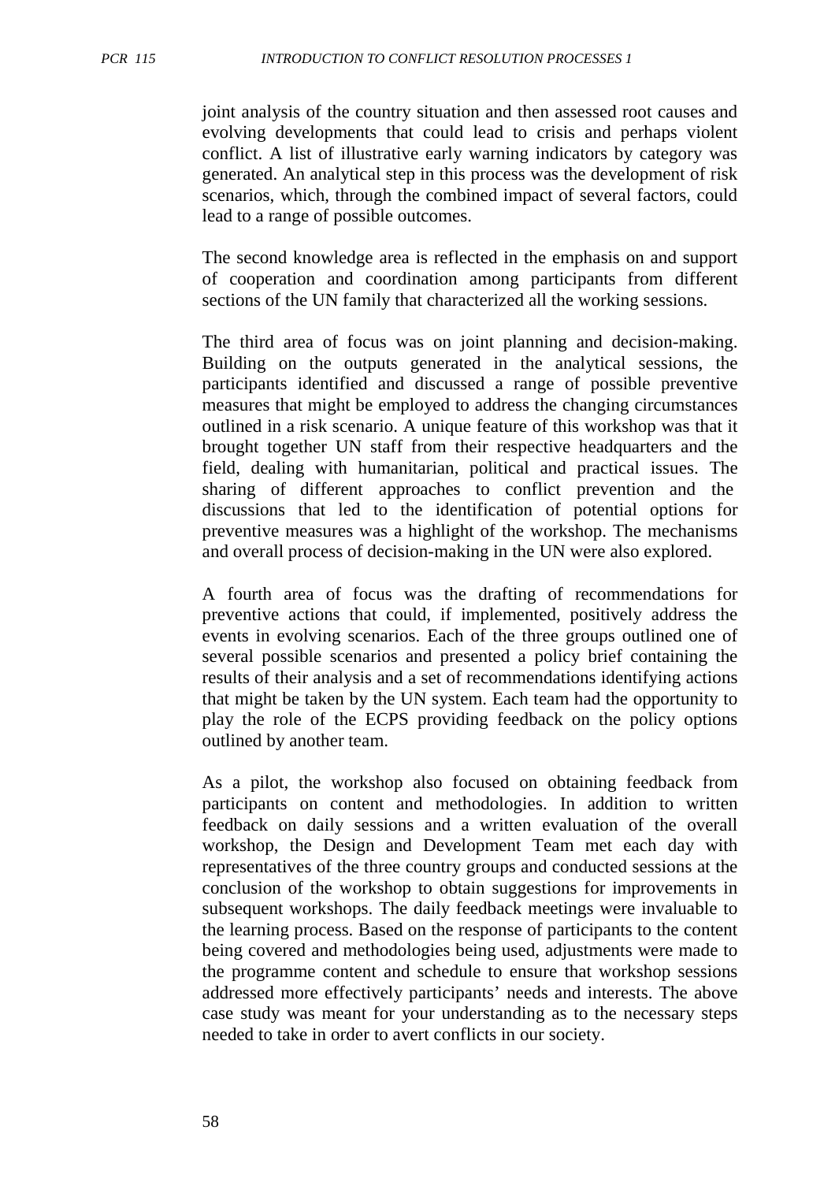joint analysis of the country situation and then assessed root causes and evolving developments that could lead to crisis and perhaps violent conflict. A list of illustrative early warning indicators by category was generated. An analytical step in this process was the development of risk scenarios, which, through the combined impact of several factors, could lead to a range of possible outcomes.

The second knowledge area is reflected in the emphasis on and support of cooperation and coordination among participants from different sections of the UN family that characterized all the working sessions.

The third area of focus was on joint planning and decision-making. Building on the outputs generated in the analytical sessions, the participants identified and discussed a range of possible preventive measures that might be employed to address the changing circumstances outlined in a risk scenario. A unique feature of this workshop was that it brought together UN staff from their respective headquarters and the field, dealing with humanitarian, political and practical issues. The sharing of different approaches to conflict prevention and the discussions that led to the identification of potential options for preventive measures was a highlight of the workshop. The mechanisms and overall process of decision-making in the UN were also explored.

A fourth area of focus was the drafting of recommendations for preventive actions that could, if implemented, positively address the events in evolving scenarios. Each of the three groups outlined one of several possible scenarios and presented a policy brief containing the results of their analysis and a set of recommendations identifying actions that might be taken by the UN system. Each team had the opportunity to play the role of the ECPS providing feedback on the policy options outlined by another team.

As a pilot, the workshop also focused on obtaining feedback from participants on content and methodologies. In addition to written feedback on daily sessions and a written evaluation of the overall workshop, the Design and Development Team met each day with representatives of the three country groups and conducted sessions at the conclusion of the workshop to obtain suggestions for improvements in subsequent workshops. The daily feedback meetings were invaluable to the learning process. Based on the response of participants to the content being covered and methodologies being used, adjustments were made to the programme content and schedule to ensure that workshop sessions addressed more effectively participants' needs and interests. The above case study was meant for your understanding as to the necessary steps needed to take in order to avert conflicts in our society.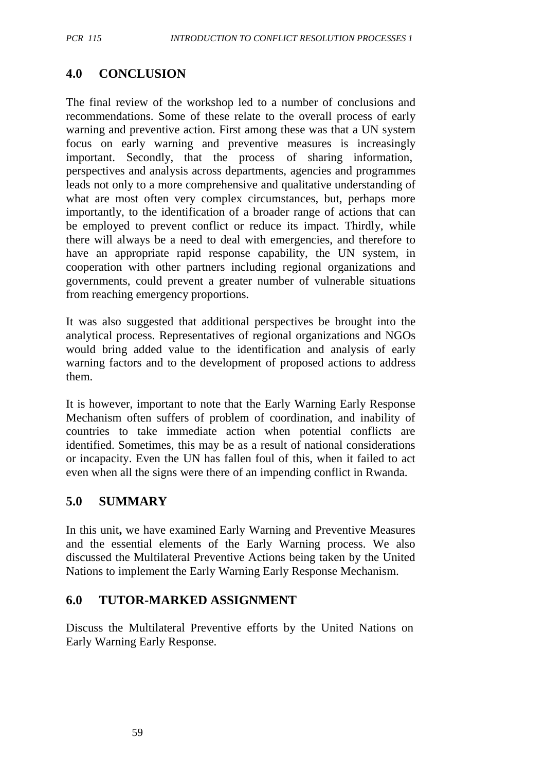## 4.0 CONCLUSION

The final review of the workshop led to a number of conclusions and recommendations. Some of these relate to the overall process of early warning and preventive action. First among these was that a UN system focus on early warning and preventive measures is increasingly important. Secondly, that the process of sharing information, perspectives and analysis across departments, agencies and programmes leads not only to a more comprehensive and qualitative understanding of what are most often very complex circumstances, but, perhaps more importantly, to the identification of a broader range of actions that can be employed to prevent conflict or reduce its impact. Thirdly, while there will always be a need to deal with emergencies, and therefore to have an appropriate rapid response capability, the UN system, in cooperation with other partners including regional organizations and governments, could prevent a greater number of vulnerable situations from reaching emergency proportions.

It was also suggested that additional perspectives be brought into the analytical process. Representatives of regional organizations and NGOs would bring added value to the identification and analysis of early warning factors and to the development of proposed actions to address them.

It is however, important to note that the Early Warning Early Response Mechanism often suffers of problem of coordination, and inability of countries to take immediate action when potential conflicts are identified. Sometimes, this may be as a result of national considerations or incapacity. Even the UN has fallen foul of this, when it failed to act even when all the signs were there of an impending conflict in Rwanda.

## 5.0 SUMMARY

In this unit**,** we have examined Early Warning and Preventive Measures and the essential elements of the Early Warning process. We also discussed the Multilateral Preventive Actions being taken by the United Nations to implement the Early Warning Early Response Mechanism.

## 6.0 TUTOR-MARKED ASSIGNMENT

Discuss the Multilateral Preventive efforts by the United Nations on Early Warning Early Response.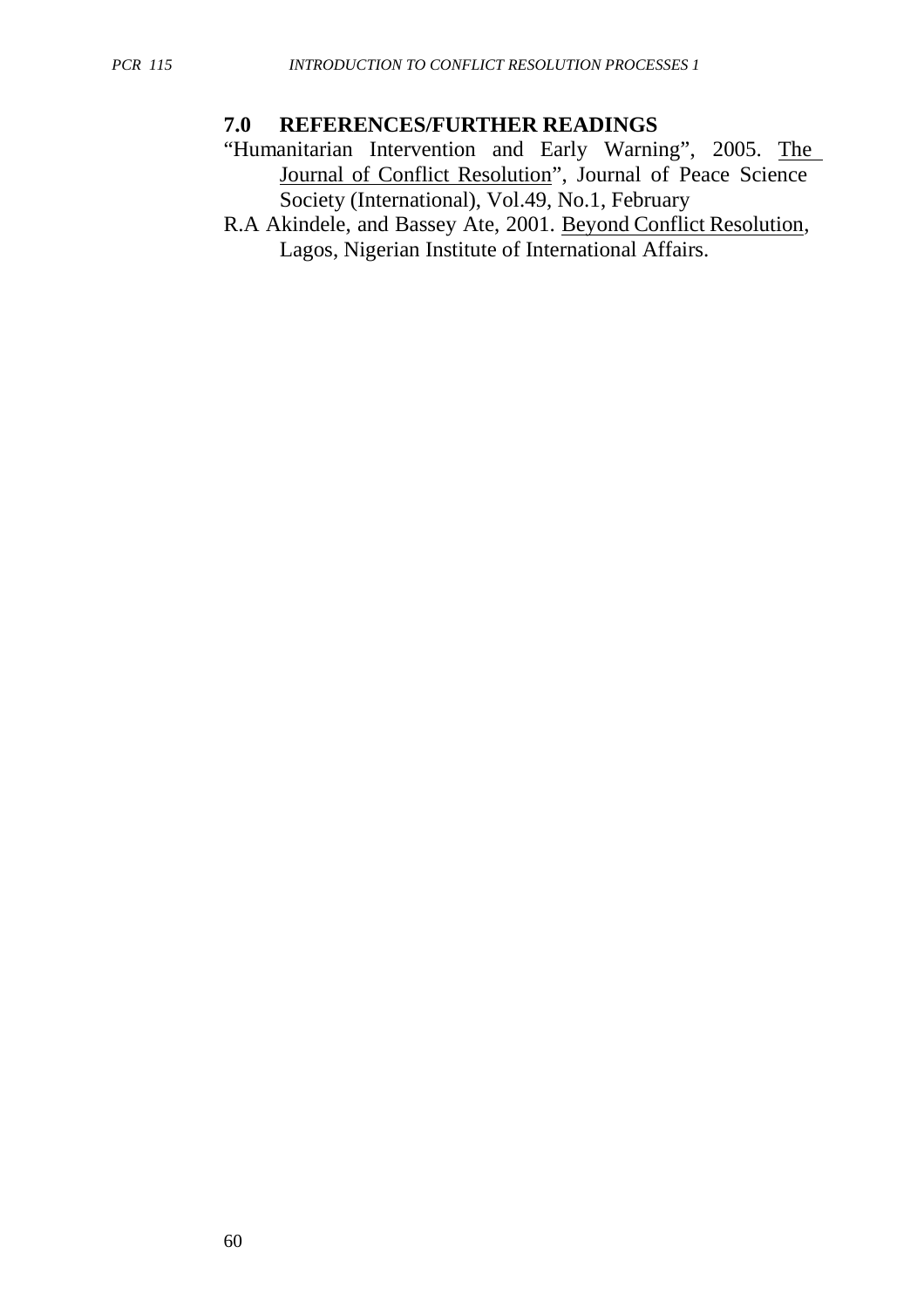## 7.0 REFERENCES/FURTHER READINGS

"Humanitarian Intervention and Early Warning", 2005. The Journal of Conflict Resolution", Journal of Peace Science Society (International), Vol.49, No.1, February

R.A Akindele, and Bassey Ate, 2001. Beyond Conflict Resolution, Lagos, Nigerian Institute of International Affairs.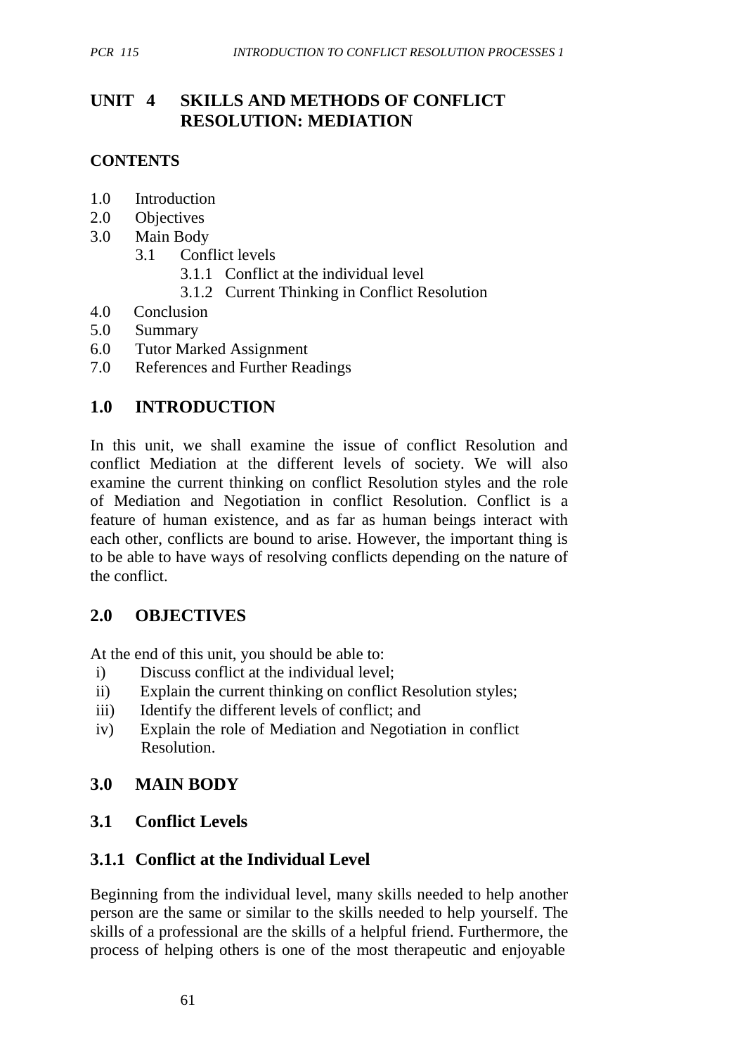# UNIT 4 SKILLS AND METHODS OF CONFLICT RESOLUTION: MEDIATION

**CONTENTS**

1.0 Introduction
2.0 Objectives
3.0 Main Body
  3.1 Conflict levels
    3.1.1 Conflict at the individual level
    3.1.2 Current Thinking in Conflict Resolution
4.0 Conclusion
5.0 Summary
6.0 Tutor Marked Assignment
7.0 References and Further Readings

## 1.0 INTRODUCTION

In this unit, we shall examine the issue of conflict Resolution and conflict Mediation at the different levels of society. We will also examine the current thinking on conflict Resolution styles and the role of Mediation and Negotiation in conflict Resolution. Conflict is a feature of human existence, and as far as human beings interact with each other, conflicts are bound to arise. However, the important thing is to be able to have ways of resolving conflicts depending on the nature of the conflict.

## 2.0 OBJECTIVES

At the end of this unit, you should be able to:

i) Discuss conflict at the individual level;
ii) Explain the current thinking on conflict Resolution styles;
iii) Identify the different levels of conflict; and
iv) Explain the role of Mediation and Negotiation in conflict Resolution.

## 3.0 MAIN BODY

### 3.1 Conflict Levels

### 3.1.1 Conflict at the Individual Level

Beginning from the individual level, many skills needed to help another person are the same or similar to the skills needed to help yourself. The skills of a professional are the skills of a helpful friend. Furthermore, the process of helping others is one of the most therapeutic and enjoyable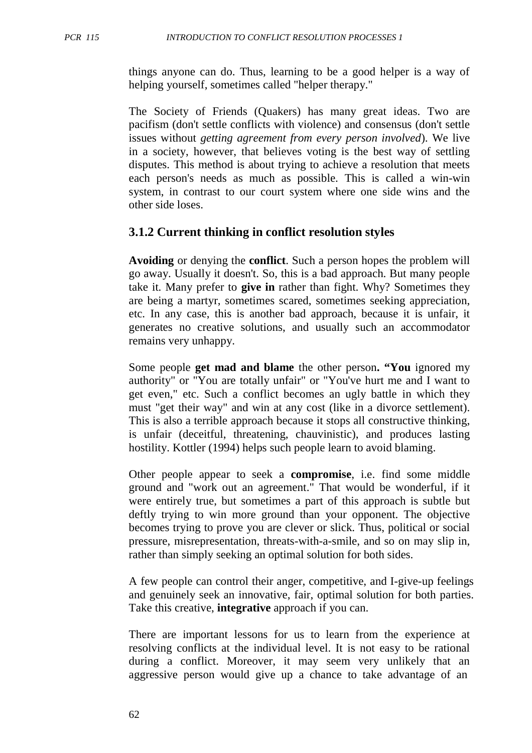things anyone can do. Thus, learning to be a good helper is a way of helping yourself, sometimes called "helper therapy."

The Society of Friends (Quakers) has many great ideas. Two are pacifism (don't settle conflicts with violence) and consensus (don't settle issues without *getting agreement from every person involved*). We live in a society, however, that believes voting is the best way of settling disputes. This method is about trying to achieve a resolution that meets each person's needs as much as possible. This is called a win-win system, in contrast to our court system where one side wins and the other side loses.

### 3.1.2 Current thinking in conflict resolution styles

**Avoiding** or denying the **conflict**. Such a person hopes the problem will go away. Usually it doesn't. So, this is a bad approach. But many people take it. Many prefer to **give in** rather than fight. Why? Sometimes they are being a martyr, sometimes scared, sometimes seeking appreciation, etc. In any case, this is another bad approach, because it is unfair, it generates no creative solutions, and usually such an accommodator remains very unhappy.

Some people **get mad and blame** the other person**. "You** ignored my authority" or "You are totally unfair" or "You've hurt me and I want to get even," etc. Such a conflict becomes an ugly battle in which they must "get their way" and win at any cost (like in a divorce settlement). This is also a terrible approach because it stops all constructive thinking, is unfair (deceitful, threatening, chauvinistic), and produces lasting hostility. Kottler (1994) helps such people learn to avoid blaming.

Other people appear to seek a **compromise**, i.e. find some middle ground and "work out an agreement." That would be wonderful, if it were entirely true, but sometimes a part of this approach is subtle but deftly trying to win more ground than your opponent. The objective becomes trying to prove you are clever or slick. Thus, political or social pressure, misrepresentation, threats-with-a-smile, and so on may slip in, rather than simply seeking an optimal solution for both sides.

A few people can control their anger, competitive, and I-give-up feelings and genuinely seek an innovative, fair, optimal solution for both parties. Take this creative, **integrative** approach if you can.

There are important lessons for us to learn from the experience at resolving conflicts at the individual level. It is not easy to be rational during a conflict. Moreover, it may seem very unlikely that an aggressive person would give up a chance to take advantage of an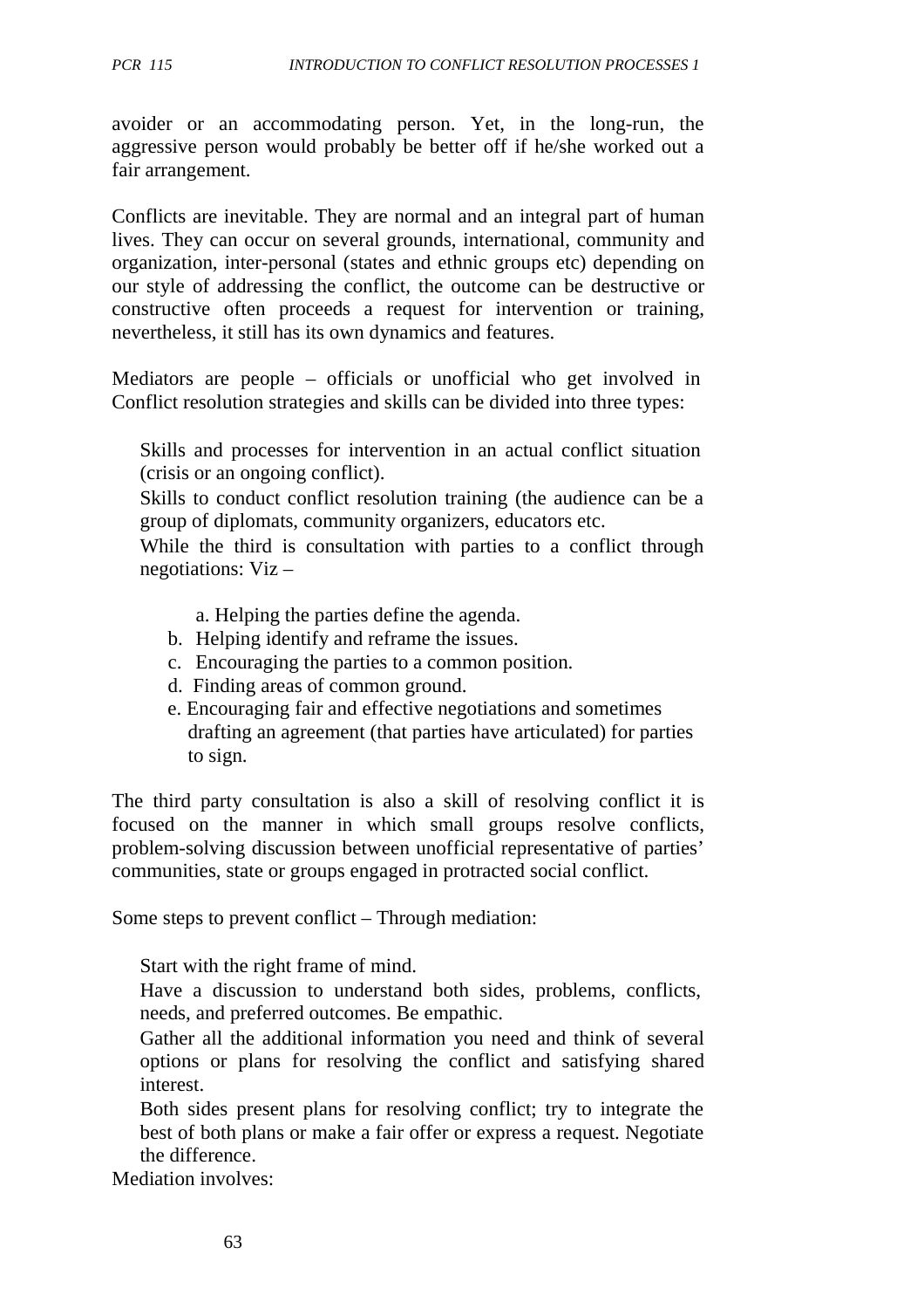avoider or an accommodating person. Yet, in the long-run, the aggressive person would probably be better off if he/she worked out a fair arrangement.

Conflicts are inevitable. They are normal and an integral part of human lives. They can occur on several grounds, international, community and organization, inter-personal (states and ethnic groups etc) depending on our style of addressing the conflict, the outcome can be destructive or constructive often proceeds a request for intervention or training, nevertheless, it still has its own dynamics and features.

Mediators are people – officials or unofficial who get involved in Conflict resolution strategies and skills can be divided into three types:

- Skills and processes for intervention in an actual conflict situation (crisis or an ongoing conflict).
- Skills to conduct conflict resolution training (the audience can be a group of diplomats, community organizers, educators etc.
- While the third is consultation with parties to a conflict through negotiations: Viz –

  a. Helping the parties define the agenda.
  b. Helping identify and reframe the issues.
  c. Encouraging the parties to a common position.
  d. Finding areas of common ground.
  e. Encouraging fair and effective negotiations and sometimes drafting an agreement (that parties have articulated) for parties to sign.

The third party consultation is also a skill of resolving conflict it is focused on the manner in which small groups resolve conflicts, problem-solving discussion between unofficial representative of parties' communities, state or groups engaged in protracted social conflict.

Some steps to prevent conflict – Through mediation:

- Start with the right frame of mind.
- Have a discussion to understand both sides, problems, conflicts, needs, and preferred outcomes. Be empathic.
- Gather all the additional information you need and think of several options or plans for resolving the conflict and satisfying shared interest.
- Both sides present plans for resolving conflict; try to integrate the best of both plans or make a fair offer or express a request. Negotiate the difference.

Mediation involves: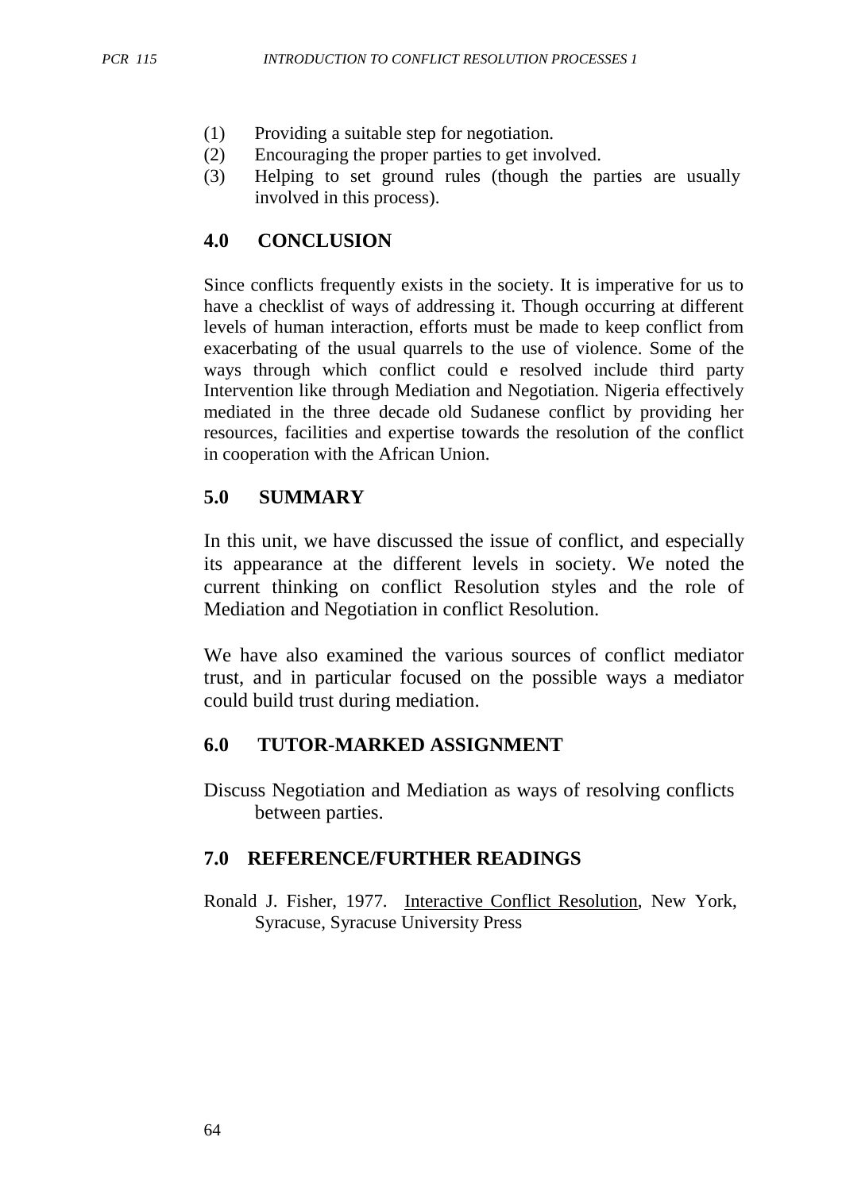(1) Providing a suitable step for negotiation.
(2) Encouraging the proper parties to get involved.
(3) Helping to set ground rules (though the parties are usually involved in this process).

## 4.0 CONCLUSION

Since conflicts frequently exists in the society. It is imperative for us to have a checklist of ways of addressing it. Though occurring at different levels of human interaction, efforts must be made to keep conflict from exacerbating of the usual quarrels to the use of violence. Some of the ways through which conflict could e resolved include third party Intervention like through Mediation and Negotiation. Nigeria effectively mediated in the three decade old Sudanese conflict by providing her resources, facilities and expertise towards the resolution of the conflict in cooperation with the African Union.

## 5.0 SUMMARY

In this unit, we have discussed the issue of conflict, and especially its appearance at the different levels in society. We noted the current thinking on conflict Resolution styles and the role of Mediation and Negotiation in conflict Resolution.

We have also examined the various sources of conflict mediator trust, and in particular focused on the possible ways a mediator could build trust during mediation.

## 6.0 TUTOR-MARKED ASSIGNMENT

Discuss Negotiation and Mediation as ways of resolving conflicts between parties.

## 7.0 REFERENCE/FURTHER READINGS

Ronald J. Fisher, 1977. Interactive Conflict Resolution, New York, Syracuse, Syracuse University Press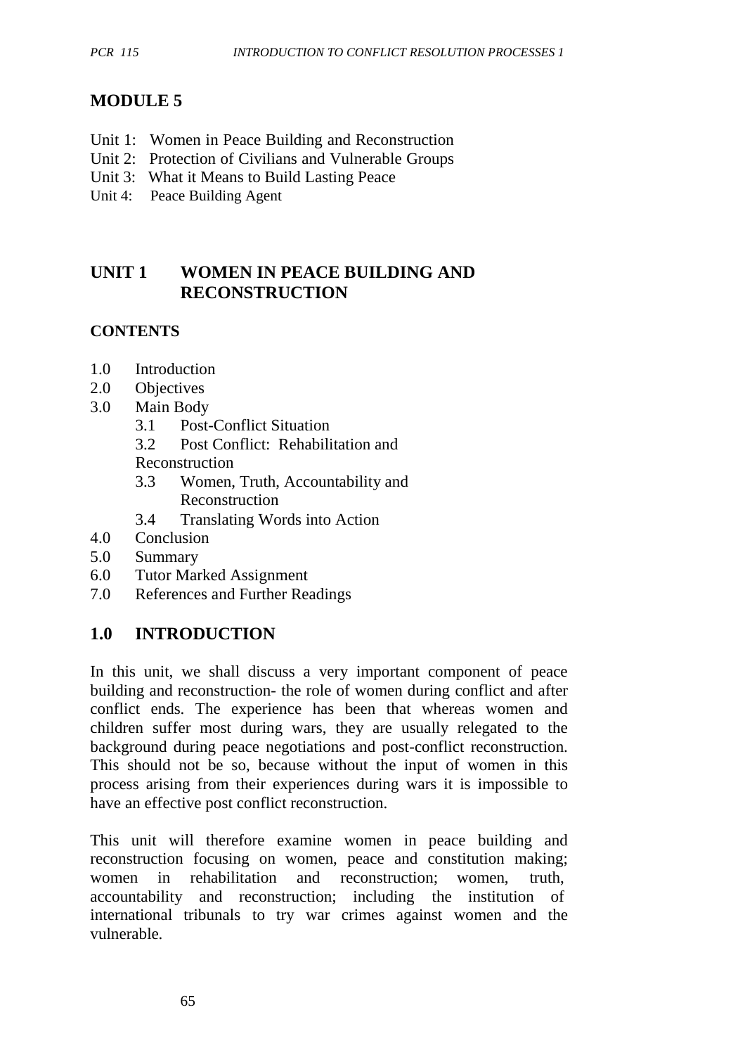# MODULE 5

Unit 1: Women in Peace Building and Reconstruction
Unit 2: Protection of Civilians and Vulnerable Groups
Unit 3: What it Means to Build Lasting Peace
Unit 4: Peace Building Agent

## UNIT 1 WOMEN IN PEACE BUILDING AND RECONSTRUCTION

### CONTENTS

- 1.0 Introduction
- 2.0 Objectives
- 3.0 Main Body
  - 3.1 Post-Conflict Situation
  - 3.2 Post Conflict: Rehabilitation and Reconstruction
  - 3.3 Women, Truth, Accountability and Reconstruction
  - 3.4 Translating Words into Action
- 4.0 Conclusion
- 5.0 Summary
- 6.0 Tutor Marked Assignment
- 7.0 References and Further Readings

## 1.0 INTRODUCTION

In this unit, we shall discuss a very important component of peace building and reconstruction- the role of women during conflict and after conflict ends. The experience has been that whereas women and children suffer most during wars, they are usually relegated to the background during peace negotiations and post-conflict reconstruction. This should not be so, because without the input of women in this process arising from their experiences during wars it is impossible to have an effective post conflict reconstruction.

This unit will therefore examine women in peace building and reconstruction focusing on women, peace and constitution making; women in rehabilitation and reconstruction; women, truth, accountability and reconstruction; including the institution of international tribunals to try war crimes against women and the vulnerable.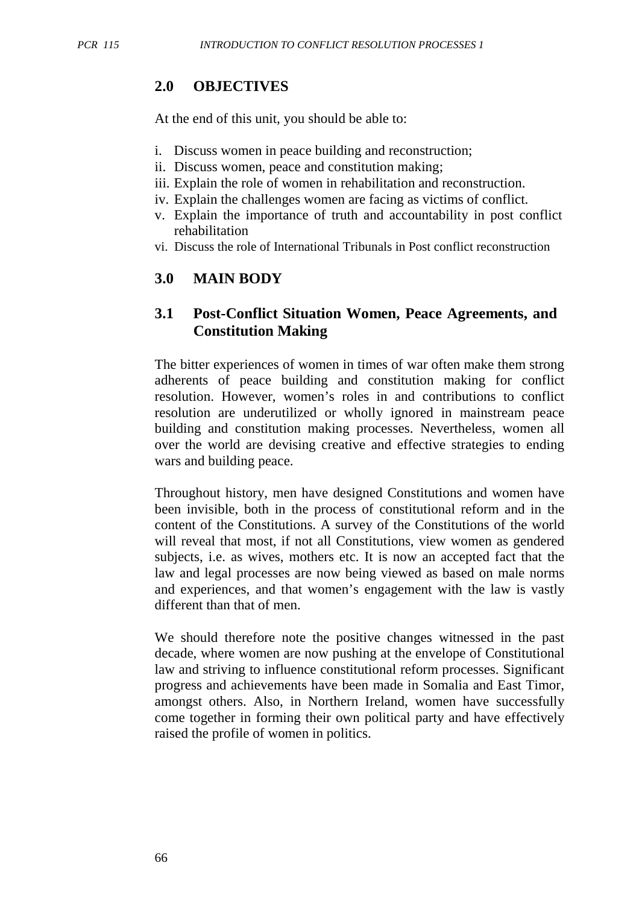## 2.0 OBJECTIVES

At the end of this unit, you should be able to:

i. Discuss women in peace building and reconstruction;
ii. Discuss women, peace and constitution making;
iii. Explain the role of women in rehabilitation and reconstruction.
iv. Explain the challenges women are facing as victims of conflict.
v. Explain the importance of truth and accountability in post conflict rehabilitation
vi. Discuss the role of International Tribunals in Post conflict reconstruction

## 3.0 MAIN BODY

### 3.1 Post-Conflict Situation Women, Peace Agreements, and Constitution Making

The bitter experiences of women in times of war often make them strong adherents of peace building and constitution making for conflict resolution. However, women's roles in and contributions to conflict resolution are underutilized or wholly ignored in mainstream peace building and constitution making processes. Nevertheless, women all over the world are devising creative and effective strategies to ending wars and building peace.

Throughout history, men have designed Constitutions and women have been invisible, both in the process of constitutional reform and in the content of the Constitutions. A survey of the Constitutions of the world will reveal that most, if not all Constitutions, view women as gendered subjects, i.e. as wives, mothers etc. It is now an accepted fact that the law and legal processes are now being viewed as based on male norms and experiences, and that women's engagement with the law is vastly different than that of men.

We should therefore note the positive changes witnessed in the past decade, where women are now pushing at the envelope of Constitutional law and striving to influence constitutional reform processes. Significant progress and achievements have been made in Somalia and East Timor, amongst others. Also, in Northern Ireland, women have successfully come together in forming their own political party and have effectively raised the profile of women in politics.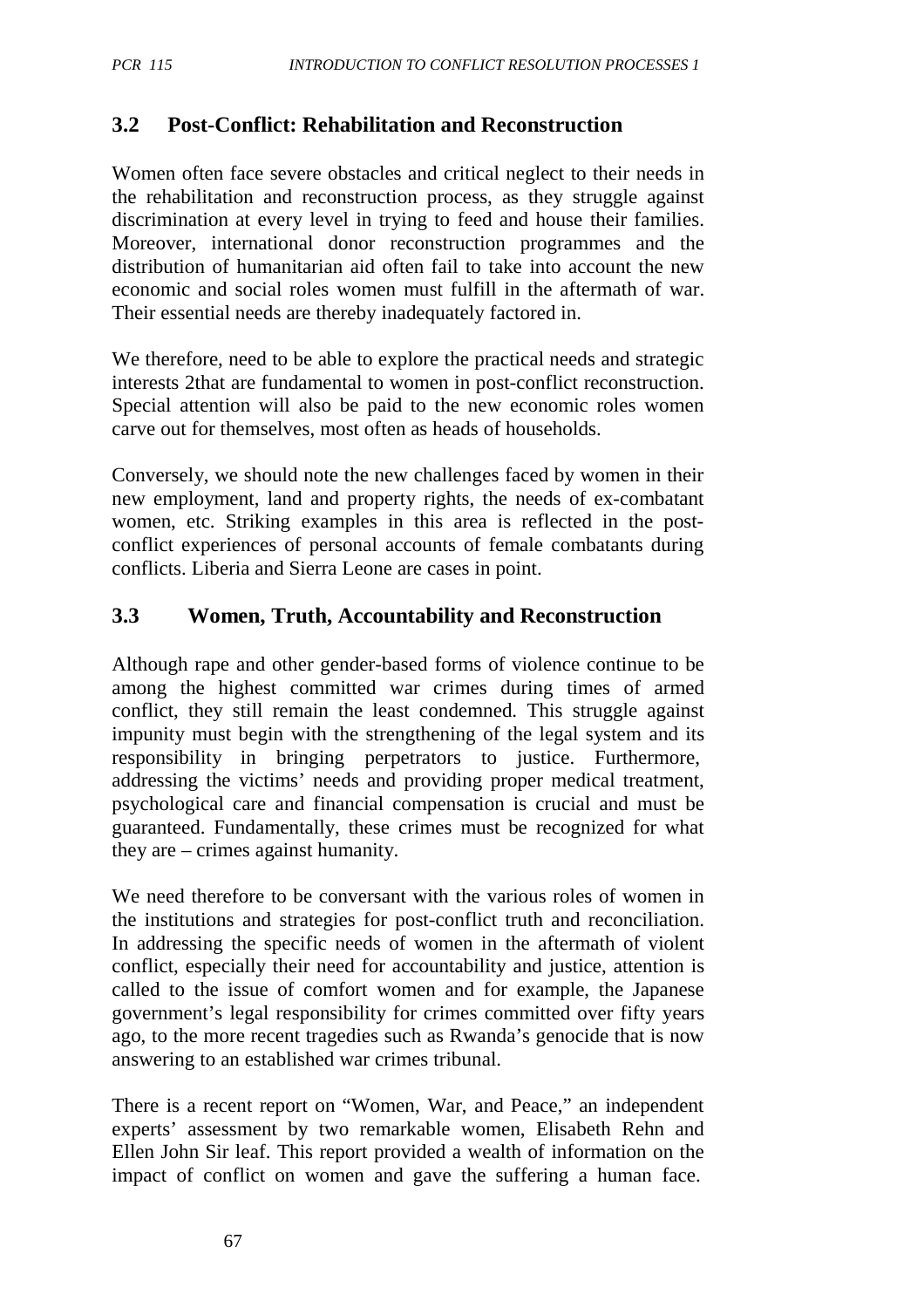## 3.2 Post-Conflict: Rehabilitation and Reconstruction

Women often face severe obstacles and critical neglect to their needs in the rehabilitation and reconstruction process, as they struggle against discrimination at every level in trying to feed and house their families. Moreover, international donor reconstruction programmes and the distribution of humanitarian aid often fail to take into account the new economic and social roles women must fulfill in the aftermath of war. Their essential needs are thereby inadequately factored in.

We therefore, need to be able to explore the practical needs and strategic interests 2that are fundamental to women in post-conflict reconstruction. Special attention will also be paid to the new economic roles women carve out for themselves, most often as heads of households.

Conversely, we should note the new challenges faced by women in their new employment, land and property rights, the needs of ex-combatant women, etc. Striking examples in this area is reflected in the post-conflict experiences of personal accounts of female combatants during conflicts. Liberia and Sierra Leone are cases in point.

## 3.3 Women, Truth, Accountability and Reconstruction

Although rape and other gender-based forms of violence continue to be among the highest committed war crimes during times of armed conflict, they still remain the least condemned. This struggle against impunity must begin with the strengthening of the legal system and its responsibility in bringing perpetrators to justice. Furthermore, addressing the victims' needs and providing proper medical treatment, psychological care and financial compensation is crucial and must be guaranteed. Fundamentally, these crimes must be recognized for what they are – crimes against humanity.

We need therefore to be conversant with the various roles of women in the institutions and strategies for post-conflict truth and reconciliation. In addressing the specific needs of women in the aftermath of violent conflict, especially their need for accountability and justice, attention is called to the issue of comfort women and for example, the Japanese government's legal responsibility for crimes committed over fifty years ago, to the more recent tragedies such as Rwanda's genocide that is now answering to an established war crimes tribunal.

There is a recent report on "Women, War, and Peace," an independent experts' assessment by two remarkable women, Elisabeth Rehn and Ellen John Sir leaf. This report provided a wealth of information on the impact of conflict on women and gave the suffering a human face.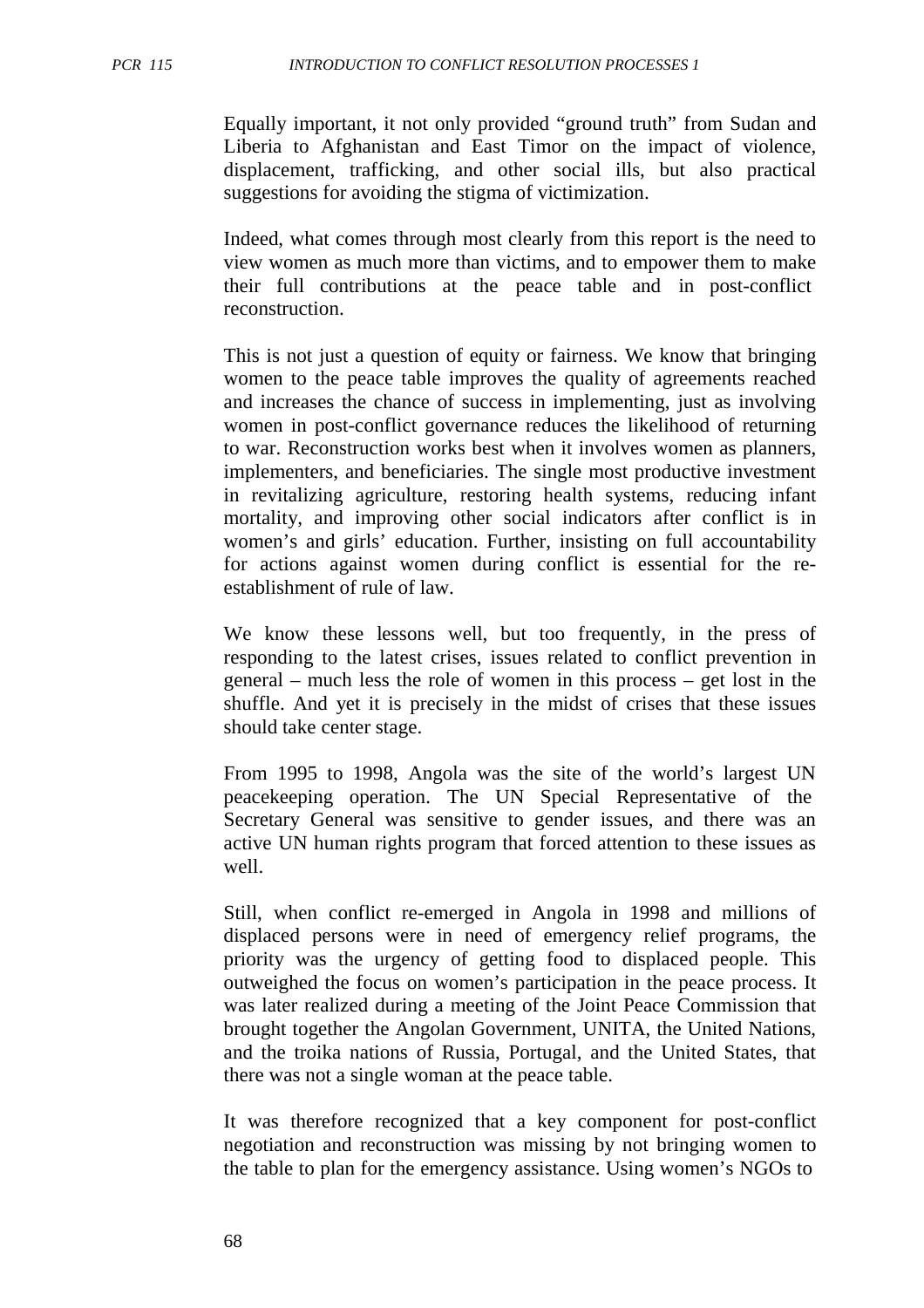Equally important, it not only provided "ground truth" from Sudan and Liberia to Afghanistan and East Timor on the impact of violence, displacement, trafficking, and other social ills, but also practical suggestions for avoiding the stigma of victimization.

Indeed, what comes through most clearly from this report is the need to view women as much more than victims, and to empower them to make their full contributions at the peace table and in post-conflict reconstruction.

This is not just a question of equity or fairness. We know that bringing women to the peace table improves the quality of agreements reached and increases the chance of success in implementing, just as involving women in post-conflict governance reduces the likelihood of returning to war. Reconstruction works best when it involves women as planners, implementers, and beneficiaries. The single most productive investment in revitalizing agriculture, restoring health systems, reducing infant mortality, and improving other social indicators after conflict is in women's and girls' education. Further, insisting on full accountability for actions against women during conflict is essential for the re-establishment of rule of law.

We know these lessons well, but too frequently, in the press of responding to the latest crises, issues related to conflict prevention in general – much less the role of women in this process – get lost in the shuffle. And yet it is precisely in the midst of crises that these issues should take center stage.

From 1995 to 1998, Angola was the site of the world's largest UN peacekeeping operation. The UN Special Representative of the Secretary General was sensitive to gender issues, and there was an active UN human rights program that forced attention to these issues as well.

Still, when conflict re-emerged in Angola in 1998 and millions of displaced persons were in need of emergency relief programs, the priority was the urgency of getting food to displaced people. This outweighed the focus on women's participation in the peace process. It was later realized during a meeting of the Joint Peace Commission that brought together the Angolan Government, UNITA, the United Nations, and the troika nations of Russia, Portugal, and the United States, that there was not a single woman at the peace table.

It was therefore recognized that a key component for post-conflict negotiation and reconstruction was missing by not bringing women to the table to plan for the emergency assistance. Using women's NGOs to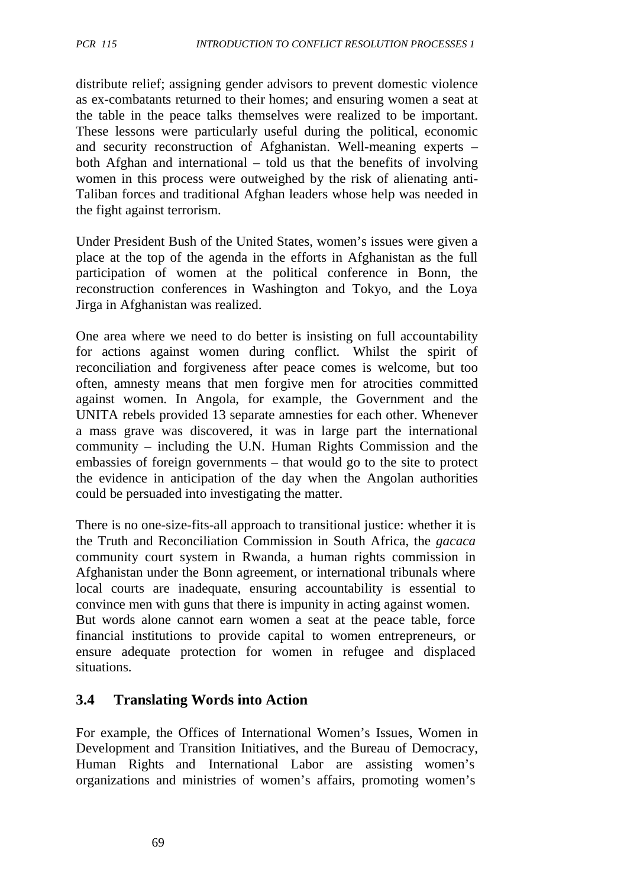distribute relief; assigning gender advisors to prevent domestic violence as ex-combatants returned to their homes; and ensuring women a seat at the table in the peace talks themselves were realized to be important. These lessons were particularly useful during the political, economic and security reconstruction of Afghanistan. Well-meaning experts – both Afghan and international – told us that the benefits of involving women in this process were outweighed by the risk of alienating anti-Taliban forces and traditional Afghan leaders whose help was needed in the fight against terrorism.

Under President Bush of the United States, women's issues were given a place at the top of the agenda in the efforts in Afghanistan as the full participation of women at the political conference in Bonn, the reconstruction conferences in Washington and Tokyo, and the Loya Jirga in Afghanistan was realized.

One area where we need to do better is insisting on full accountability for actions against women during conflict. Whilst the spirit of reconciliation and forgiveness after peace comes is welcome, but too often, amnesty means that men forgive men for atrocities committed against women. In Angola, for example, the Government and the UNITA rebels provided 13 separate amnesties for each other. Whenever a mass grave was discovered, it was in large part the international community – including the U.N. Human Rights Commission and the embassies of foreign governments – that would go to the site to protect the evidence in anticipation of the day when the Angolan authorities could be persuaded into investigating the matter.

There is no one-size-fits-all approach to transitional justice: whether it is the Truth and Reconciliation Commission in South Africa, the *gacaca* community court system in Rwanda, a human rights commission in Afghanistan under the Bonn agreement, or international tribunals where local courts are inadequate, ensuring accountability is essential to convince men with guns that there is impunity in acting against women. But words alone cannot earn women a seat at the peace table, force financial institutions to provide capital to women entrepreneurs, or ensure adequate protection for women in refugee and displaced situations.

## 3.4 Translating Words into Action

For example, the Offices of International Women's Issues, Women in Development and Transition Initiatives, and the Bureau of Democracy, Human Rights and International Labor are assisting women's organizations and ministries of women's affairs, promoting women's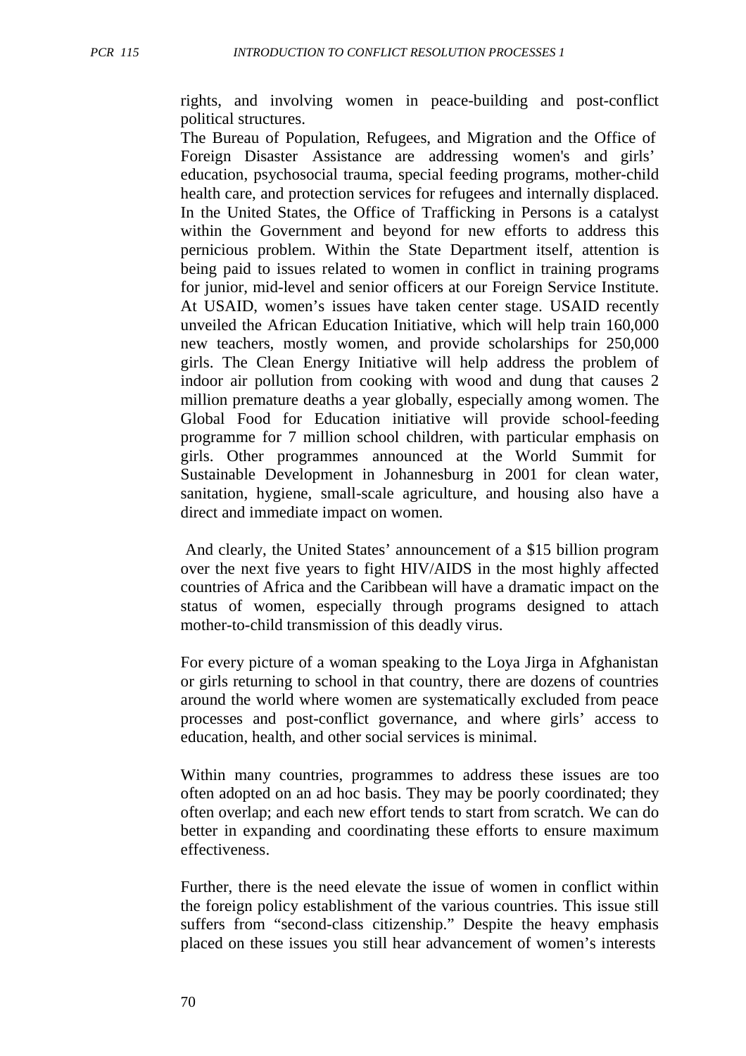rights, and involving women in peace-building and post-conflict political structures.

The Bureau of Population, Refugees, and Migration and the Office of Foreign Disaster Assistance are addressing women's and girls' education, psychosocial trauma, special feeding programs, mother-child health care, and protection services for refugees and internally displaced. In the United States, the Office of Trafficking in Persons is a catalyst within the Government and beyond for new efforts to address this pernicious problem. Within the State Department itself, attention is being paid to issues related to women in conflict in training programs for junior, mid-level and senior officers at our Foreign Service Institute. At USAID, women's issues have taken center stage. USAID recently unveiled the African Education Initiative, which will help train 160,000 new teachers, mostly women, and provide scholarships for 250,000 girls. The Clean Energy Initiative will help address the problem of indoor air pollution from cooking with wood and dung that causes 2 million premature deaths a year globally, especially among women. The Global Food for Education initiative will provide school-feeding programme for 7 million school children, with particular emphasis on girls. Other programmes announced at the World Summit for Sustainable Development in Johannesburg in 2001 for clean water, sanitation, hygiene, small-scale agriculture, and housing also have a direct and immediate impact on women.

And clearly, the United States' announcement of a $15 billion program over the next five years to fight HIV/AIDS in the most highly affected countries of Africa and the Caribbean will have a dramatic impact on the status of women, especially through programs designed to attach mother-to-child transmission of this deadly virus.

For every picture of a woman speaking to the Loya Jirga in Afghanistan or girls returning to school in that country, there are dozens of countries around the world where women are systematically excluded from peace processes and post-conflict governance, and where girls' access to education, health, and other social services is minimal.

Within many countries, programmes to address these issues are too often adopted on an ad hoc basis. They may be poorly coordinated; they often overlap; and each new effort tends to start from scratch. We can do better in expanding and coordinating these efforts to ensure maximum effectiveness.

Further, there is the need elevate the issue of women in conflict within the foreign policy establishment of the various countries. This issue still suffers from "second-class citizenship." Despite the heavy emphasis placed on these issues you still hear advancement of women's interests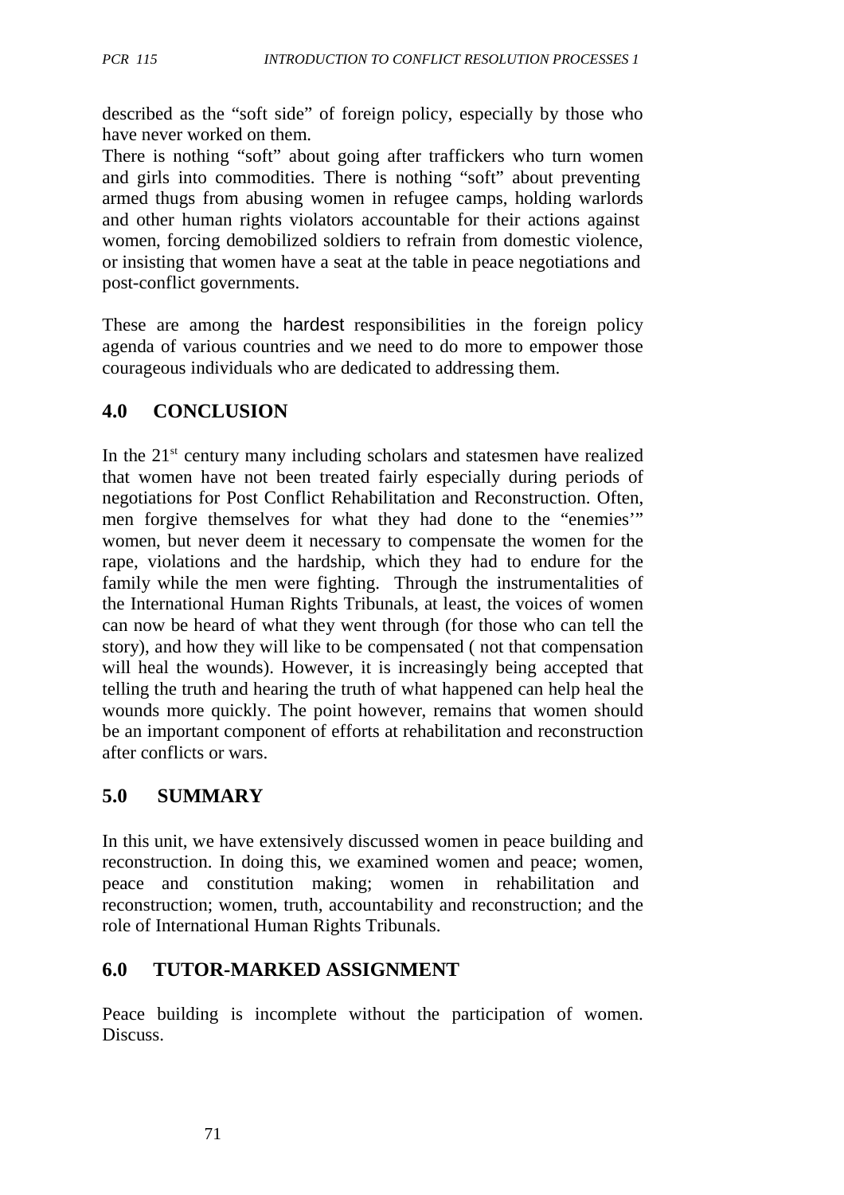described as the "soft side" of foreign policy, especially by those who have never worked on them.

There is nothing "soft" about going after traffickers who turn women and girls into commodities. There is nothing "soft" about preventing armed thugs from abusing women in refugee camps, holding warlords and other human rights violators accountable for their actions against women, forcing demobilized soldiers to refrain from domestic violence, or insisting that women have a seat at the table in peace negotiations and post-conflict governments.

These are among the hardest responsibilities in the foreign policy agenda of various countries and we need to do more to empower those courageous individuals who are dedicated to addressing them.

## 4.0 CONCLUSION

In the 21st century many including scholars and statesmen have realized that women have not been treated fairly especially during periods of negotiations for Post Conflict Rehabilitation and Reconstruction. Often, men forgive themselves for what they had done to the "enemies'" women, but never deem it necessary to compensate the women for the rape, violations and the hardship, which they had to endure for the family while the men were fighting. Through the instrumentalities of the International Human Rights Tribunals, at least, the voices of women can now be heard of what they went through (for those who can tell the story), and how they will like to be compensated ( not that compensation will heal the wounds). However, it is increasingly being accepted that telling the truth and hearing the truth of what happened can help heal the wounds more quickly. The point however, remains that women should be an important component of efforts at rehabilitation and reconstruction after conflicts or wars.

## 5.0 SUMMARY

In this unit, we have extensively discussed women in peace building and reconstruction. In doing this, we examined women and peace; women, peace and constitution making; women in rehabilitation and reconstruction; women, truth, accountability and reconstruction; and the role of International Human Rights Tribunals.

## 6.0 TUTOR-MARKED ASSIGNMENT

Peace building is incomplete without the participation of women. Discuss.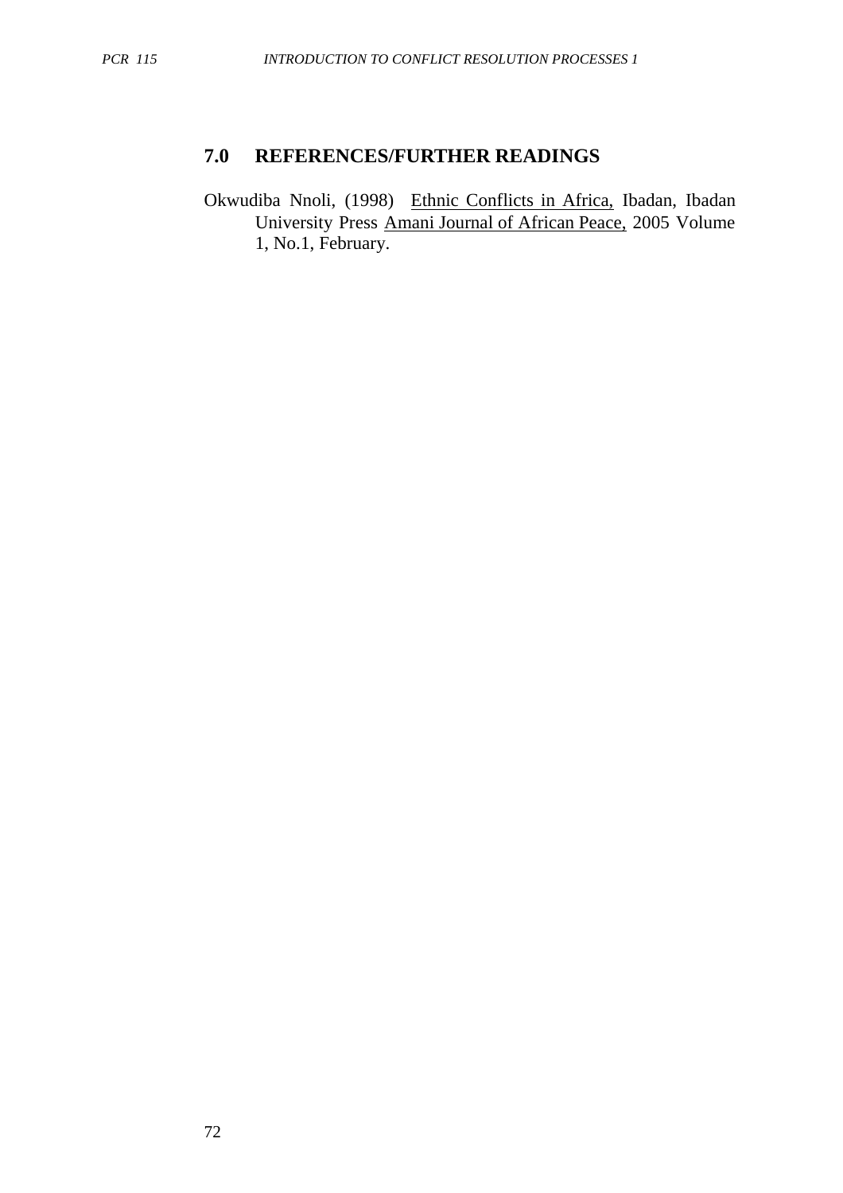## 7.0 REFERENCES/FURTHER READINGS

Okwudiba Nnoli, (1998) Ethnic Conflicts in Africa, Ibadan, Ibadan University Press Amani Journal of African Peace, 2005 Volume 1, No.1, February.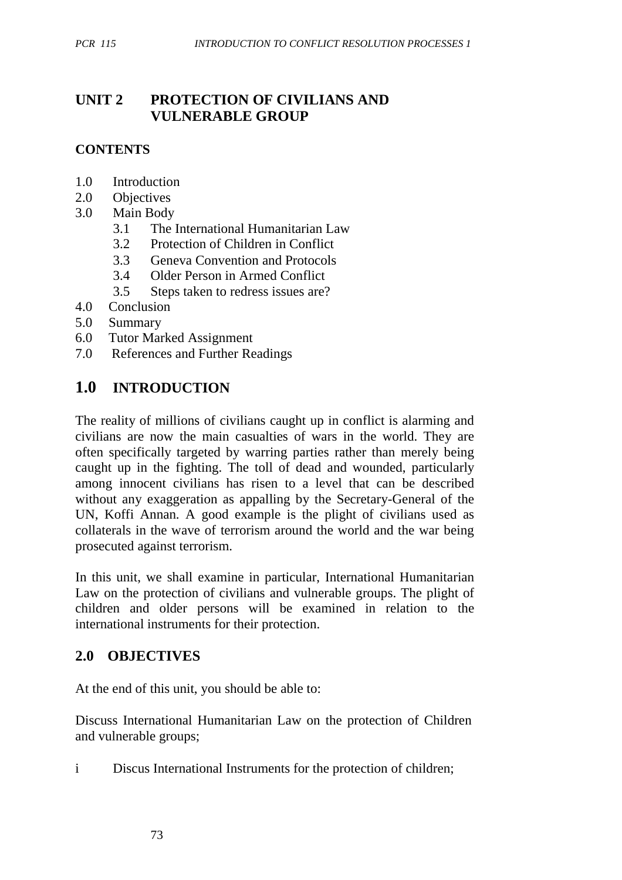# UNIT 2 PROTECTION OF CIVILIANS AND VULNERABLE GROUP

**CONTENTS**

1.0 Introduction
2.0 Objectives
3.0 Main Body
 3.1 The International Humanitarian Law
 3.2 Protection of Children in Conflict
 3.3 Geneva Convention and Protocols
 3.4 Older Person in Armed Conflict
 3.5 Steps taken to redress issues are?
4.0 Conclusion
5.0 Summary
6.0 Tutor Marked Assignment
7.0 References and Further Readings

## 1.0 INTRODUCTION

The reality of millions of civilians caught up in conflict is alarming and civilians are now the main casualties of wars in the world. They are often specifically targeted by warring parties rather than merely being caught up in the fighting. The toll of dead and wounded, particularly among innocent civilians has risen to a level that can be described without any exaggeration as appalling by the Secretary-General of the UN, Koffi Annan. A good example is the plight of civilians used as collaterals in the wave of terrorism around the world and the war being prosecuted against terrorism.

In this unit, we shall examine in particular, International Humanitarian Law on the protection of civilians and vulnerable groups. The plight of children and older persons will be examined in relation to the international instruments for their protection.

## 2.0 OBJECTIVES

At the end of this unit, you should be able to:

Discuss International Humanitarian Law on the protection of Children and vulnerable groups;

i Discus International Instruments for the protection of children;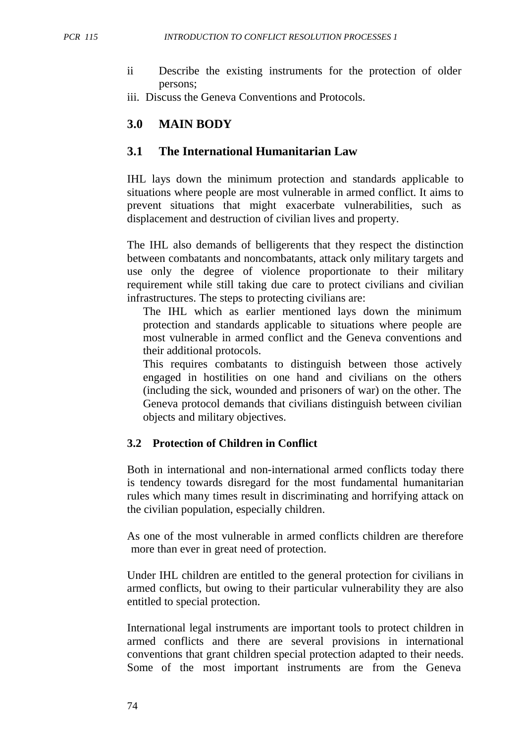ii Describe the existing instruments for the protection of older persons;

iii. Discuss the Geneva Conventions and Protocols.

## 3.0 MAIN BODY

### 3.1 The International Humanitarian Law

IHL lays down the minimum protection and standards applicable to situations where people are most vulnerable in armed conflict. It aims to prevent situations that might exacerbate vulnerabilities, such as displacement and destruction of civilian lives and property.

The IHL also demands of belligerents that they respect the distinction between combatants and noncombatants, attack only military targets and use only the degree of violence proportionate to their military requirement while still taking due care to protect civilians and civilian infrastructures. The steps to protecting civilians are:

The IHL which as earlier mentioned lays down the minimum protection and standards applicable to situations where people are most vulnerable in armed conflict and the Geneva conventions and their additional protocols.

This requires combatants to distinguish between those actively engaged in hostilities on one hand and civilians on the others (including the sick, wounded and prisoners of war) on the other. The Geneva protocol demands that civilians distinguish between civilian objects and military objectives.

### 3.2 Protection of Children in Conflict

Both in international and non-international armed conflicts today there is tendency towards disregard for the most fundamental humanitarian rules which many times result in discriminating and horrifying attack on the civilian population, especially children.

As one of the most vulnerable in armed conflicts children are therefore more than ever in great need of protection.

Under IHL children are entitled to the general protection for civilians in armed conflicts, but owing to their particular vulnerability they are also entitled to special protection.

International legal instruments are important tools to protect children in armed conflicts and there are several provisions in international conventions that grant children special protection adapted to their needs. Some of the most important instruments are from the Geneva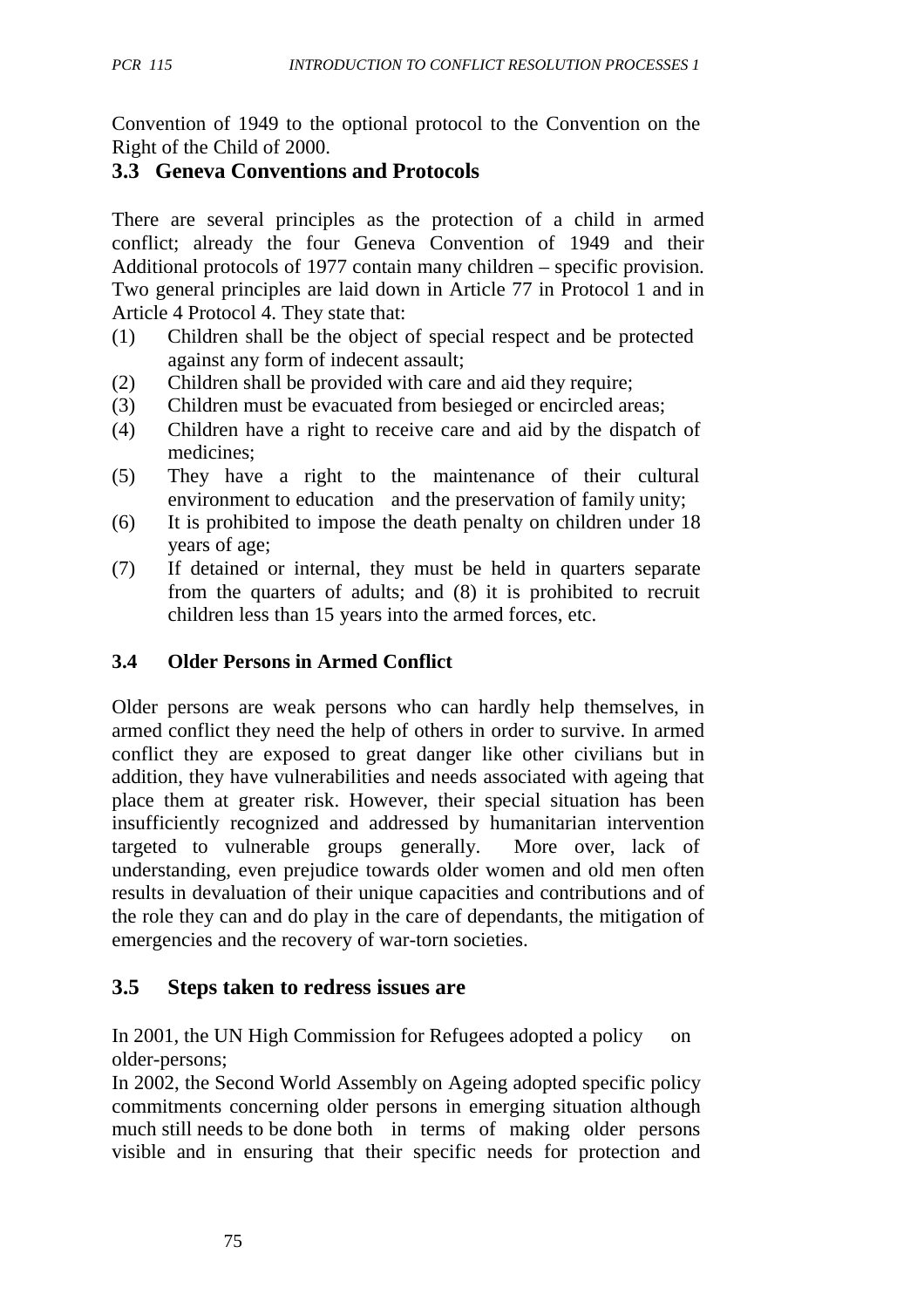Convention of 1949 to the optional protocol to the Convention on the Right of the Child of 2000.

### 3.3 Geneva Conventions and Protocols

There are several principles as the protection of a child in armed conflict; already the four Geneva Convention of 1949 and their Additional protocols of 1977 contain many children – specific provision. Two general principles are laid down in Article 77 in Protocol 1 and in Article 4 Protocol 4. They state that:

(1) Children shall be the object of special respect and be protected against any form of indecent assault;
(2) Children shall be provided with care and aid they require;
(3) Children must be evacuated from besieged or encircled areas;
(4) Children have a right to receive care and aid by the dispatch of medicines;
(5) They have a right to the maintenance of their cultural environment to education and the preservation of family unity;
(6) It is prohibited to impose the death penalty on children under 18 years of age;
(7) If detained or internal, they must be held in quarters separate from the quarters of adults; and (8) it is prohibited to recruit children less than 15 years into the armed forces, etc.

### 3.4 Older Persons in Armed Conflict

Older persons are weak persons who can hardly help themselves, in armed conflict they need the help of others in order to survive. In armed conflict they are exposed to great danger like other civilians but in addition, they have vulnerabilities and needs associated with ageing that place them at greater risk. However, their special situation has been insufficiently recognized and addressed by humanitarian intervention targeted to vulnerable groups generally. More over, lack of understanding, even prejudice towards older women and old men often results in devaluation of their unique capacities and contributions and of the role they can and do play in the care of dependants, the mitigation of emergencies and the recovery of war-torn societies.

### 3.5 Steps taken to redress issues are

In 2001, the UN High Commission for Refugees adopted a policy on older-persons;

In 2002, the Second World Assembly on Ageing adopted specific policy commitments concerning older persons in emerging situation although much still needs to be done both in terms of making older persons visible and in ensuring that their specific needs for protection and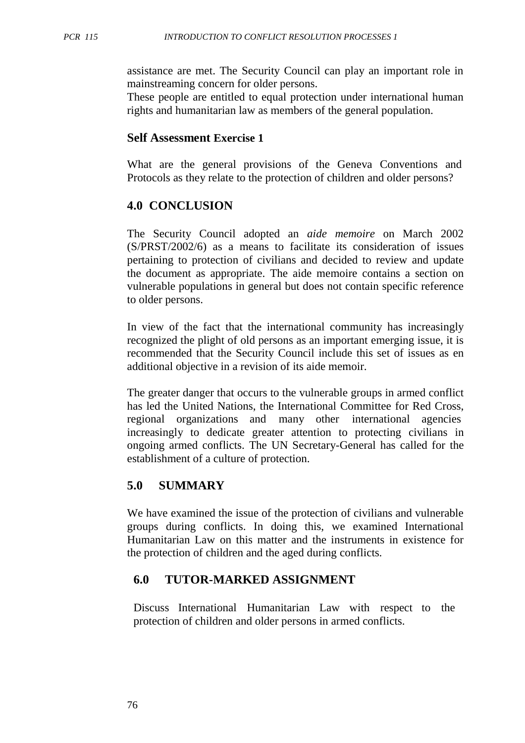assistance are met. The Security Council can play an important role in mainstreaming concern for older persons.
These people are entitled to equal protection under international human rights and humanitarian law as members of the general population.

**Self Assessment Exercise 1**

What are the general provisions of the Geneva Conventions and Protocols as they relate to the protection of children and older persons?

## 4.0 CONCLUSION

The Security Council adopted an *aide memoire* on March 2002 (S/PRST/2002/6) as a means to facilitate its consideration of issues pertaining to protection of civilians and decided to review and update the document as appropriate. The aide memoire contains a section on vulnerable populations in general but does not contain specific reference to older persons.

In view of the fact that the international community has increasingly recognized the plight of old persons as an important emerging issue, it is recommended that the Security Council include this set of issues as en additional objective in a revision of its aide memoir.

The greater danger that occurs to the vulnerable groups in armed conflict has led the United Nations, the International Committee for Red Cross, regional organizations and many other international agencies increasingly to dedicate greater attention to protecting civilians in ongoing armed conflicts. The UN Secretary-General has called for the establishment of a culture of protection.

## 5.0 SUMMARY

We have examined the issue of the protection of civilians and vulnerable groups during conflicts. In doing this, we examined International Humanitarian Law on this matter and the instruments in existence for the protection of children and the aged during conflicts.

## 6.0 TUTOR-MARKED ASSIGNMENT

Discuss International Humanitarian Law with respect to the protection of children and older persons in armed conflicts.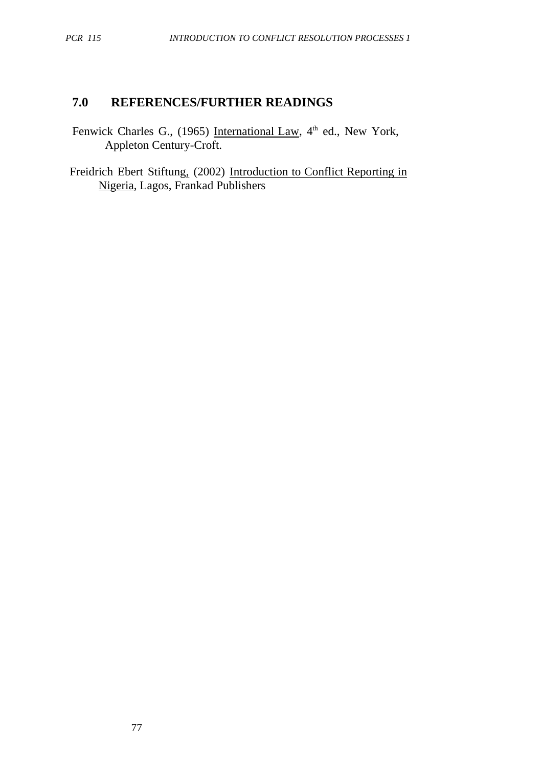## 7.0 REFERENCES/FURTHER READINGS

Fenwick Charles G., (1965) International Law, 4th ed., New York, Appleton Century-Croft.

Freidrich Ebert Stiftung, (2002) Introduction to Conflict Reporting in Nigeria, Lagos, Frankad Publishers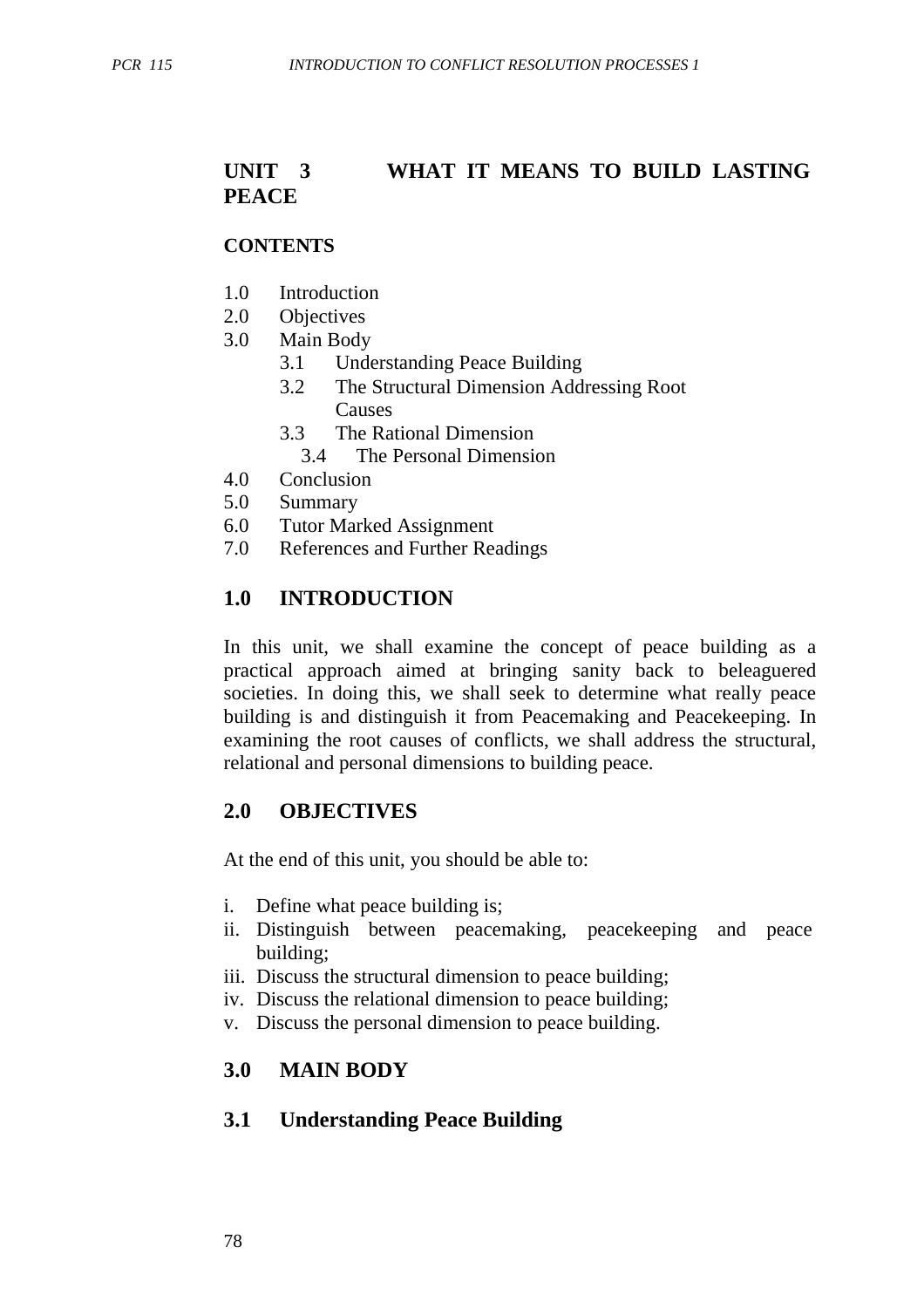## UNIT 3 WHAT IT MEANS TO BUILD LASTING PEACE

**CONTENTS**

1.0 Introduction
2.0 Objectives
3.0 Main Body
  3.1 Understanding Peace Building
  3.2 The Structural Dimension Addressing Root Causes
  3.3 The Rational Dimension
  3.4 The Personal Dimension
4.0 Conclusion
5.0 Summary
6.0 Tutor Marked Assignment
7.0 References and Further Readings

## 1.0 INTRODUCTION

In this unit, we shall examine the concept of peace building as a practical approach aimed at bringing sanity back to beleaguered societies. In doing this, we shall seek to determine what really peace building is and distinguish it from Peacemaking and Peacekeeping. In examining the root causes of conflicts, we shall address the structural, relational and personal dimensions to building peace.

## 2.0 OBJECTIVES

At the end of this unit, you should be able to:

i. Define what peace building is;
ii. Distinguish between peacemaking, peacekeeping and peace building;
iii. Discuss the structural dimension to peace building;
iv. Discuss the relational dimension to peace building;
v. Discuss the personal dimension to peace building.

## 3.0 MAIN BODY

### 3.1 Understanding Peace Building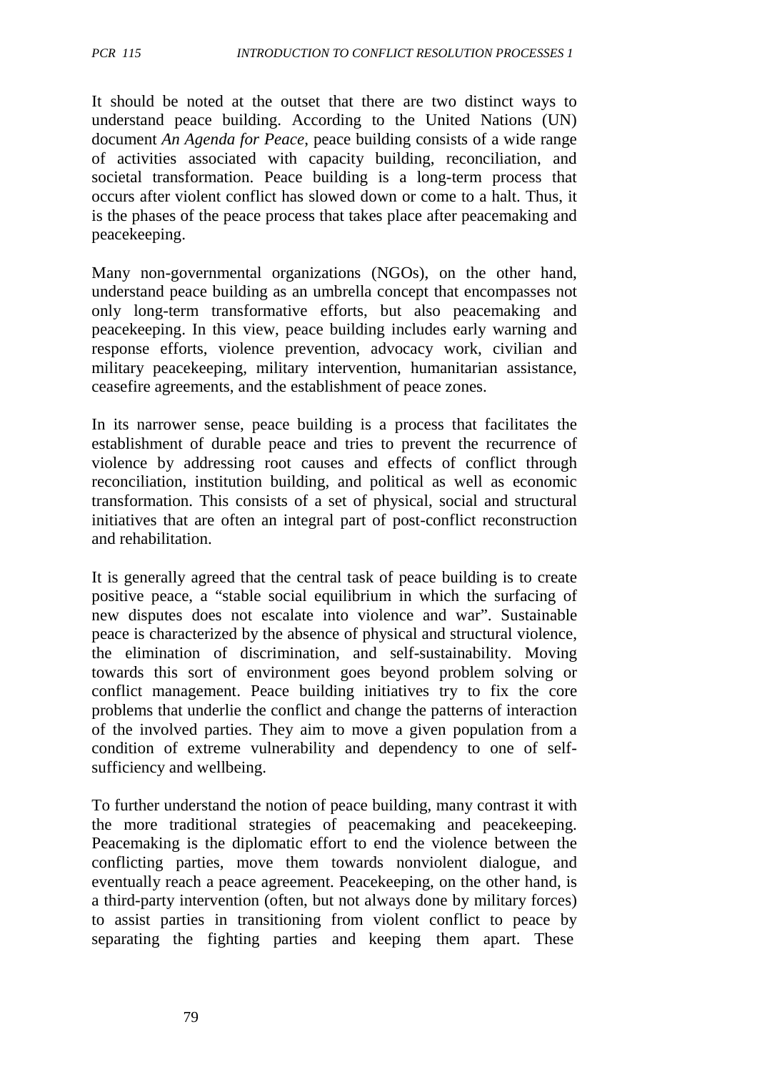It should be noted at the outset that there are two distinct ways to understand peace building. According to the United Nations (UN) document *An Agenda for Peace*, peace building consists of a wide range of activities associated with capacity building, reconciliation, and societal transformation. Peace building is a long-term process that occurs after violent conflict has slowed down or come to a halt. Thus, it is the phases of the peace process that takes place after peacemaking and peacekeeping.

Many non-governmental organizations (NGOs), on the other hand, understand peace building as an umbrella concept that encompasses not only long-term transformative efforts, but also peacemaking and peacekeeping. In this view, peace building includes early warning and response efforts, violence prevention, advocacy work, civilian and military peacekeeping, military intervention, humanitarian assistance, ceasefire agreements, and the establishment of peace zones.

In its narrower sense, peace building is a process that facilitates the establishment of durable peace and tries to prevent the recurrence of violence by addressing root causes and effects of conflict through reconciliation, institution building, and political as well as economic transformation. This consists of a set of physical, social and structural initiatives that are often an integral part of post-conflict reconstruction and rehabilitation.

It is generally agreed that the central task of peace building is to create positive peace, a "stable social equilibrium in which the surfacing of new disputes does not escalate into violence and war". Sustainable peace is characterized by the absence of physical and structural violence, the elimination of discrimination, and self-sustainability. Moving towards this sort of environment goes beyond problem solving or conflict management. Peace building initiatives try to fix the core problems that underlie the conflict and change the patterns of interaction of the involved parties. They aim to move a given population from a condition of extreme vulnerability and dependency to one of self-sufficiency and wellbeing.

To further understand the notion of peace building, many contrast it with the more traditional strategies of peacemaking and peacekeeping. Peacemaking is the diplomatic effort to end the violence between the conflicting parties, move them towards nonviolent dialogue, and eventually reach a peace agreement. Peacekeeping, on the other hand, is a third-party intervention (often, but not always done by military forces) to assist parties in transitioning from violent conflict to peace by separating the fighting parties and keeping them apart. These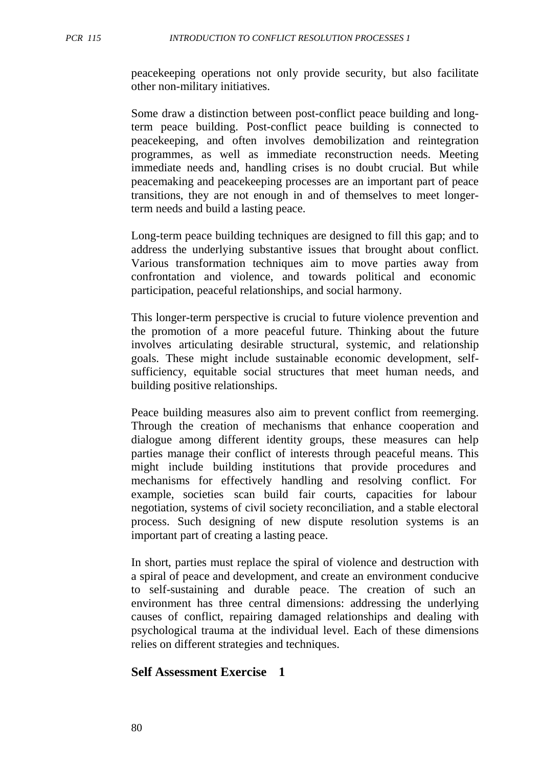peacekeeping operations not only provide security, but also facilitate other non-military initiatives.

Some draw a distinction between post-conflict peace building and long-term peace building. Post-conflict peace building is connected to peacekeeping, and often involves demobilization and reintegration programmes, as well as immediate reconstruction needs. Meeting immediate needs and, handling crises is no doubt crucial. But while peacemaking and peacekeeping processes are an important part of peace transitions, they are not enough in and of themselves to meet longer-term needs and build a lasting peace.

Long-term peace building techniques are designed to fill this gap; and to address the underlying substantive issues that brought about conflict. Various transformation techniques aim to move parties away from confrontation and violence, and towards political and economic participation, peaceful relationships, and social harmony.

This longer-term perspective is crucial to future violence prevention and the promotion of a more peaceful future. Thinking about the future involves articulating desirable structural, systemic, and relationship goals. These might include sustainable economic development, self-sufficiency, equitable social structures that meet human needs, and building positive relationships.

Peace building measures also aim to prevent conflict from reemerging. Through the creation of mechanisms that enhance cooperation and dialogue among different identity groups, these measures can help parties manage their conflict of interests through peaceful means. This might include building institutions that provide procedures and mechanisms for effectively handling and resolving conflict. For example, societies scan build fair courts, capacities for labour negotiation, systems of civil society reconciliation, and a stable electoral process. Such designing of new dispute resolution systems is an important part of creating a lasting peace.

In short, parties must replace the spiral of violence and destruction with a spiral of peace and development, and create an environment conducive to self-sustaining and durable peace. The creation of such an environment has three central dimensions: addressing the underlying causes of conflict, repairing damaged relationships and dealing with psychological trauma at the individual level. Each of these dimensions relies on different strategies and techniques.

## Self Assessment Exercise 1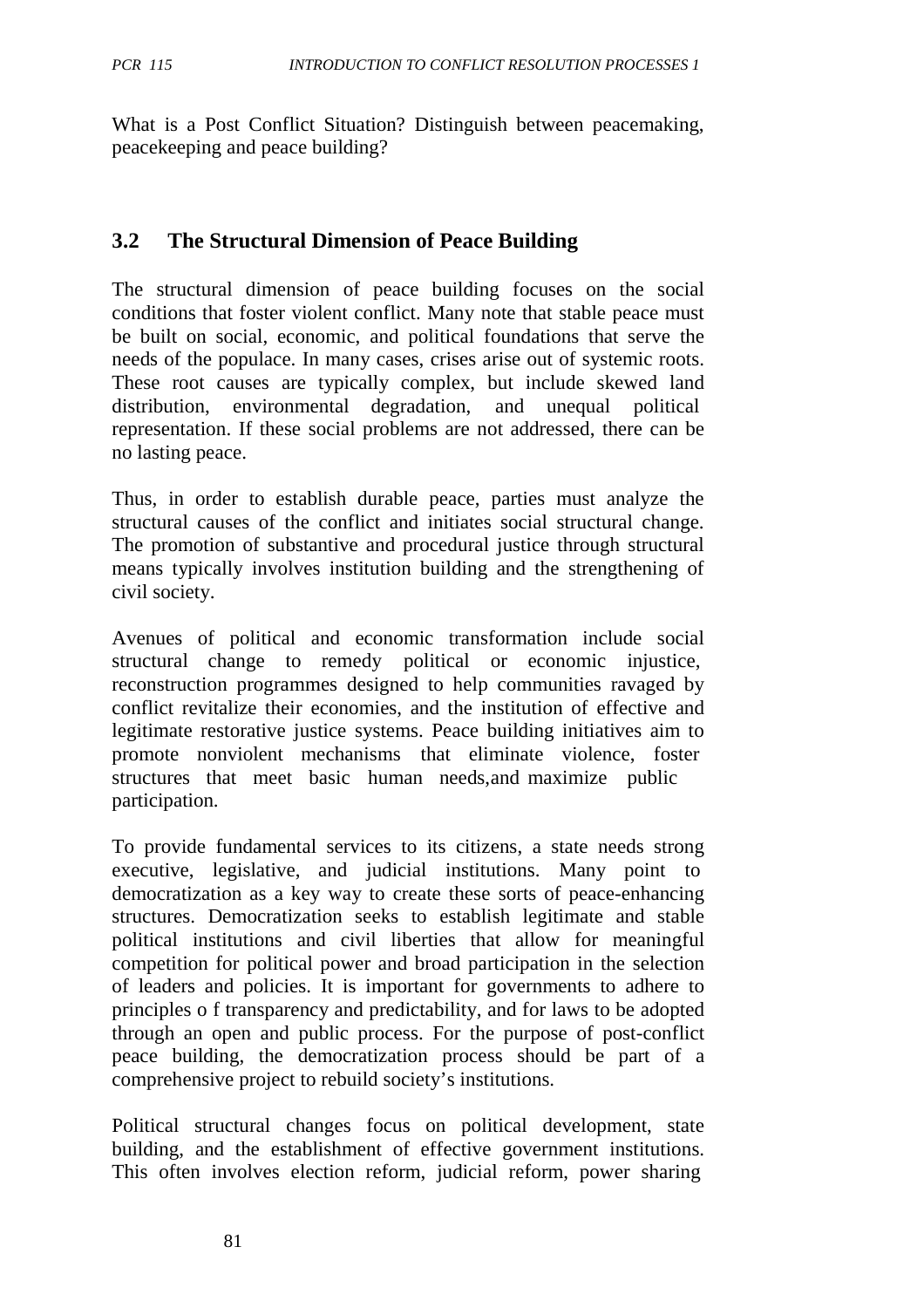What is a Post Conflict Situation? Distinguish between peacemaking, peacekeeping and peace building?

### 3.2 The Structural Dimension of Peace Building

The structural dimension of peace building focuses on the social conditions that foster violent conflict. Many note that stable peace must be built on social, economic, and political foundations that serve the needs of the populace. In many cases, crises arise out of systemic roots. These root causes are typically complex, but include skewed land distribution, environmental degradation, and unequal political representation. If these social problems are not addressed, there can be no lasting peace.

Thus, in order to establish durable peace, parties must analyze the structural causes of the conflict and initiates social structural change. The promotion of substantive and procedural justice through structural means typically involves institution building and the strengthening of civil society.

Avenues of political and economic transformation include social structural change to remedy political or economic injustice, reconstruction programmes designed to help communities ravaged by conflict revitalize their economies, and the institution of effective and legitimate restorative justice systems. Peace building initiatives aim to promote nonviolent mechanisms that eliminate violence, foster structures that meet basic human needs, and maximize public participation.

To provide fundamental services to its citizens, a state needs strong executive, legislative, and judicial institutions. Many point to democratization as a key way to create these sorts of peace-enhancing structures. Democratization seeks to establish legitimate and stable political institutions and civil liberties that allow for meaningful competition for political power and broad participation in the selection of leaders and policies. It is important for governments to adhere to principles o f transparency and predictability, and for laws to be adopted through an open and public process. For the purpose of post-conflict peace building, the democratization process should be part of a comprehensive project to rebuild society's institutions.

Political structural changes focus on political development, state building, and the establishment of effective government institutions. This often involves election reform, judicial reform, power sharing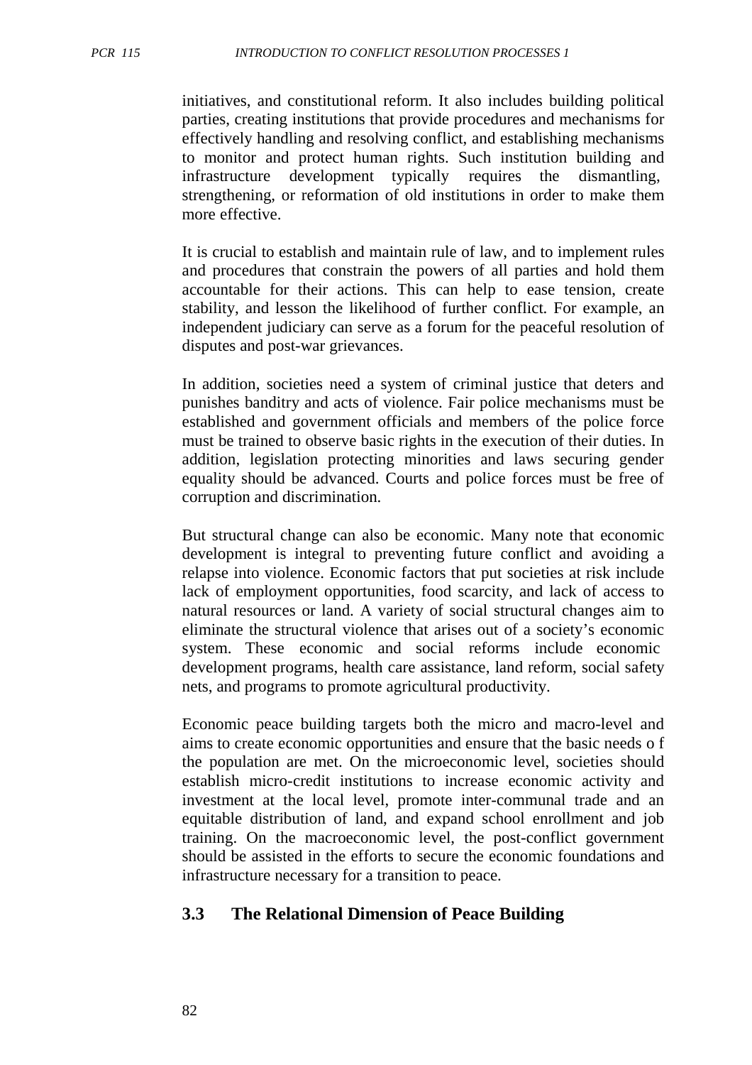initiatives, and constitutional reform. It also includes building political parties, creating institutions that provide procedures and mechanisms for effectively handling and resolving conflict, and establishing mechanisms to monitor and protect human rights. Such institution building and infrastructure development typically requires the dismantling, strengthening, or reformation of old institutions in order to make them more effective.

It is crucial to establish and maintain rule of law, and to implement rules and procedures that constrain the powers of all parties and hold them accountable for their actions. This can help to ease tension, create stability, and lesson the likelihood of further conflict. For example, an independent judiciary can serve as a forum for the peaceful resolution of disputes and post-war grievances.

In addition, societies need a system of criminal justice that deters and punishes banditry and acts of violence. Fair police mechanisms must be established and government officials and members of the police force must be trained to observe basic rights in the execution of their duties. In addition, legislation protecting minorities and laws securing gender equality should be advanced. Courts and police forces must be free of corruption and discrimination.

But structural change can also be economic. Many note that economic development is integral to preventing future conflict and avoiding a relapse into violence. Economic factors that put societies at risk include lack of employment opportunities, food scarcity, and lack of access to natural resources or land. A variety of social structural changes aim to eliminate the structural violence that arises out of a society's economic system. These economic and social reforms include economic development programs, health care assistance, land reform, social safety nets, and programs to promote agricultural productivity.

Economic peace building targets both the micro and macro-level and aims to create economic opportunities and ensure that the basic needs o f the population are met. On the microeconomic level, societies should establish micro-credit institutions to increase economic activity and investment at the local level, promote inter-communal trade and an equitable distribution of land, and expand school enrollment and job training. On the macroeconomic level, the post-conflict government should be assisted in the efforts to secure the economic foundations and infrastructure necessary for a transition to peace.

## 3.3 The Relational Dimension of Peace Building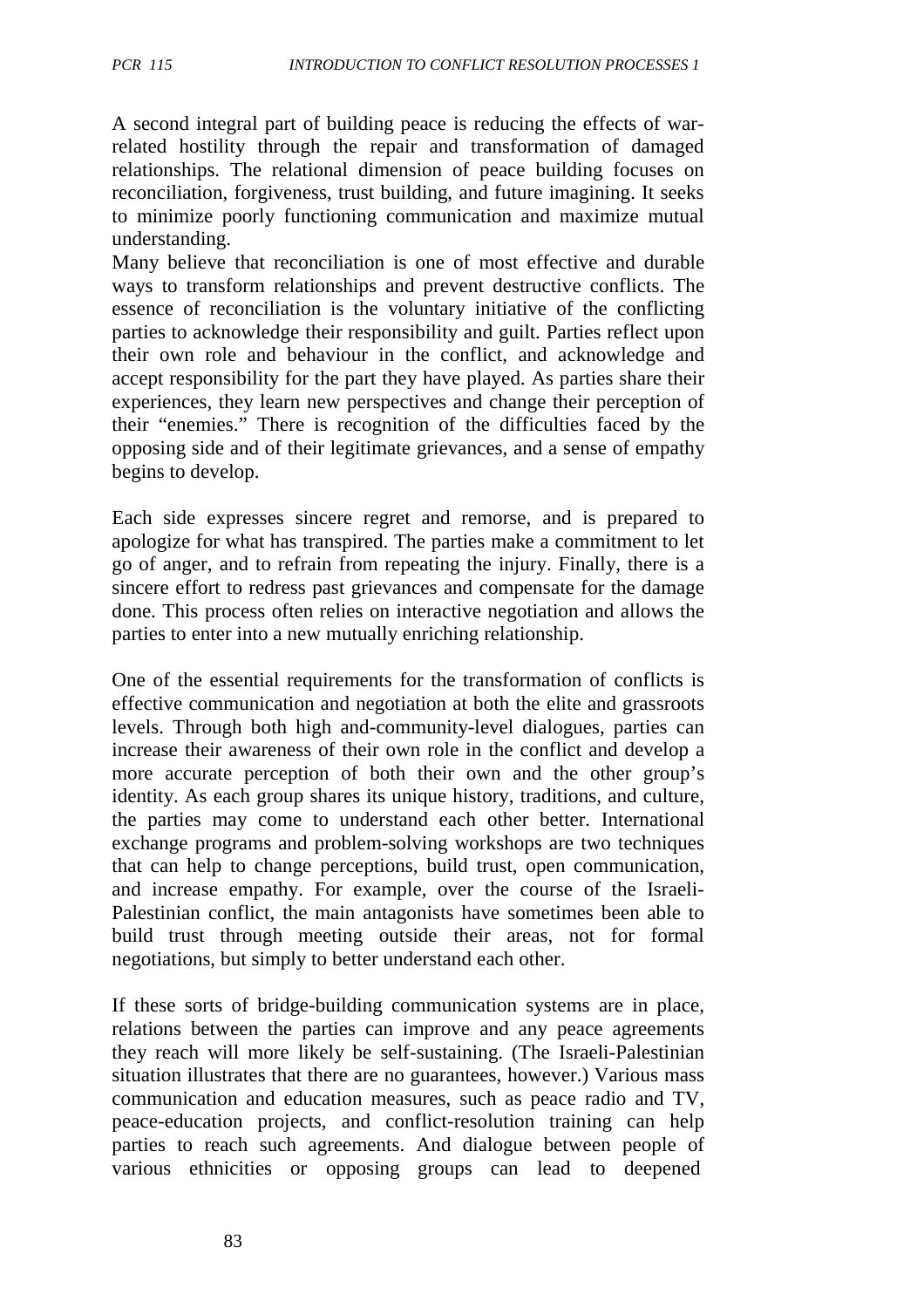A second integral part of building peace is reducing the effects of war-related hostility through the repair and transformation of damaged relationships. The relational dimension of peace building focuses on reconciliation, forgiveness, trust building, and future imagining. It seeks to minimize poorly functioning communication and maximize mutual understanding.

Many believe that reconciliation is one of most effective and durable ways to transform relationships and prevent destructive conflicts. The essence of reconciliation is the voluntary initiative of the conflicting parties to acknowledge their responsibility and guilt. Parties reflect upon their own role and behaviour in the conflict, and acknowledge and accept responsibility for the part they have played. As parties share their experiences, they learn new perspectives and change their perception of their "enemies." There is recognition of the difficulties faced by the opposing side and of their legitimate grievances, and a sense of empathy begins to develop.

Each side expresses sincere regret and remorse, and is prepared to apologize for what has transpired. The parties make a commitment to let go of anger, and to refrain from repeating the injury. Finally, there is a sincere effort to redress past grievances and compensate for the damage done. This process often relies on interactive negotiation and allows the parties to enter into a new mutually enriching relationship.

One of the essential requirements for the transformation of conflicts is effective communication and negotiation at both the elite and grassroots levels. Through both high and-community-level dialogues, parties can increase their awareness of their own role in the conflict and develop a more accurate perception of both their own and the other group's identity. As each group shares its unique history, traditions, and culture, the parties may come to understand each other better. International exchange programs and problem-solving workshops are two techniques that can help to change perceptions, build trust, open communication, and increase empathy. For example, over the course of the Israeli-Palestinian conflict, the main antagonists have sometimes been able to build trust through meeting outside their areas, not for formal negotiations, but simply to better understand each other.

If these sorts of bridge-building communication systems are in place, relations between the parties can improve and any peace agreements they reach will more likely be self-sustaining. (The Israeli-Palestinian situation illustrates that there are no guarantees, however.) Various mass communication and education measures, such as peace radio and TV, peace-education projects, and conflict-resolution training can help parties to reach such agreements. And dialogue between people of various ethnicities or opposing groups can lead to deepened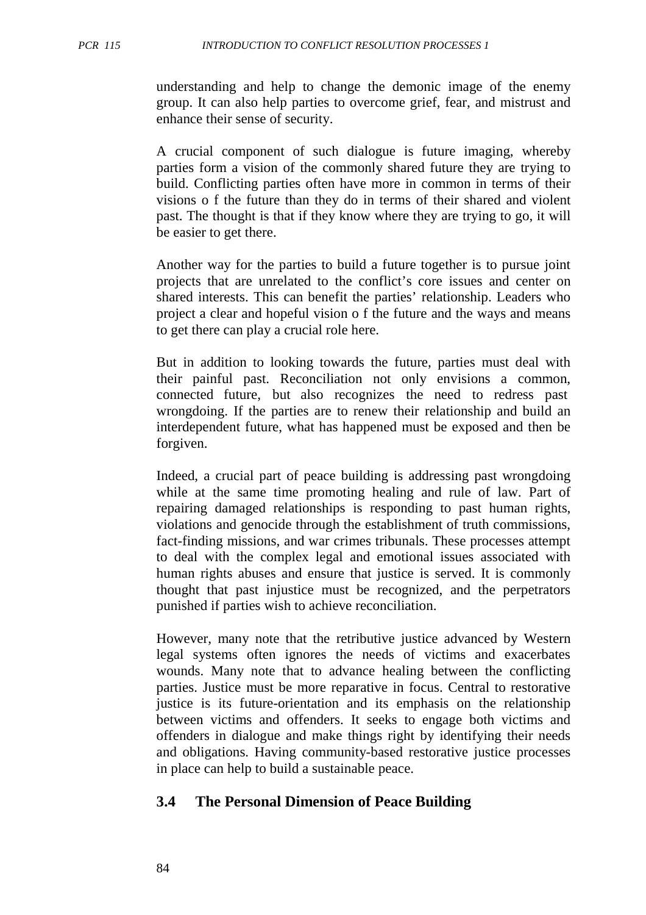understanding and help to change the demonic image of the enemy group. It can also help parties to overcome grief, fear, and mistrust and enhance their sense of security.

A crucial component of such dialogue is future imaging, whereby parties form a vision of the commonly shared future they are trying to build. Conflicting parties often have more in common in terms of their visions o f the future than they do in terms of their shared and violent past. The thought is that if they know where they are trying to go, it will be easier to get there.

Another way for the parties to build a future together is to pursue joint projects that are unrelated to the conflict's core issues and center on shared interests. This can benefit the parties' relationship. Leaders who project a clear and hopeful vision o f the future and the ways and means to get there can play a crucial role here.

But in addition to looking towards the future, parties must deal with their painful past. Reconciliation not only envisions a common, connected future, but also recognizes the need to redress past wrongdoing. If the parties are to renew their relationship and build an interdependent future, what has happened must be exposed and then be forgiven.

Indeed, a crucial part of peace building is addressing past wrongdoing while at the same time promoting healing and rule of law. Part of repairing damaged relationships is responding to past human rights, violations and genocide through the establishment of truth commissions, fact-finding missions, and war crimes tribunals. These processes attempt to deal with the complex legal and emotional issues associated with human rights abuses and ensure that justice is served. It is commonly thought that past injustice must be recognized, and the perpetrators punished if parties wish to achieve reconciliation.

However, many note that the retributive justice advanced by Western legal systems often ignores the needs of victims and exacerbates wounds. Many note that to advance healing between the conflicting parties. Justice must be more reparative in focus. Central to restorative justice is its future-orientation and its emphasis on the relationship between victims and offenders. It seeks to engage both victims and offenders in dialogue and make things right by identifying their needs and obligations. Having community-based restorative justice processes in place can help to build a sustainable peace.

## 3.4 The Personal Dimension of Peace Building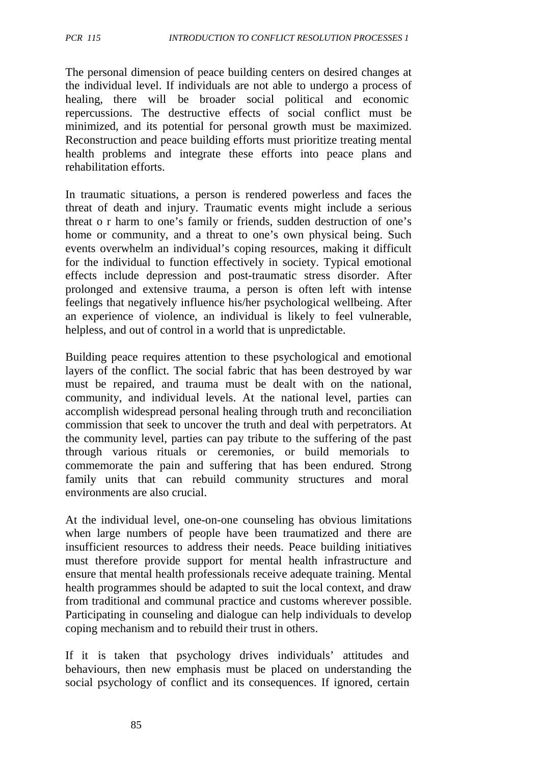The personal dimension of peace building centers on desired changes at the individual level. If individuals are not able to undergo a process of healing, there will be broader social political and economic repercussions. The destructive effects of social conflict must be minimized, and its potential for personal growth must be maximized. Reconstruction and peace building efforts must prioritize treating mental health problems and integrate these efforts into peace plans and rehabilitation efforts.

In traumatic situations, a person is rendered powerless and faces the threat of death and injury. Traumatic events might include a serious threat o r harm to one's family or friends, sudden destruction of one's home or community, and a threat to one's own physical being. Such events overwhelm an individual's coping resources, making it difficult for the individual to function effectively in society. Typical emotional effects include depression and post-traumatic stress disorder. After prolonged and extensive trauma, a person is often left with intense feelings that negatively influence his/her psychological wellbeing. After an experience of violence, an individual is likely to feel vulnerable, helpless, and out of control in a world that is unpredictable.

Building peace requires attention to these psychological and emotional layers of the conflict. The social fabric that has been destroyed by war must be repaired, and trauma must be dealt with on the national, community, and individual levels. At the national level, parties can accomplish widespread personal healing through truth and reconciliation commission that seek to uncover the truth and deal with perpetrators. At the community level, parties can pay tribute to the suffering of the past through various rituals or ceremonies, or build memorials to commemorate the pain and suffering that has been endured. Strong family units that can rebuild community structures and moral environments are also crucial.

At the individual level, one-on-one counseling has obvious limitations when large numbers of people have been traumatized and there are insufficient resources to address their needs. Peace building initiatives must therefore provide support for mental health infrastructure and ensure that mental health professionals receive adequate training. Mental health programmes should be adapted to suit the local context, and draw from traditional and communal practice and customs wherever possible. Participating in counseling and dialogue can help individuals to develop coping mechanism and to rebuild their trust in others.

If it is taken that psychology drives individuals' attitudes and behaviours, then new emphasis must be placed on understanding the social psychology of conflict and its consequences. If ignored, certain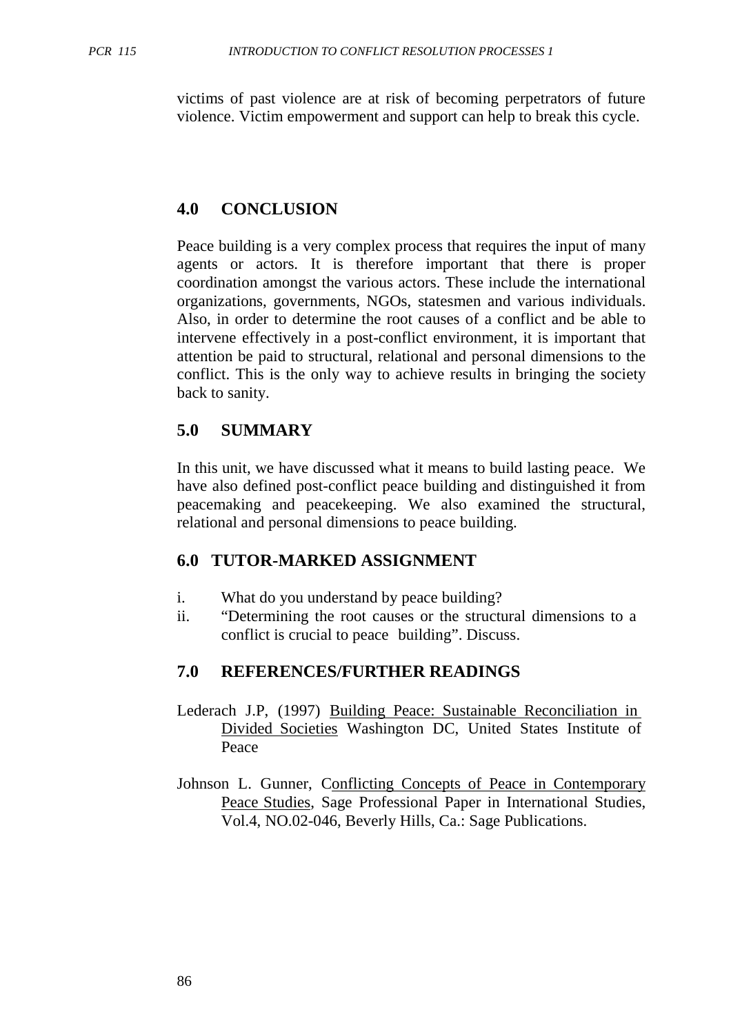victims of past violence are at risk of becoming perpetrators of future violence. Victim empowerment and support can help to break this cycle.

## 4.0 CONCLUSION

Peace building is a very complex process that requires the input of many agents or actors. It is therefore important that there is proper coordination amongst the various actors. These include the international organizations, governments, NGOs, statesmen and various individuals. Also, in order to determine the root causes of a conflict and be able to intervene effectively in a post-conflict environment, it is important that attention be paid to structural, relational and personal dimensions to the conflict. This is the only way to achieve results in bringing the society back to sanity.

## 5.0 SUMMARY

In this unit, we have discussed what it means to build lasting peace. We have also defined post-conflict peace building and distinguished it from peacemaking and peacekeeping. We also examined the structural, relational and personal dimensions to peace building.

## 6.0 TUTOR-MARKED ASSIGNMENT

i. What do you understand by peace building?

ii. "Determining the root causes or the structural dimensions to a conflict is crucial to peace building". Discuss.

## 7.0 REFERENCES/FURTHER READINGS

Lederach J.P, (1997) Building Peace: Sustainable Reconciliation in Divided Societies Washington DC, United States Institute of Peace

Johnson L. Gunner, Conflicting Concepts of Peace in Contemporary Peace Studies, Sage Professional Paper in International Studies, Vol.4, NO.02-046, Beverly Hills, Ca.: Sage Publications.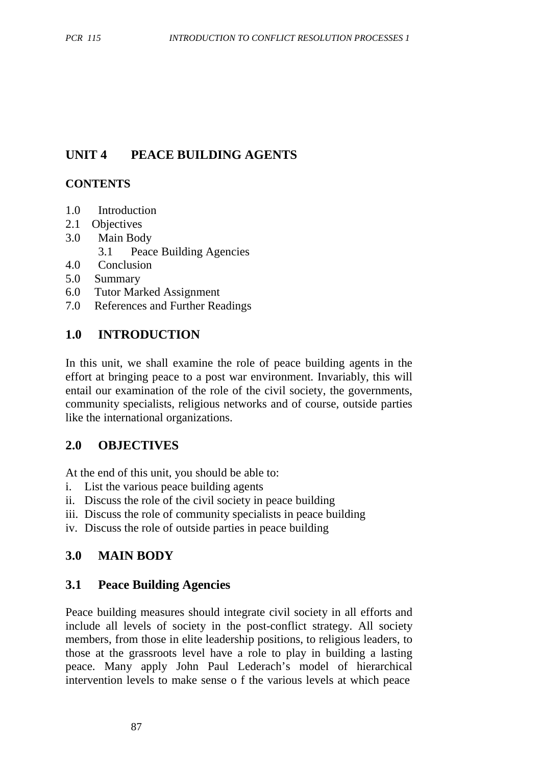# UNIT 4 PEACE BUILDING AGENTS

## CONTENTS

1.0 Introduction
2.1 Objectives
3.0 Main Body
    3.1 Peace Building Agencies
4.0 Conclusion
5.0 Summary
6.0 Tutor Marked Assignment
7.0 References and Further Readings

## 1.0 INTRODUCTION

In this unit, we shall examine the role of peace building agents in the effort at bringing peace to a post war environment. Invariably, this will entail our examination of the role of the civil society, the governments, community specialists, religious networks and of course, outside parties like the international organizations.

## 2.0 OBJECTIVES

At the end of this unit, you should be able to:

i. List the various peace building agents
ii. Discuss the role of the civil society in peace building
iii. Discuss the role of community specialists in peace building
iv. Discuss the role of outside parties in peace building

## 3.0 MAIN BODY

### 3.1 Peace Building Agencies

Peace building measures should integrate civil society in all efforts and include all levels of society in the post-conflict strategy. All society members, from those in elite leadership positions, to religious leaders, to those at the grassroots level have a role to play in building a lasting peace. Many apply John Paul Lederach's model of hierarchical intervention levels to make sense o f the various levels at which peace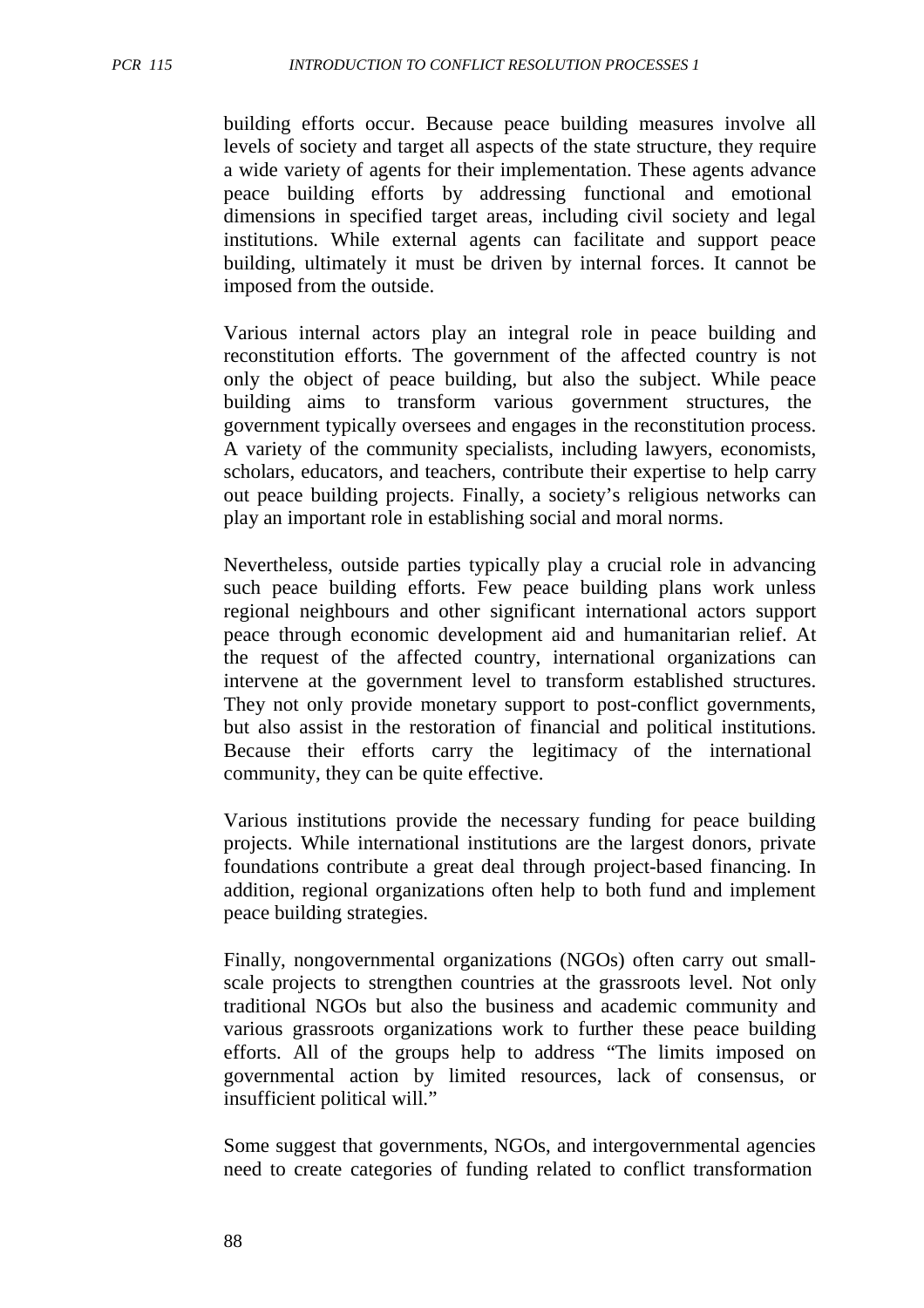building efforts occur. Because peace building measures involve all levels of society and target all aspects of the state structure, they require a wide variety of agents for their implementation. These agents advance peace building efforts by addressing functional and emotional dimensions in specified target areas, including civil society and legal institutions. While external agents can facilitate and support peace building, ultimately it must be driven by internal forces. It cannot be imposed from the outside.

Various internal actors play an integral role in peace building and reconstitution efforts. The government of the affected country is not only the object of peace building, but also the subject. While peace building aims to transform various government structures, the government typically oversees and engages in the reconstitution process. A variety of the community specialists, including lawyers, economists, scholars, educators, and teachers, contribute their expertise to help carry out peace building projects. Finally, a society's religious networks can play an important role in establishing social and moral norms.

Nevertheless, outside parties typically play a crucial role in advancing such peace building efforts. Few peace building plans work unless regional neighbours and other significant international actors support peace through economic development aid and humanitarian relief. At the request of the affected country, international organizations can intervene at the government level to transform established structures. They not only provide monetary support to post-conflict governments, but also assist in the restoration of financial and political institutions. Because their efforts carry the legitimacy of the international community, they can be quite effective.

Various institutions provide the necessary funding for peace building projects. While international institutions are the largest donors, private foundations contribute a great deal through project-based financing. In addition, regional organizations often help to both fund and implement peace building strategies.

Finally, nongovernmental organizations (NGOs) often carry out small-scale projects to strengthen countries at the grassroots level. Not only traditional NGOs but also the business and academic community and various grassroots organizations work to further these peace building efforts. All of the groups help to address "The limits imposed on governmental action by limited resources, lack of consensus, or insufficient political will."

Some suggest that governments, NGOs, and intergovernmental agencies need to create categories of funding related to conflict transformation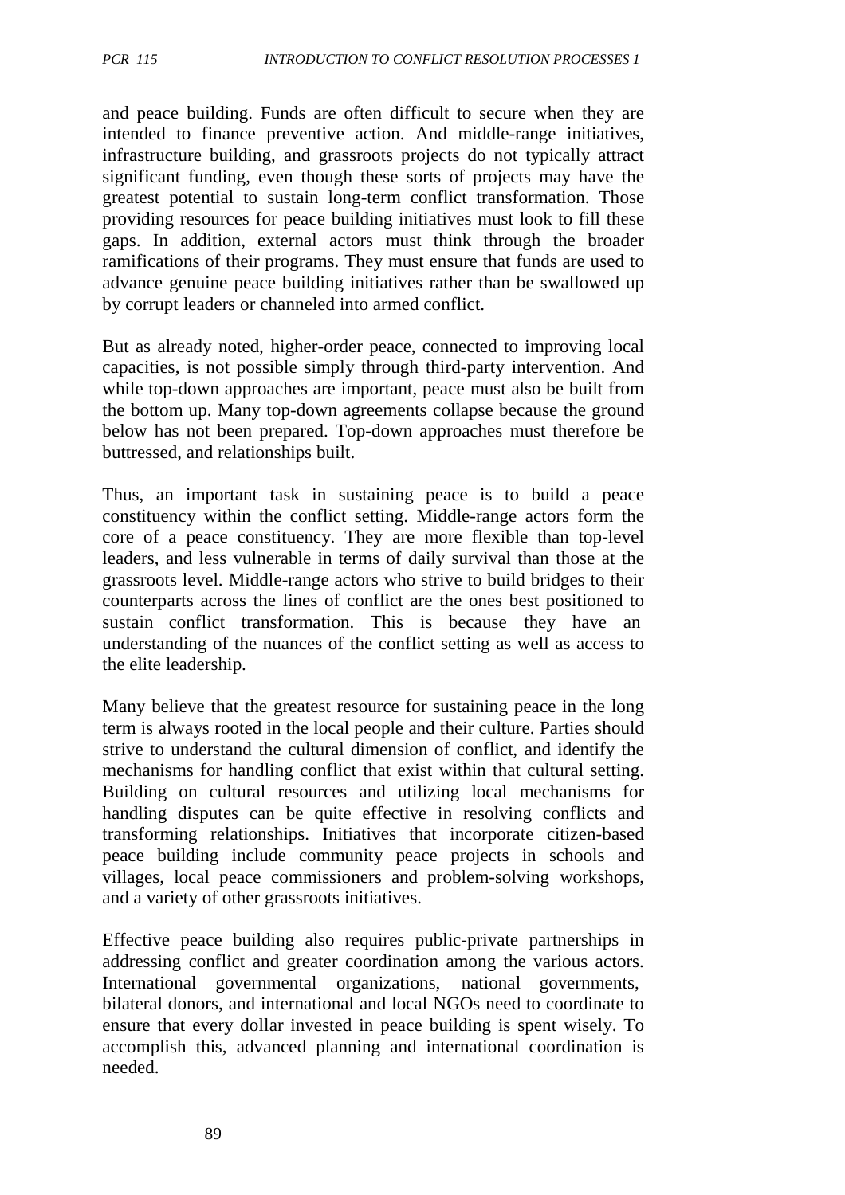and peace building. Funds are often difficult to secure when they are intended to finance preventive action. And middle-range initiatives, infrastructure building, and grassroots projects do not typically attract significant funding, even though these sorts of projects may have the greatest potential to sustain long-term conflict transformation. Those providing resources for peace building initiatives must look to fill these gaps. In addition, external actors must think through the broader ramifications of their programs. They must ensure that funds are used to advance genuine peace building initiatives rather than be swallowed up by corrupt leaders or channeled into armed conflict.

But as already noted, higher-order peace, connected to improving local capacities, is not possible simply through third-party intervention. And while top-down approaches are important, peace must also be built from the bottom up. Many top-down agreements collapse because the ground below has not been prepared. Top-down approaches must therefore be buttressed, and relationships built.

Thus, an important task in sustaining peace is to build a peace constituency within the conflict setting. Middle-range actors form the core of a peace constituency. They are more flexible than top-level leaders, and less vulnerable in terms of daily survival than those at the grassroots level. Middle-range actors who strive to build bridges to their counterparts across the lines of conflict are the ones best positioned to sustain conflict transformation. This is because they have an understanding of the nuances of the conflict setting as well as access to the elite leadership.

Many believe that the greatest resource for sustaining peace in the long term is always rooted in the local people and their culture. Parties should strive to understand the cultural dimension of conflict, and identify the mechanisms for handling conflict that exist within that cultural setting. Building on cultural resources and utilizing local mechanisms for handling disputes can be quite effective in resolving conflicts and transforming relationships. Initiatives that incorporate citizen-based peace building include community peace projects in schools and villages, local peace commissioners and problem-solving workshops, and a variety of other grassroots initiatives.

Effective peace building also requires public-private partnerships in addressing conflict and greater coordination among the various actors. International governmental organizations, national governments, bilateral donors, and international and local NGOs need to coordinate to ensure that every dollar invested in peace building is spent wisely. To accomplish this, advanced planning and international coordination is needed.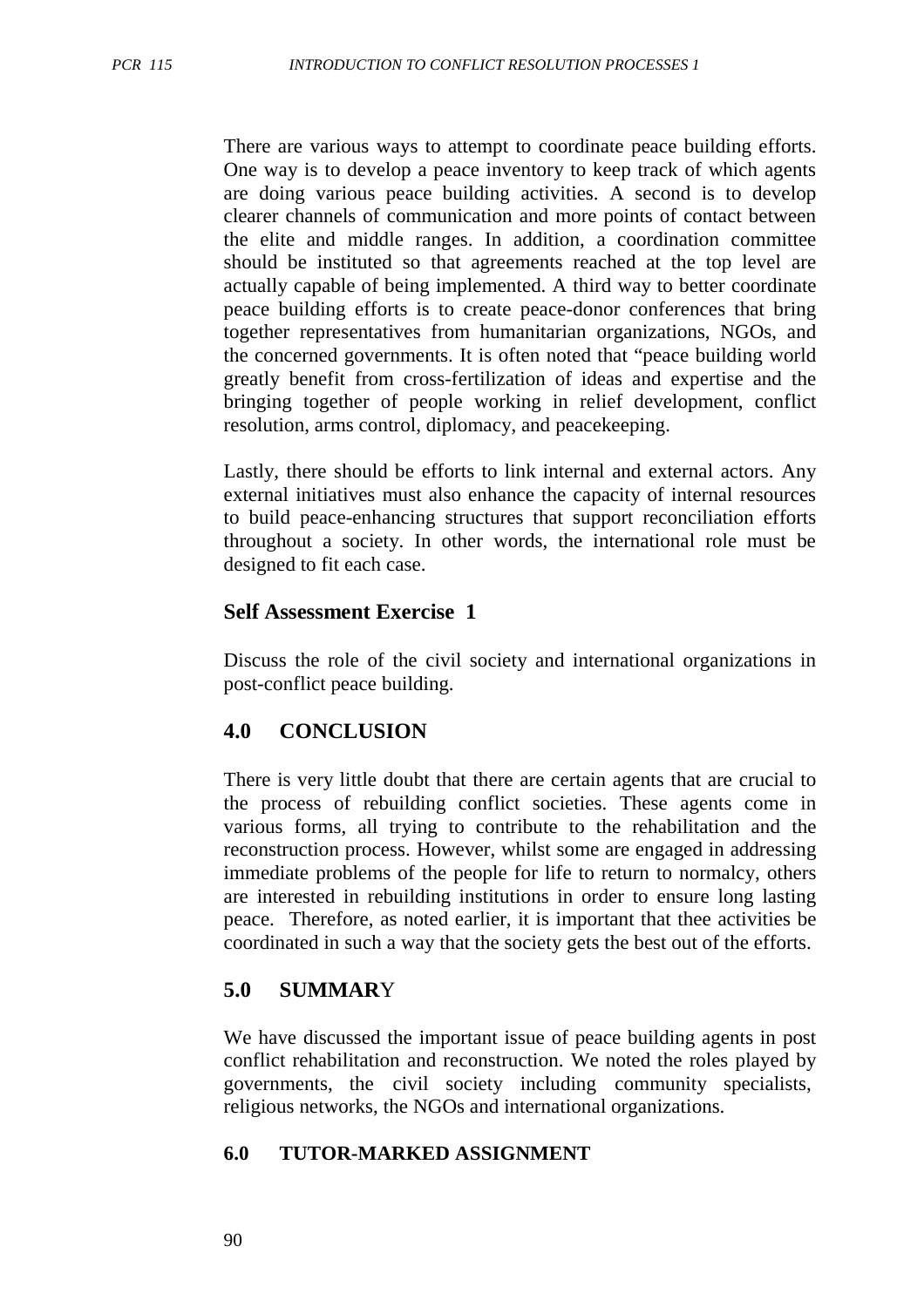There are various ways to attempt to coordinate peace building efforts. One way is to develop a peace inventory to keep track of which agents are doing various peace building activities. A second is to develop clearer channels of communication and more points of contact between the elite and middle ranges. In addition, a coordination committee should be instituted so that agreements reached at the top level are actually capable of being implemented. A third way to better coordinate peace building efforts is to create peace-donor conferences that bring together representatives from humanitarian organizations, NGOs, and the concerned governments. It is often noted that "peace building world greatly benefit from cross-fertilization of ideas and expertise and the bringing together of people working in relief development, conflict resolution, arms control, diplomacy, and peacekeeping.

Lastly, there should be efforts to link internal and external actors. Any external initiatives must also enhance the capacity of internal resources to build peace-enhancing structures that support reconciliation efforts throughout a society. In other words, the international role must be designed to fit each case.

### Self Assessment Exercise 1

Discuss the role of the civil society and international organizations in post-conflict peace building.

## 4.0 CONCLUSION

There is very little doubt that there are certain agents that are crucial to the process of rebuilding conflict societies. These agents come in various forms, all trying to contribute to the rehabilitation and the reconstruction process. However, whilst some are engaged in addressing immediate problems of the people for life to return to normalcy, others are interested in rebuilding institutions in order to ensure long lasting peace. Therefore, as noted earlier, it is important that thee activities be coordinated in such a way that the society gets the best out of the efforts.

## 5.0 SUMMARY

We have discussed the important issue of peace building agents in post conflict rehabilitation and reconstruction. We noted the roles played by governments, the civil society including community specialists, religious networks, the NGOs and international organizations.

## 6.0 TUTOR-MARKED ASSIGNMENT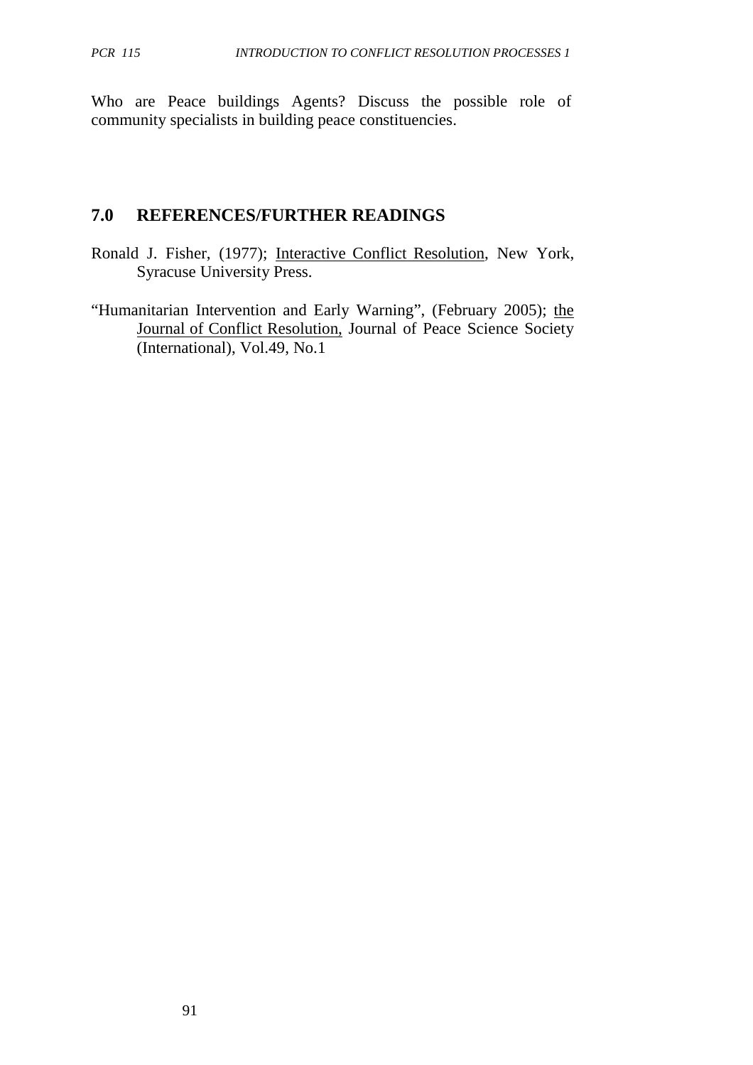Who are Peace buildings Agents? Discuss the possible role of community specialists in building peace constituencies.

## 7.0 REFERENCES/FURTHER READINGS

Ronald J. Fisher, (1977); Interactive Conflict Resolution, New York, Syracuse University Press.

"Humanitarian Intervention and Early Warning", (February 2005); the Journal of Conflict Resolution, Journal of Peace Science Society (International), Vol.49, No.1